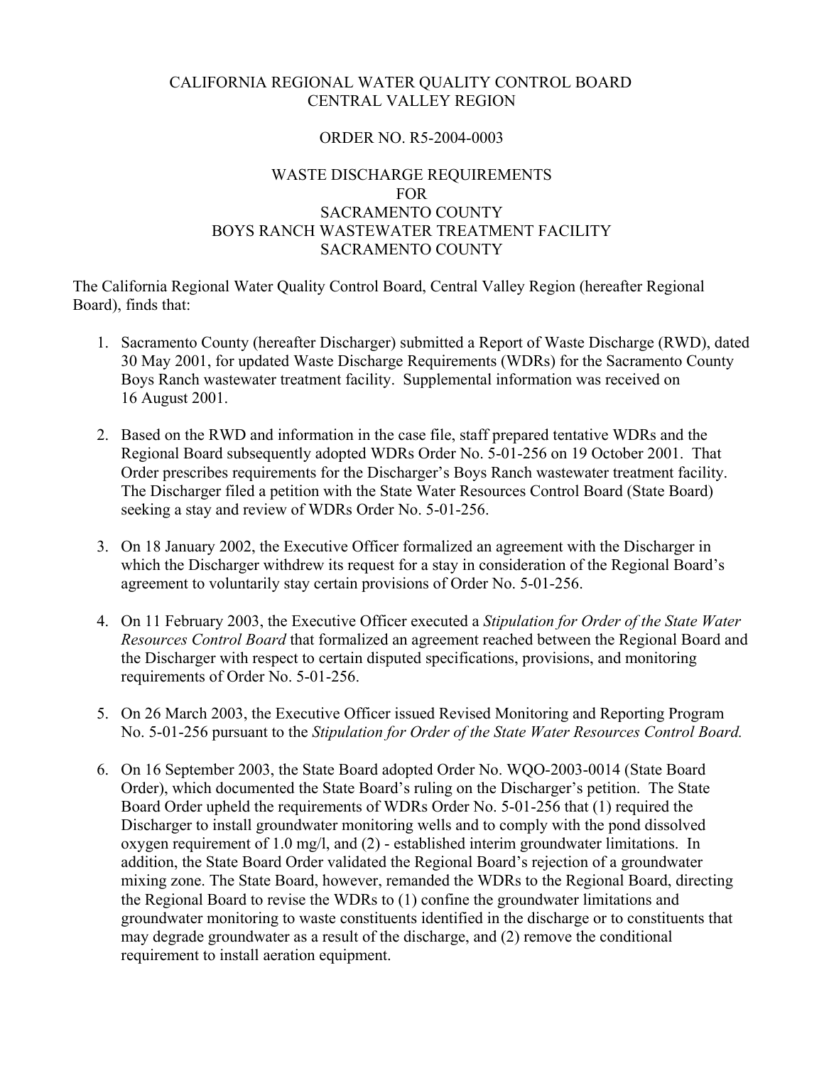CALIFORNIA REGIONAL WATER QUALITY CONTROL BOARD
CENTRAL VALLEY REGION

ORDER NO. R5-2004-0003

WASTE DISCHARGE REQUIREMENTS
FOR
SACRAMENTO COUNTY
BOYS RANCH WASTEWATER TREATMENT FACILITY
SACRAMENTO COUNTY

The California Regional Water Quality Control Board, Central Valley Region (hereafter Regional Board), finds that:

1. Sacramento County (hereafter Discharger) submitted a Report of Waste Discharge (RWD), dated 30 May 2001, for updated Waste Discharge Requirements (WDRs) for the Sacramento County Boys Ranch wastewater treatment facility. Supplemental information was received on 16 August 2001.

2. Based on the RWD and information in the case file, staff prepared tentative WDRs and the Regional Board subsequently adopted WDRs Order No. 5-01-256 on 19 October 2001. That Order prescribes requirements for the Discharger's Boys Ranch wastewater treatment facility. The Discharger filed a petition with the State Water Resources Control Board (State Board) seeking a stay and review of WDRs Order No. 5-01-256.

3. On 18 January 2002, the Executive Officer formalized an agreement with the Discharger in which the Discharger withdrew its request for a stay in consideration of the Regional Board's agreement to voluntarily stay certain provisions of Order No. 5-01-256.

4. On 11 February 2003, the Executive Officer executed a *Stipulation for Order of the State Water Resources Control Board* that formalized an agreement reached between the Regional Board and the Discharger with respect to certain disputed specifications, provisions, and monitoring requirements of Order No. 5-01-256.

5. On 26 March 2003, the Executive Officer issued Revised Monitoring and Reporting Program No. 5-01-256 pursuant to the *Stipulation for Order of the State Water Resources Control Board.*

6. On 16 September 2003, the State Board adopted Order No. WQO-2003-0014 (State Board Order), which documented the State Board's ruling on the Discharger's petition. The State Board Order upheld the requirements of WDRs Order No. 5-01-256 that (1) required the Discharger to install groundwater monitoring wells and to comply with the pond dissolved oxygen requirement of 1.0 mg/l, and (2) - established interim groundwater limitations. In addition, the State Board Order validated the Regional Board's rejection of a groundwater mixing zone. The State Board, however, remanded the WDRs to the Regional Board, directing the Regional Board to revise the WDRs to (1) confine the groundwater limitations and groundwater monitoring to waste constituents identified in the discharge or to constituents that may degrade groundwater as a result of the discharge, and (2) remove the conditional requirement to install aeration equipment.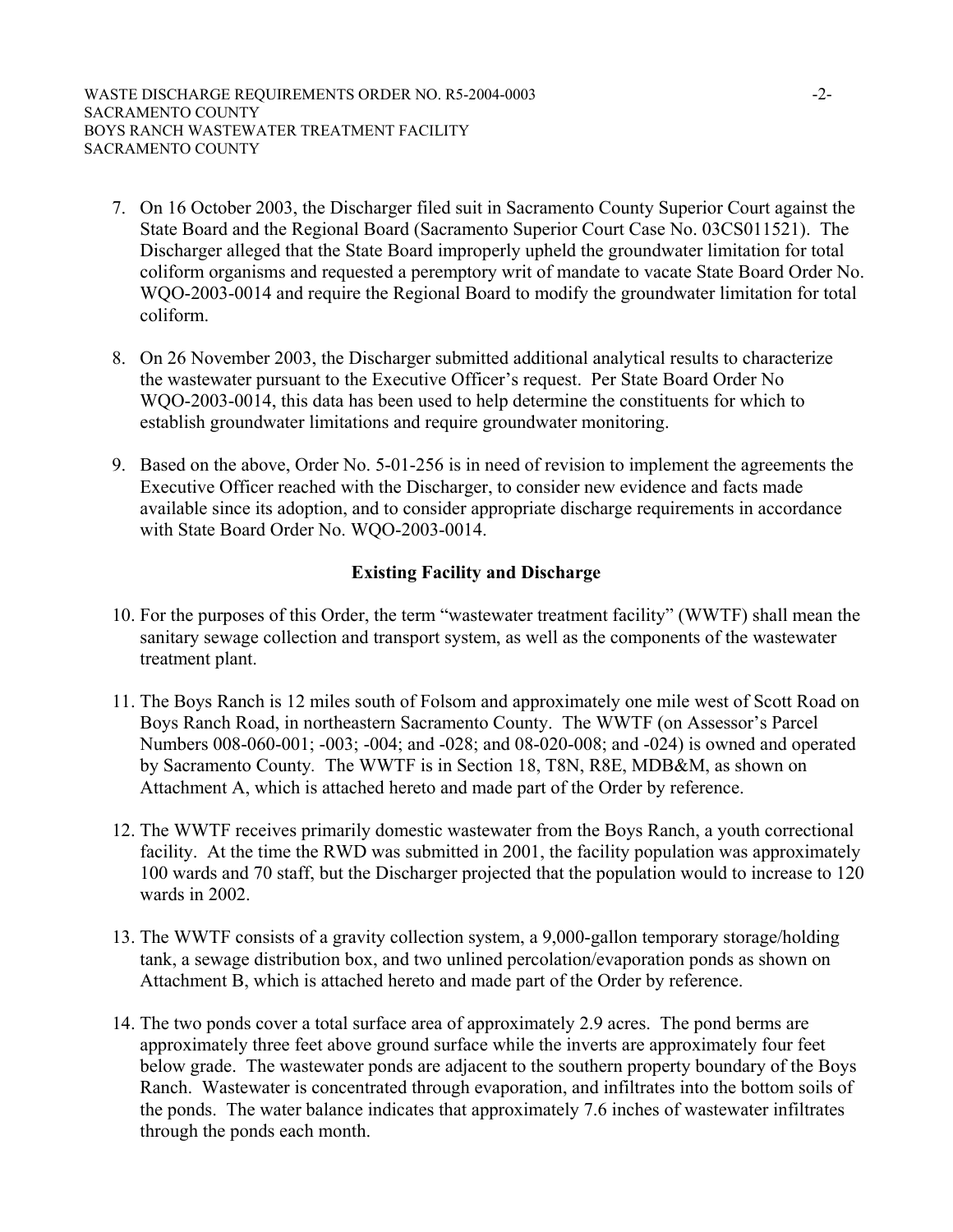7. On 16 October 2003, the Discharger filed suit in Sacramento County Superior Court against the State Board and the Regional Board (Sacramento Superior Court Case No. 03CS011521). The Discharger alleged that the State Board improperly upheld the groundwater limitation for total coliform organisms and requested a peremptory writ of mandate to vacate State Board Order No. WQO-2003-0014 and require the Regional Board to modify the groundwater limitation for total coliform.

8. On 26 November 2003, the Discharger submitted additional analytical results to characterize the wastewater pursuant to the Executive Officer's request. Per State Board Order No WQO-2003-0014, this data has been used to help determine the constituents for which to establish groundwater limitations and require groundwater monitoring.

9. Based on the above, Order No. 5-01-256 is in need of revision to implement the agreements the Executive Officer reached with the Discharger, to consider new evidence and facts made available since its adoption, and to consider appropriate discharge requirements in accordance with State Board Order No. WQO-2003-0014.

## Existing Facility and Discharge

10. For the purposes of this Order, the term "wastewater treatment facility" (WWTF) shall mean the sanitary sewage collection and transport system, as well as the components of the wastewater treatment plant.

11. The Boys Ranch is 12 miles south of Folsom and approximately one mile west of Scott Road on Boys Ranch Road, in northeastern Sacramento County. The WWTF (on Assessor's Parcel Numbers 008-060-001; -003; -004; and -028; and 08-020-008; and -024) is owned and operated by Sacramento County. The WWTF is in Section 18, T8N, R8E, MDB&M, as shown on Attachment A, which is attached hereto and made part of the Order by reference.

12. The WWTF receives primarily domestic wastewater from the Boys Ranch, a youth correctional facility. At the time the RWD was submitted in 2001, the facility population was approximately 100 wards and 70 staff, but the Discharger projected that the population would to increase to 120 wards in 2002.

13. The WWTF consists of a gravity collection system, a 9,000-gallon temporary storage/holding tank, a sewage distribution box, and two unlined percolation/evaporation ponds as shown on Attachment B, which is attached hereto and made part of the Order by reference.

14. The two ponds cover a total surface area of approximately 2.9 acres. The pond berms are approximately three feet above ground surface while the inverts are approximately four feet below grade. The wastewater ponds are adjacent to the southern property boundary of the Boys Ranch. Wastewater is concentrated through evaporation, and infiltrates into the bottom soils of the ponds. The water balance indicates that approximately 7.6 inches of wastewater infiltrates through the ponds each month.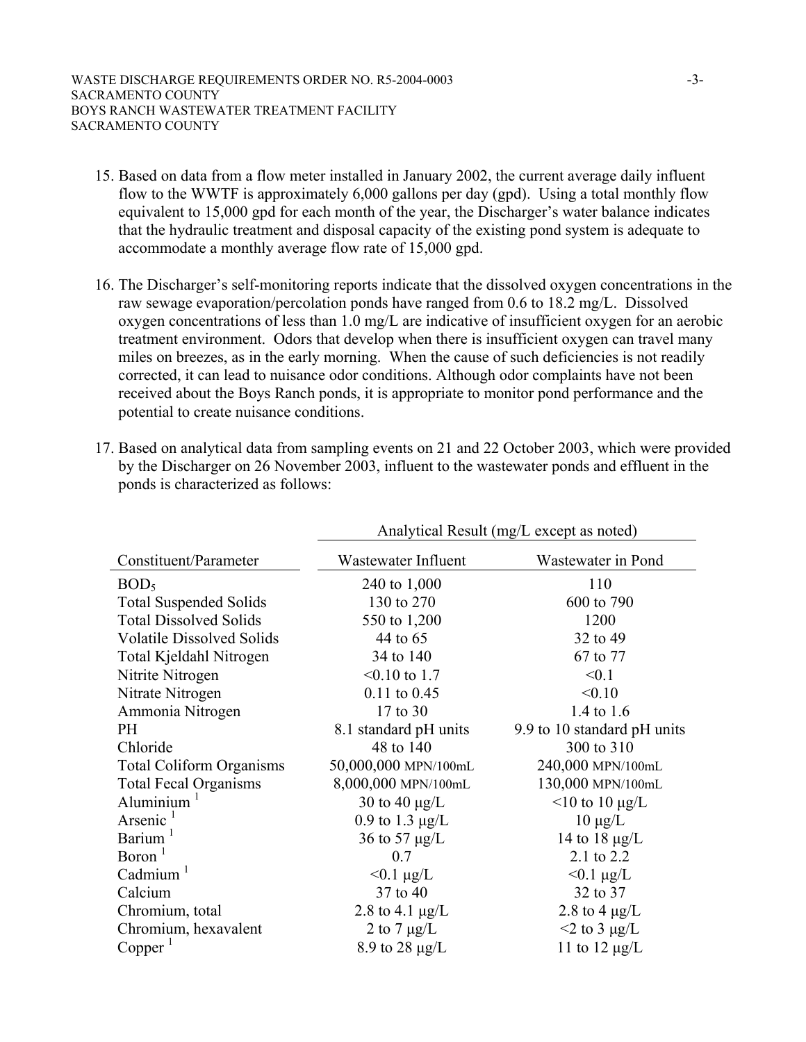15. Based on data from a flow meter installed in January 2002, the current average daily influent flow to the WWTF is approximately 6,000 gallons per day (gpd). Using a total monthly flow equivalent to 15,000 gpd for each month of the year, the Discharger's water balance indicates that the hydraulic treatment and disposal capacity of the existing pond system is adequate to accommodate a monthly average flow rate of 15,000 gpd.

16. The Discharger's self-monitoring reports indicate that the dissolved oxygen concentrations in the raw sewage evaporation/percolation ponds have ranged from 0.6 to 18.2 mg/L. Dissolved oxygen concentrations of less than 1.0 mg/L are indicative of insufficient oxygen for an aerobic treatment environment. Odors that develop when there is insufficient oxygen can travel many miles on breezes, as in the early morning. When the cause of such deficiencies is not readily corrected, it can lead to nuisance odor conditions. Although odor complaints have not been received about the Boys Ranch ponds, it is appropriate to monitor pond performance and the potential to create nuisance conditions.

17. Based on analytical data from sampling events on 21 and 22 October 2003, which were provided by the Discharger on 26 November 2003, influent to the wastewater ponds and effluent in the ponds is characterized as follows:

| | Analytical Result (mg/L except as noted) | |
|---|---|---|
| Constituent/Parameter | Wastewater Influent | Wastewater in Pond |
| $BOD_5$ | 240 to 1,000 | 110 |
| Total Suspended Solids | 130 to 270 | 600 to 790 |
| Total Dissolved Solids | 550 to 1,200 | 1200 |
| Volatile Dissolved Solids | 44 to 65 | 32 to 49 |
| Total Kjeldahl Nitrogen | 34 to 140 | 67 to 77 |
| Nitrite Nitrogen | <0.10 to 1.7 | <0.1 |
| Nitrate Nitrogen | 0.11 to 0.45 | <0.10 |
| Ammonia Nitrogen | 17 to 30 | 1.4 to 1.6 |
| PH | 8.1 standard pH units | 9.9 to 10 standard pH units |
| Chloride | 48 to 140 | 300 to 310 |
| Total Coliform Organisms | 50,000,000 MPN/100mL | 240,000 MPN/100mL |
| Total Fecal Organisms | 8,000,000 MPN/100mL | 130,000 MPN/100mL |
| Aluminium [1] | 30 to 40 μg/L | <10 to 10 μg/L |
| Arsenic [1] | 0.9 to 1.3 μg/L | 10 μg/L |
| Barium [1] | 36 to 57 μg/L | 14 to 18 μg/L |
| Boron [1] | 0.7 | 2.1 to 2.2 |
| Cadmium [1] | <0.1 μg/L | <0.1 μg/L |
| Calcium | 37 to 40 | 32 to 37 |
| Chromium, total | 2.8 to 4.1 μg/L | 2.8 to 4 μg/L |
| Chromium, hexavalent | 2 to 7 μg/L | <2 to 3 μg/L |
| Copper [1] | 8.9 to 28 μg/L | 11 to 12 μg/L |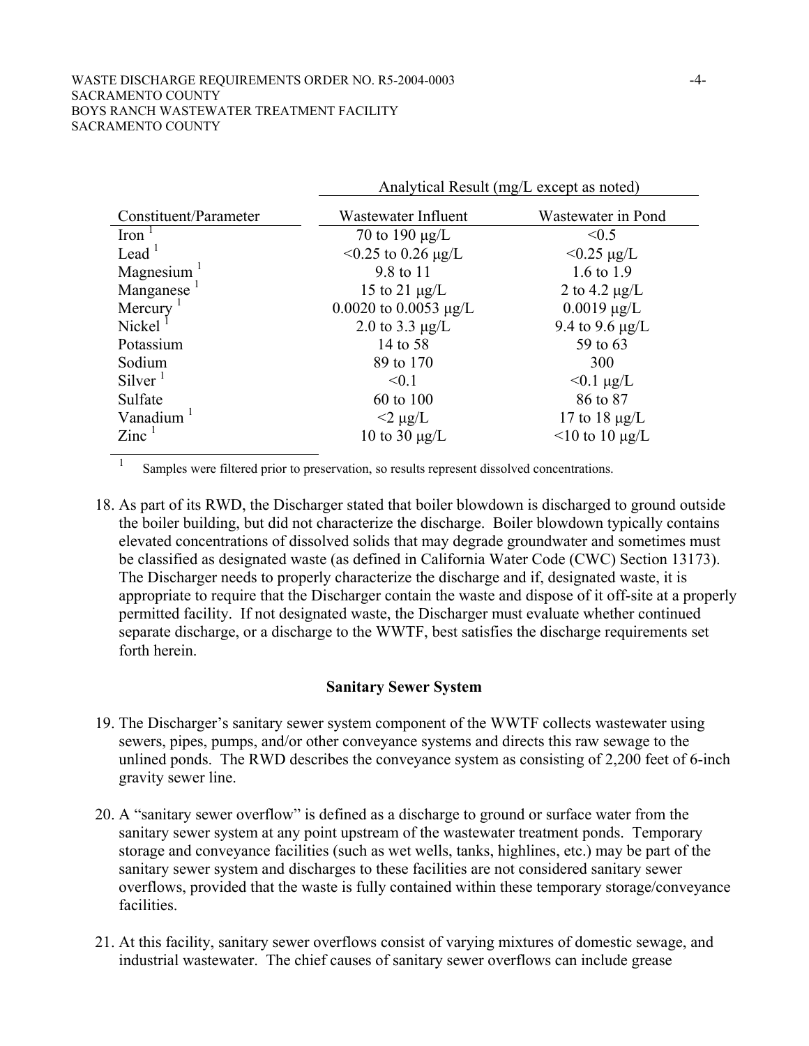| Constituent/Parameter | Analytical Result (mg/L except as noted) | |
|---|---|---|
| | Wastewater Influent | Wastewater in Pond |
| Iron [1] | 70 to 190 µg/L | <0.5 |
| Lead [1] | <0.25 to 0.26 µg/L | <0.25 µg/L |
| Magnesium [1] | 9.8 to 11 | 1.6 to 1.9 |
| Manganese [1] | 15 to 21 µg/L | 2 to 4.2 µg/L |
| Mercury [1] | 0.0020 to 0.0053 µg/L | 0.0019 µg/L |
| Nickel [1] | 2.0 to 3.3 µg/L | 9.4 to 9.6 µg/L |
| Potassium | 14 to 58 | 59 to 63 |
| Sodium | 89 to 170 | 300 |
| Silver [1] | <0.1 | <0.1 µg/L |
| Sulfate | 60 to 100 | 86 to 87 |
| Vanadium [1] | <2 µg/L | 17 to 18 µg/L |
| Zinc [1] | 10 to 30 µg/L | <10 to 10 µg/L |

[1] Samples were filtered prior to preservation, so results represent dissolved concentrations.

18. As part of its RWD, the Discharger stated that boiler blowdown is discharged to ground outside the boiler building, but did not characterize the discharge. Boiler blowdown typically contains elevated concentrations of dissolved solids that may degrade groundwater and sometimes must be classified as designated waste (as defined in California Water Code (CWC) Section 13173). The Discharger needs to properly characterize the discharge and if, designated waste, it is appropriate to require that the Discharger contain the waste and dispose of it off-site at a properly permitted facility. If not designated waste, the Discharger must evaluate whether continued separate discharge, or a discharge to the WWTF, best satisfies the discharge requirements set forth herein.

**Sanitary Sewer System**

19. The Discharger's sanitary sewer system component of the WWTF collects wastewater using sewers, pipes, pumps, and/or other conveyance systems and directs this raw sewage to the unlined ponds. The RWD describes the conveyance system as consisting of 2,200 feet of 6-inch gravity sewer line.

20. A "sanitary sewer overflow" is defined as a discharge to ground or surface water from the sanitary sewer system at any point upstream of the wastewater treatment ponds. Temporary storage and conveyance facilities (such as wet wells, tanks, highlines, etc.) may be part of the sanitary sewer system and discharges to these facilities are not considered sanitary sewer overflows, provided that the waste is fully contained within these temporary storage/conveyance facilities.

21. At this facility, sanitary sewer overflows consist of varying mixtures of domestic sewage, and industrial wastewater. The chief causes of sanitary sewer overflows can include grease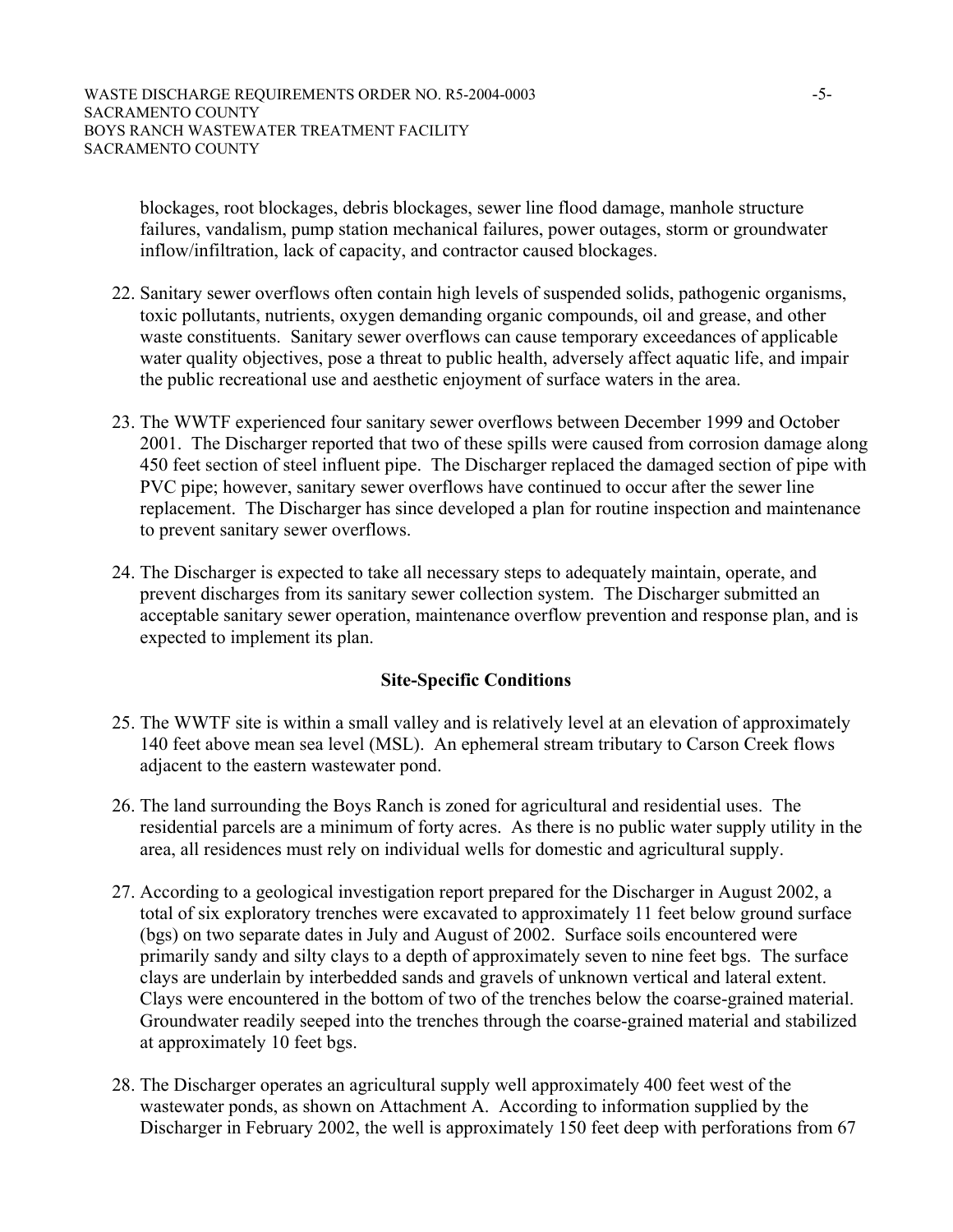blockages, root blockages, debris blockages, sewer line flood damage, manhole structure failures, vandalism, pump station mechanical failures, power outages, storm or groundwater inflow/infiltration, lack of capacity, and contractor caused blockages.

22. Sanitary sewer overflows often contain high levels of suspended solids, pathogenic organisms, toxic pollutants, nutrients, oxygen demanding organic compounds, oil and grease, and other waste constituents. Sanitary sewer overflows can cause temporary exceedances of applicable water quality objectives, pose a threat to public health, adversely affect aquatic life, and impair the public recreational use and aesthetic enjoyment of surface waters in the area.

23. The WWTF experienced four sanitary sewer overflows between December 1999 and October 2001. The Discharger reported that two of these spills were caused from corrosion damage along 450 feet section of steel influent pipe. The Discharger replaced the damaged section of pipe with PVC pipe; however, sanitary sewer overflows have continued to occur after the sewer line replacement. The Discharger has since developed a plan for routine inspection and maintenance to prevent sanitary sewer overflows.

24. The Discharger is expected to take all necessary steps to adequately maintain, operate, and prevent discharges from its sanitary sewer collection system. The Discharger submitted an acceptable sanitary sewer operation, maintenance overflow prevention and response plan, and is expected to implement its plan.

**Site-Specific Conditions**

25. The WWTF site is within a small valley and is relatively level at an elevation of approximately 140 feet above mean sea level (MSL). An ephemeral stream tributary to Carson Creek flows adjacent to the eastern wastewater pond.

26. The land surrounding the Boys Ranch is zoned for agricultural and residential uses. The residential parcels are a minimum of forty acres. As there is no public water supply utility in the area, all residences must rely on individual wells for domestic and agricultural supply.

27. According to a geological investigation report prepared for the Discharger in August 2002, a total of six exploratory trenches were excavated to approximately 11 feet below ground surface (bgs) on two separate dates in July and August of 2002. Surface soils encountered were primarily sandy and silty clays to a depth of approximately seven to nine feet bgs. The surface clays are underlain by interbedded sands and gravels of unknown vertical and lateral extent. Clays were encountered in the bottom of two of the trenches below the coarse-grained material. Groundwater readily seeped into the trenches through the coarse-grained material and stabilized at approximately 10 feet bgs.

28. The Discharger operates an agricultural supply well approximately 400 feet west of the wastewater ponds, as shown on Attachment A. According to information supplied by the Discharger in February 2002, the well is approximately 150 feet deep with perforations from 67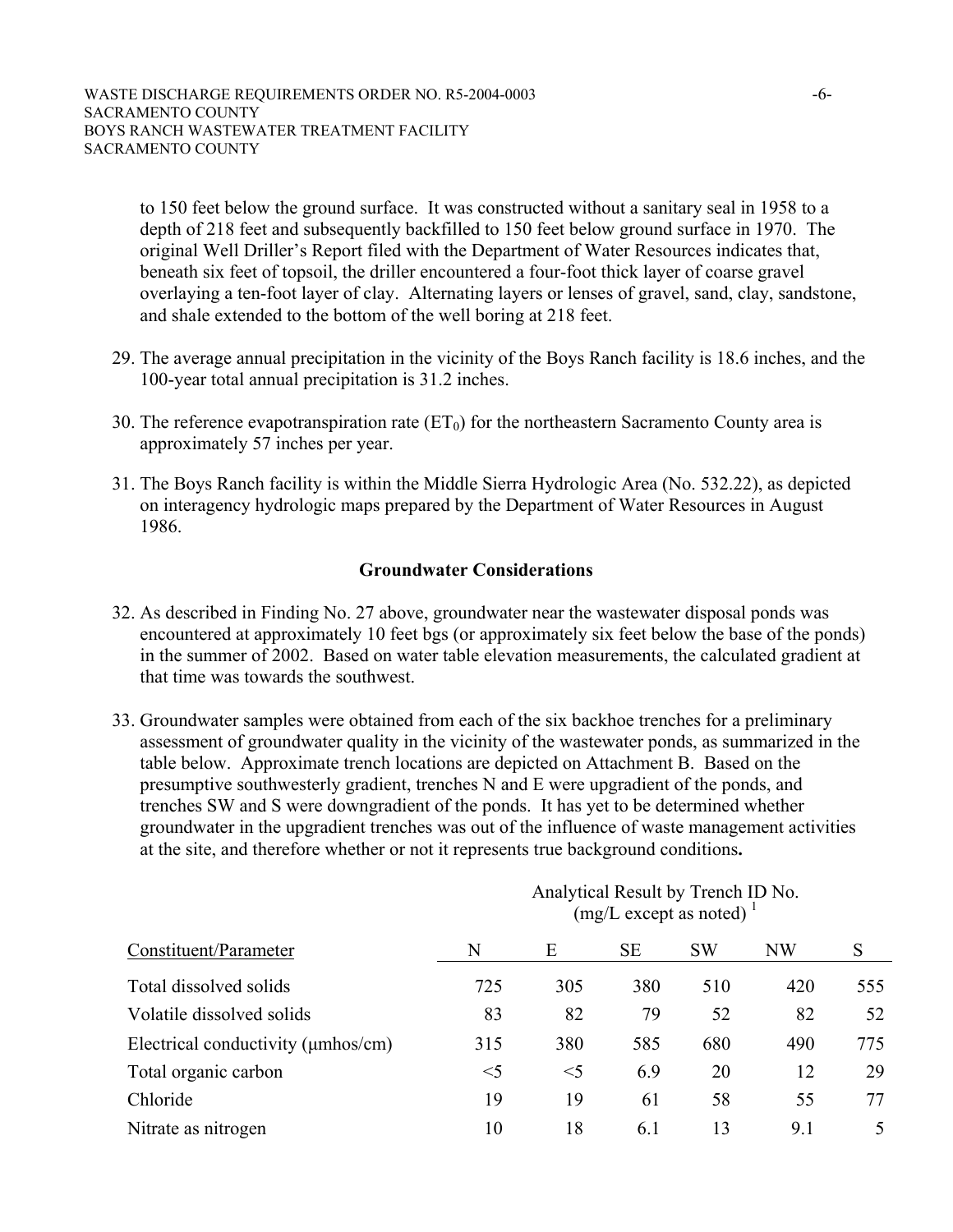to 150 feet below the ground surface. It was constructed without a sanitary seal in 1958 to a depth of 218 feet and subsequently backfilled to 150 feet below ground surface in 1970. The original Well Driller's Report filed with the Department of Water Resources indicates that, beneath six feet of topsoil, the driller encountered a four-foot thick layer of coarse gravel overlaying a ten-foot layer of clay. Alternating layers or lenses of gravel, sand, clay, sandstone, and shale extended to the bottom of the well boring at 218 feet.

29. The average annual precipitation in the vicinity of the Boys Ranch facility is 18.6 inches, and the 100-year total annual precipitation is 31.2 inches.

30. The reference evapotranspiration rate ($ET_0$) for the northeastern Sacramento County area is approximately 57 inches per year.

31. The Boys Ranch facility is within the Middle Sierra Hydrologic Area (No. 532.22), as depicted on interagency hydrologic maps prepared by the Department of Water Resources in August 1986.

## Groundwater Considerations

32. As described in Finding No. 27 above, groundwater near the wastewater disposal ponds was encountered at approximately 10 feet bgs (or approximately six feet below the base of the ponds) in the summer of 2002. Based on water table elevation measurements, the calculated gradient at that time was towards the southwest.

33. Groundwater samples were obtained from each of the six backhoe trenches for a preliminary assessment of groundwater quality in the vicinity of the wastewater ponds, as summarized in the table below. Approximate trench locations are depicted on Attachment B. Based on the presumptive southwesterly gradient, trenches N and E were upgradient of the ponds, and trenches SW and S were downgradient of the ponds. It has yet to be determined whether groundwater in the upgradient trenches was out of the influence of waste management activities at the site, and therefore whether or not it represents true background conditions**.**

| | Analytical Result by Trench ID No. (mg/L except as noted) [1] | | | | | |
|---|---|---|---|---|---|---|
| Constituent/Parameter | N | E | SE | SW | NW | S |
| Total dissolved solids | 725 | 305 | 380 | 510 | 420 | 555 |
| Volatile dissolved solids | 83 | 82 | 79 | 52 | 82 | 52 |
| Electrical conductivity (µmhos/cm) | 315 | 380 | 585 | 680 | 490 | 775 |
| Total organic carbon | <5 | <5 | 6.9 | 20 | 12 | 29 |
| Chloride | 19 | 19 | 61 | 58 | 55 | 77 |
| Nitrate as nitrogen | 10 | 18 | 6.1 | 13 | 9.1 | 5 |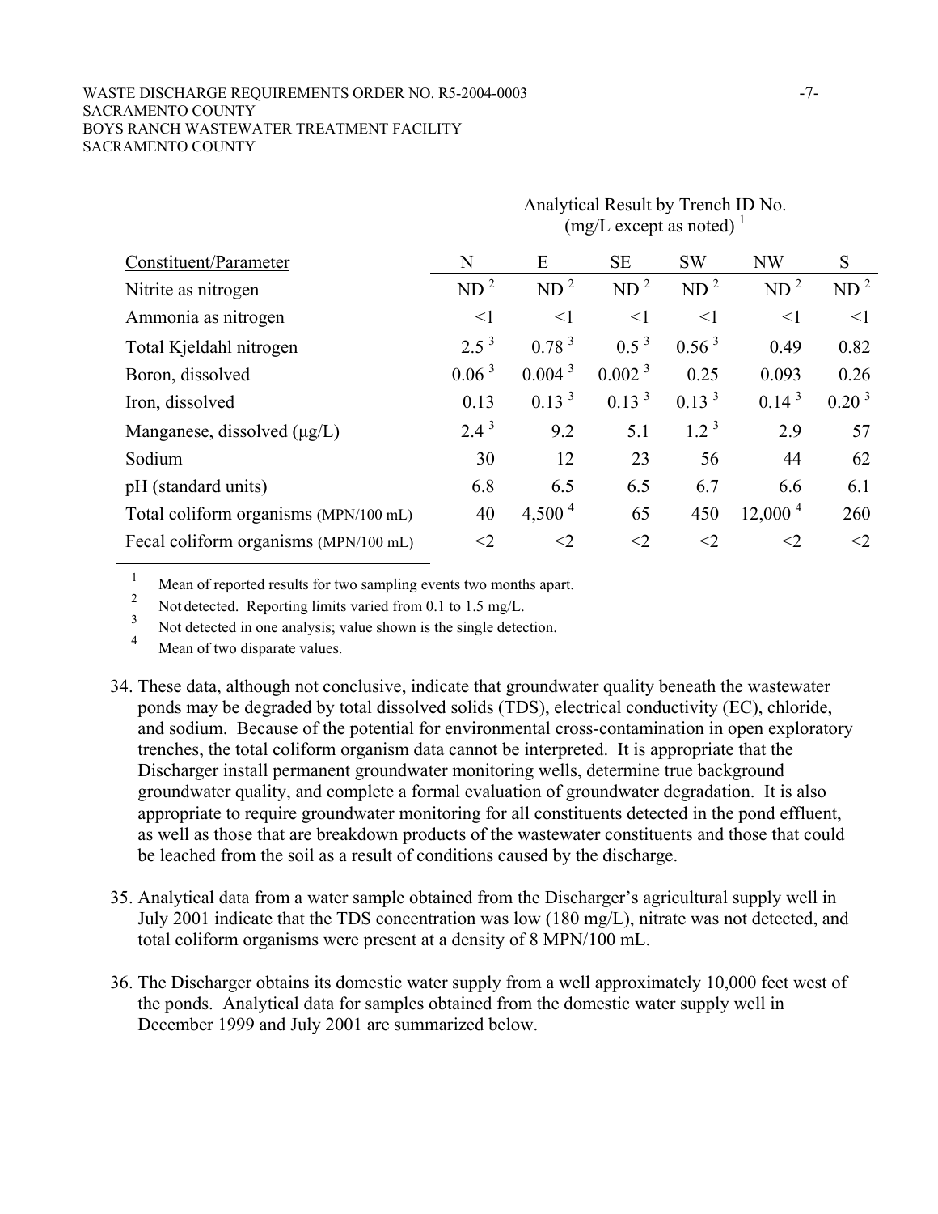| Constituent/Parameter | Analytical Result by Trench ID No. (mg/L except as noted) [1] | | | | | |
|---|---|---|---|---|---|---|
| | N | E | SE | SW | NW | S |
| Nitrite as nitrogen | ND [2] | ND [2] | ND [2] | ND [2] | ND [2] | ND [2] |
| Ammonia as nitrogen | <1 | <1 | <1 | <1 | <1 | <1 |
| Total Kjeldahl nitrogen | 2.5 [3] | 0.78 [3] | 0.5 [3] | 0.56 [3] | 0.49 | 0.82 |
| Boron, dissolved | 0.06 [3] | 0.004 [3] | 0.002 [3] | 0.25 | 0.093 | 0.26 |
| Iron, dissolved | 0.13 | 0.13 [3] | 0.13 [3] | 0.13 [3] | 0.14 [3] | 0.20 [3] |
| Manganese, dissolved (μg/L) | 2.4 [3] | 9.2 | 5.1 | 1.2 [3] | 2.9 | 57 |
| Sodium | 30 | 12 | 23 | 56 | 44 | 62 |
| pH (standard units) | 6.8 | 6.5 | 6.5 | 6.7 | 6.6 | 6.1 |
| Total coliform organisms (MPN/100 mL) | 40 | 4,500 [4] | 65 | 450 | 12,000 [4] | 260 |
| Fecal coliform organisms (MPN/100 mL) | <2 | <2 | <2 | <2 | <2 | <2 |

[1] Mean of reported results for two sampling events two months apart.
[2] Not detected. Reporting limits varied from 0.1 to 1.5 mg/L.
[3] Not detected in one analysis; value shown is the single detection.
[4] Mean of two disparate values.

34. These data, although not conclusive, indicate that groundwater quality beneath the wastewater ponds may be degraded by total dissolved solids (TDS), electrical conductivity (EC), chloride, and sodium. Because of the potential for environmental cross-contamination in open exploratory trenches, the total coliform organism data cannot be interpreted. It is appropriate that the Discharger install permanent groundwater monitoring wells, determine true background groundwater quality, and complete a formal evaluation of groundwater degradation. It is also appropriate to require groundwater monitoring for all constituents detected in the pond effluent, as well as those that are breakdown products of the wastewater constituents and those that could be leached from the soil as a result of conditions caused by the discharge.

35. Analytical data from a water sample obtained from the Discharger's agricultural supply well in July 2001 indicate that the TDS concentration was low (180 mg/L), nitrate was not detected, and total coliform organisms were present at a density of 8 MPN/100 mL.

36. The Discharger obtains its domestic water supply from a well approximately 10,000 feet west of the ponds. Analytical data for samples obtained from the domestic water supply well in December 1999 and July 2001 are summarized below.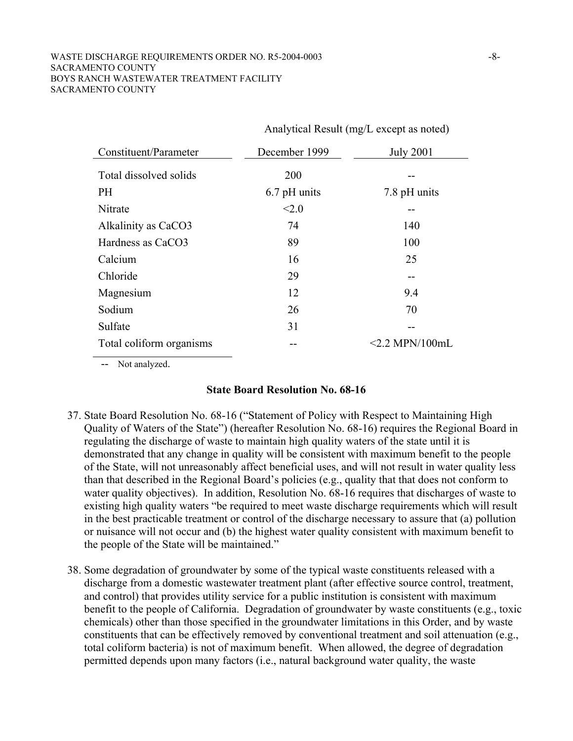| Constituent/Parameter | Analytical Result (mg/L except as noted) | |
|---|---|---|
| | December 1999 | July 2001 |
| Total dissolved solids | 200 | -- |
| PH | 6.7 pH units | 7.8 pH units |
| Nitrate | <2.0 | -- |
| Alkalinity as CaCO3 | 74 | 140 |
| Hardness as CaCO3 | 89 | 100 |
| Calcium | 16 | 25 |
| Chloride | 29 | -- |
| Magnesium | 12 | 9.4 |
| Sodium | 26 | 70 |
| Sulfate | 31 | -- |
| Total coliform organisms | -- | <2.2 MPN/100mL |

-- Not analyzed.

**State Board Resolution No. 68-16**

37. State Board Resolution No. 68-16 ("Statement of Policy with Respect to Maintaining High Quality of Waters of the State") (hereafter Resolution No. 68-16) requires the Regional Board in regulating the discharge of waste to maintain high quality waters of the state until it is demonstrated that any change in quality will be consistent with maximum benefit to the people of the State, will not unreasonably affect beneficial uses, and will not result in water quality less than that described in the Regional Board's policies (e.g., quality that that does not conform to water quality objectives). In addition, Resolution No. 68-16 requires that discharges of waste to existing high quality waters "be required to meet waste discharge requirements which will result in the best practicable treatment or control of the discharge necessary to assure that (a) pollution or nuisance will not occur and (b) the highest water quality consistent with maximum benefit to the people of the State will be maintained."

38. Some degradation of groundwater by some of the typical waste constituents released with a discharge from a domestic wastewater treatment plant (after effective source control, treatment, and control) that provides utility service for a public institution is consistent with maximum benefit to the people of California. Degradation of groundwater by waste constituents (e.g., toxic chemicals) other than those specified in the groundwater limitations in this Order, and by waste constituents that can be effectively removed by conventional treatment and soil attenuation (e.g., total coliform bacteria) is not of maximum benefit. When allowed, the degree of degradation permitted depends upon many factors (i.e., natural background water quality, the waste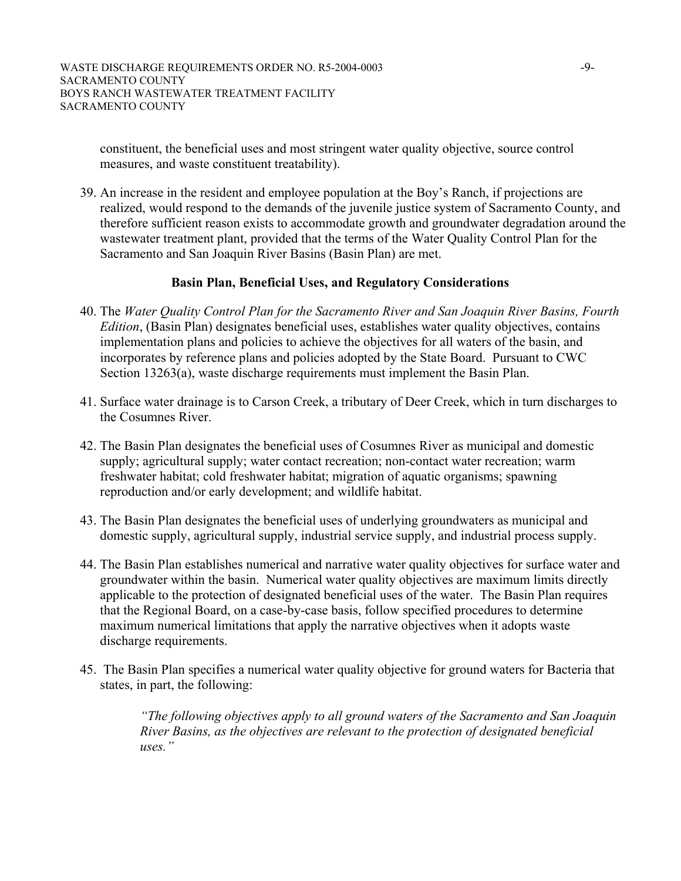constituent, the beneficial uses and most stringent water quality objective, source control measures, and waste constituent treatability).

39. An increase in the resident and employee population at the Boy's Ranch, if projections are realized, would respond to the demands of the juvenile justice system of Sacramento County, and therefore sufficient reason exists to accommodate growth and groundwater degradation around the wastewater treatment plant, provided that the terms of the Water Quality Control Plan for the Sacramento and San Joaquin River Basins (Basin Plan) are met.

**Basin Plan, Beneficial Uses, and Regulatory Considerations**

40. The *Water Quality Control Plan for the Sacramento River and San Joaquin River Basins, Fourth Edition*, (Basin Plan) designates beneficial uses, establishes water quality objectives, contains implementation plans and policies to achieve the objectives for all waters of the basin, and incorporates by reference plans and policies adopted by the State Board. Pursuant to CWC Section 13263(a), waste discharge requirements must implement the Basin Plan.

41. Surface water drainage is to Carson Creek, a tributary of Deer Creek, which in turn discharges to the Cosumnes River.

42. The Basin Plan designates the beneficial uses of Cosumnes River as municipal and domestic supply; agricultural supply; water contact recreation; non-contact water recreation; warm freshwater habitat; cold freshwater habitat; migration of aquatic organisms; spawning reproduction and/or early development; and wildlife habitat.

43. The Basin Plan designates the beneficial uses of underlying groundwaters as municipal and domestic supply, agricultural supply, industrial service supply, and industrial process supply.

44. The Basin Plan establishes numerical and narrative water quality objectives for surface water and groundwater within the basin. Numerical water quality objectives are maximum limits directly applicable to the protection of designated beneficial uses of the water. The Basin Plan requires that the Regional Board, on a case-by-case basis, follow specified procedures to determine maximum numerical limitations that apply the narrative objectives when it adopts waste discharge requirements.

45. The Basin Plan specifies a numerical water quality objective for ground waters for Bacteria that states, in part, the following:

> *"The following objectives apply to all ground waters of the Sacramento and San Joaquin River Basins, as the objectives are relevant to the protection of designated beneficial uses."*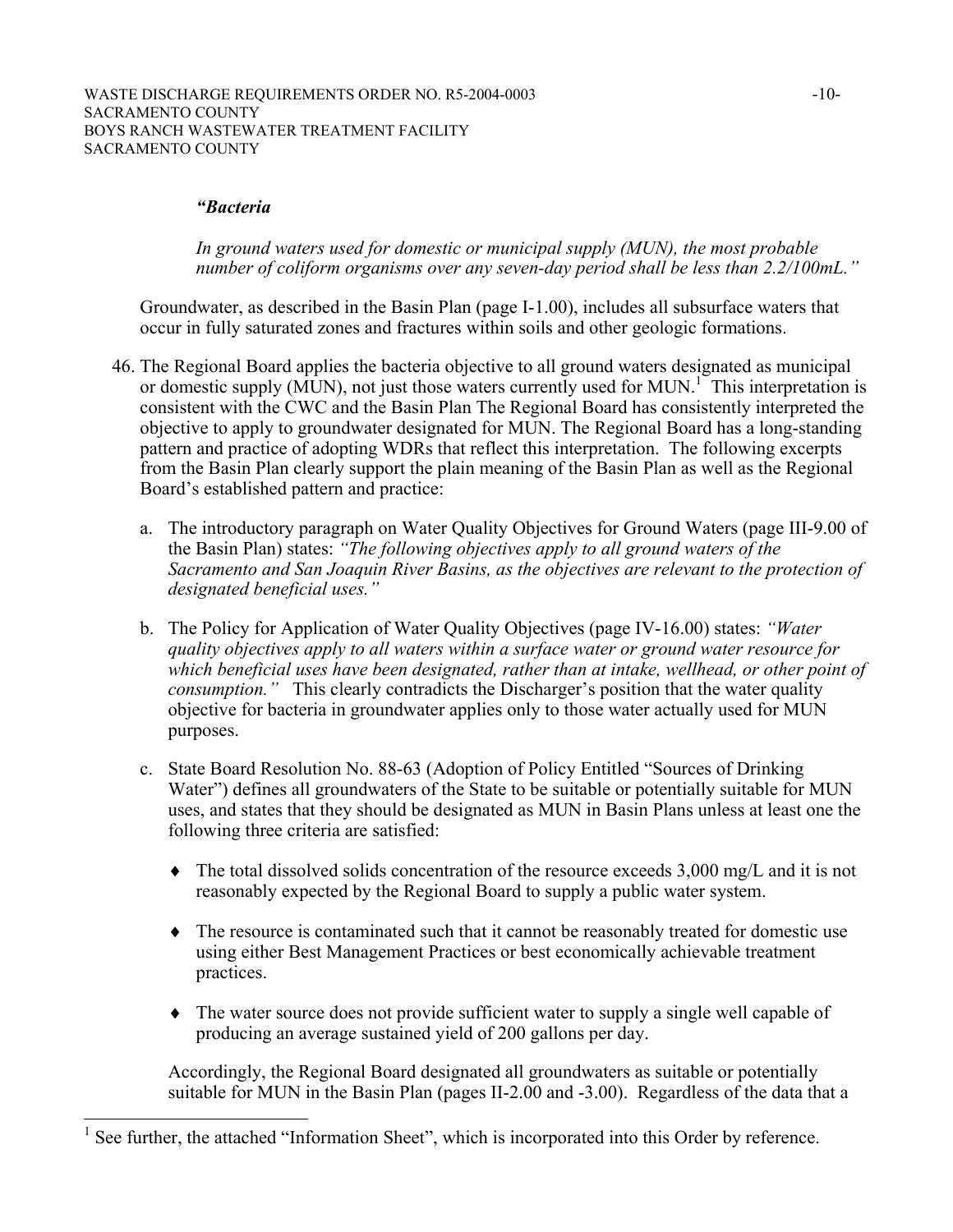***"Bacteria***

*In ground waters used for domestic or municipal supply (MUN), the most probable number of coliform organisms over any seven-day period shall be less than 2.2/100mL."*

Groundwater, as described in the Basin Plan (page I-1.00), includes all subsurface waters that occur in fully saturated zones and fractures within soils and other geologic formations.

46. The Regional Board applies the bacteria objective to all ground waters designated as municipal or domestic supply (MUN), not just those waters currently used for MUN.[1] This interpretation is consistent with the CWC and the Basin Plan The Regional Board has consistently interpreted the objective to apply to groundwater designated for MUN. The Regional Board has a long-standing pattern and practice of adopting WDRs that reflect this interpretation. The following excerpts from the Basin Plan clearly support the plain meaning of the Basin Plan as well as the Regional Board's established pattern and practice:

   a. The introductory paragraph on Water Quality Objectives for Ground Waters (page III-9.00 of the Basin Plan) states: *"The following objectives apply to all ground waters of the Sacramento and San Joaquin River Basins, as the objectives are relevant to the protection of designated beneficial uses."*

   b. The Policy for Application of Water Quality Objectives (page IV-16.00) states: *"Water quality objectives apply to all waters within a surface water or ground water resource for which beneficial uses have been designated, rather than at intake, wellhead, or other point of consumption."* This clearly contradicts the Discharger's position that the water quality objective for bacteria in groundwater applies only to those water actually used for MUN purposes.

   c. State Board Resolution No. 88-63 (Adoption of Policy Entitled "Sources of Drinking Water") defines all groundwaters of the State to be suitable or potentially suitable for MUN uses, and states that they should be designated as MUN in Basin Plans unless at least one the following three criteria are satisfied:

      - The total dissolved solids concentration of the resource exceeds 3,000 mg/L and it is not reasonably expected by the Regional Board to supply a public water system.
      - The resource is contaminated such that it cannot be reasonably treated for domestic use using either Best Management Practices or best economically achievable treatment practices.
      - The water source does not provide sufficient water to supply a single well capable of producing an average sustained yield of 200 gallons per day.

   Accordingly, the Regional Board designated all groundwaters as suitable or potentially suitable for MUN in the Basin Plan (pages II-2.00 and -3.00). Regardless of the data that a

---

[1] See further, the attached "Information Sheet", which is incorporated into this Order by reference.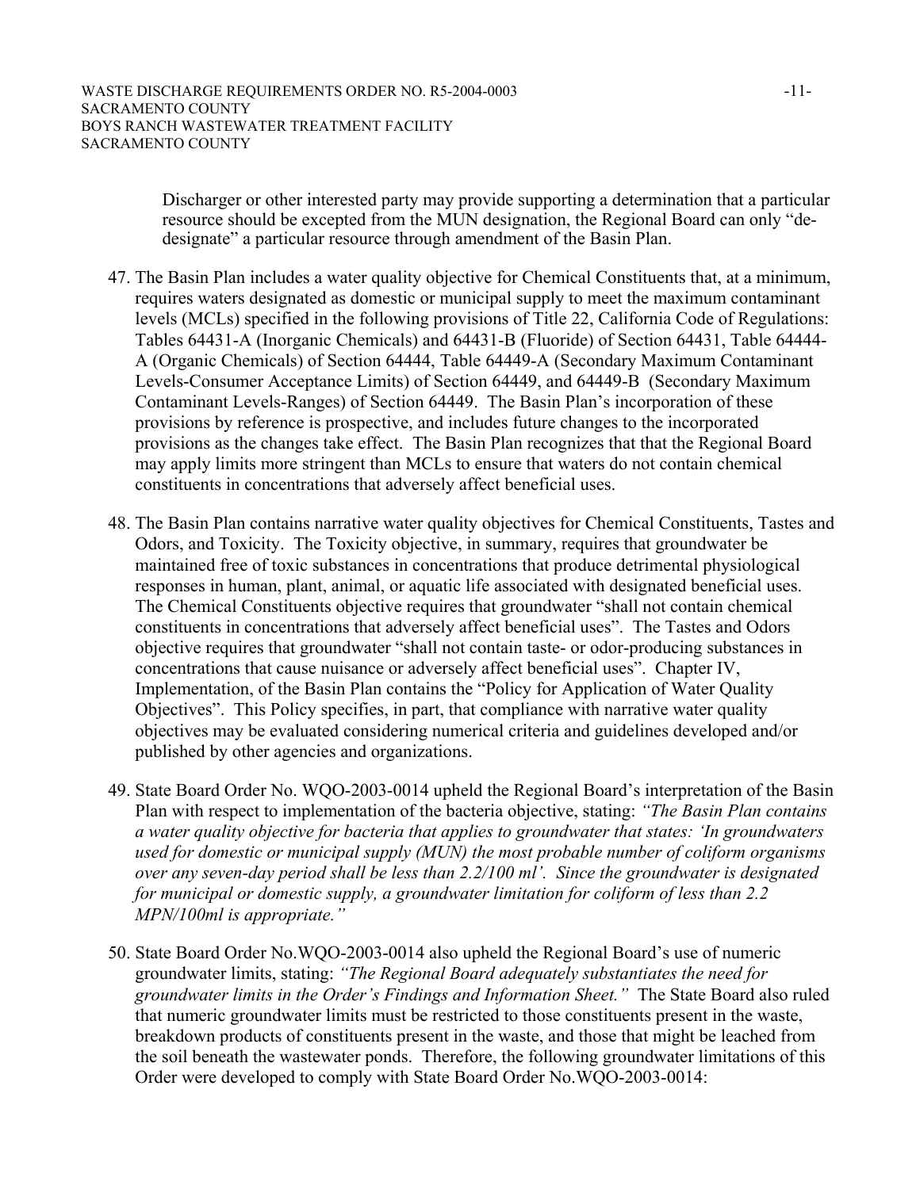Discharger or other interested party may provide supporting a determination that a particular resource should be excepted from the MUN designation, the Regional Board can only "de-designate" a particular resource through amendment of the Basin Plan.

47. The Basin Plan includes a water quality objective for Chemical Constituents that, at a minimum, requires waters designated as domestic or municipal supply to meet the maximum contaminant levels (MCLs) specified in the following provisions of Title 22, California Code of Regulations: Tables 64431-A (Inorganic Chemicals) and 64431-B (Fluoride) of Section 64431, Table 64444-A (Organic Chemicals) of Section 64444, Table 64449-A (Secondary Maximum Contaminant Levels-Consumer Acceptance Limits) of Section 64449, and 64449-B (Secondary Maximum Contaminant Levels-Ranges) of Section 64449. The Basin Plan's incorporation of these provisions by reference is prospective, and includes future changes to the incorporated provisions as the changes take effect. The Basin Plan recognizes that that the Regional Board may apply limits more stringent than MCLs to ensure that waters do not contain chemical constituents in concentrations that adversely affect beneficial uses.

48. The Basin Plan contains narrative water quality objectives for Chemical Constituents, Tastes and Odors, and Toxicity. The Toxicity objective, in summary, requires that groundwater be maintained free of toxic substances in concentrations that produce detrimental physiological responses in human, plant, animal, or aquatic life associated with designated beneficial uses. The Chemical Constituents objective requires that groundwater "shall not contain chemical constituents in concentrations that adversely affect beneficial uses". The Tastes and Odors objective requires that groundwater "shall not contain taste- or odor-producing substances in concentrations that cause nuisance or adversely affect beneficial uses". Chapter IV, Implementation, of the Basin Plan contains the "Policy for Application of Water Quality Objectives". This Policy specifies, in part, that compliance with narrative water quality objectives may be evaluated considering numerical criteria and guidelines developed and/or published by other agencies and organizations.

49. State Board Order No. WQO-2003-0014 upheld the Regional Board's interpretation of the Basin Plan with respect to implementation of the bacteria objective, stating: *"The Basin Plan contains a water quality objective for bacteria that applies to groundwater that states: 'In groundwaters used for domestic or municipal supply (MUN) the most probable number of coliform organisms over any seven-day period shall be less than 2.2/100 ml'. Since the groundwater is designated for municipal or domestic supply, a groundwater limitation for coliform of less than 2.2 MPN/100ml is appropriate."*

50. State Board Order No.WQO-2003-0014 also upheld the Regional Board's use of numeric groundwater limits, stating: *"The Regional Board adequately substantiates the need for groundwater limits in the Order's Findings and Information Sheet."* The State Board also ruled that numeric groundwater limits must be restricted to those constituents present in the waste, breakdown products of constituents present in the waste, and those that might be leached from the soil beneath the wastewater ponds. Therefore, the following groundwater limitations of this Order were developed to comply with State Board Order No.WQO-2003-0014: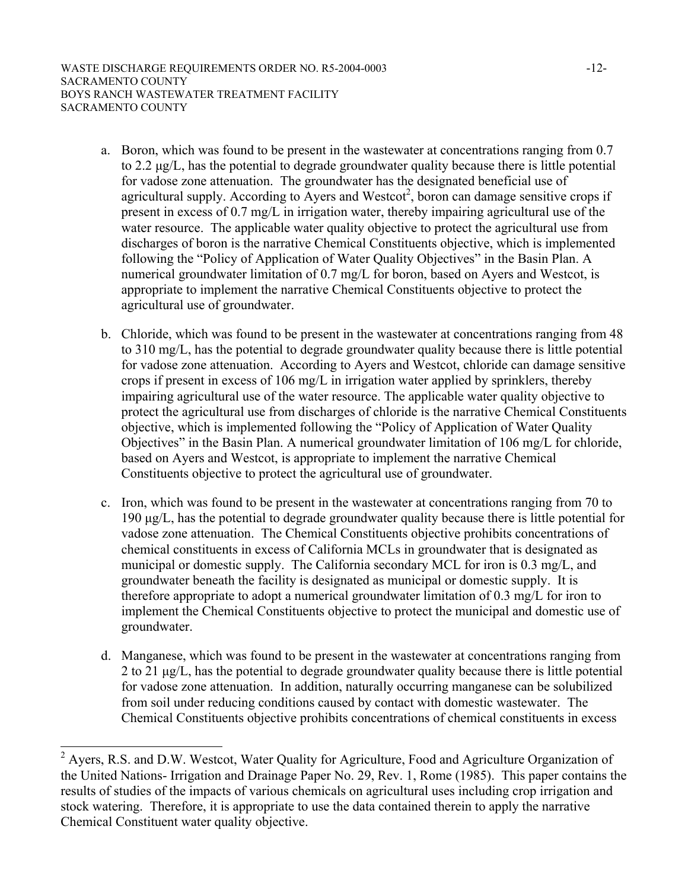a. Boron, which was found to be present in the wastewater at concentrations ranging from 0.7 to 2.2 µg/L, has the potential to degrade groundwater quality because there is little potential for vadose zone attenuation. The groundwater has the designated beneficial use of agricultural supply. According to Ayers and Westcot[2], boron can damage sensitive crops if present in excess of 0.7 mg/L in irrigation water, thereby impairing agricultural use of the water resource. The applicable water quality objective to protect the agricultural use from discharges of boron is the narrative Chemical Constituents objective, which is implemented following the "Policy of Application of Water Quality Objectives" in the Basin Plan. A numerical groundwater limitation of 0.7 mg/L for boron, based on Ayers and Westcot, is appropriate to implement the narrative Chemical Constituents objective to protect the agricultural use of groundwater.

b. Chloride, which was found to be present in the wastewater at concentrations ranging from 48 to 310 mg/L, has the potential to degrade groundwater quality because there is little potential for vadose zone attenuation. According to Ayers and Westcot, chloride can damage sensitive crops if present in excess of 106 mg/L in irrigation water applied by sprinklers, thereby impairing agricultural use of the water resource. The applicable water quality objective to protect the agricultural use from discharges of chloride is the narrative Chemical Constituents objective, which is implemented following the "Policy of Application of Water Quality Objectives" in the Basin Plan. A numerical groundwater limitation of 106 mg/L for chloride, based on Ayers and Westcot, is appropriate to implement the narrative Chemical Constituents objective to protect the agricultural use of groundwater.

c. Iron, which was found to be present in the wastewater at concentrations ranging from 70 to 190 µg/L, has the potential to degrade groundwater quality because there is little potential for vadose zone attenuation. The Chemical Constituents objective prohibits concentrations of chemical constituents in excess of California MCLs in groundwater that is designated as municipal or domestic supply. The California secondary MCL for iron is 0.3 mg/L, and groundwater beneath the facility is designated as municipal or domestic supply. It is therefore appropriate to adopt a numerical groundwater limitation of 0.3 mg/L for iron to implement the Chemical Constituents objective to protect the municipal and domestic use of groundwater.

d. Manganese, which was found to be present in the wastewater at concentrations ranging from 2 to 21 µg/L, has the potential to degrade groundwater quality because there is little potential for vadose zone attenuation. In addition, naturally occurring manganese can be solubilized from soil under reducing conditions caused by contact with domestic wastewater. The Chemical Constituents objective prohibits concentrations of chemical constituents in excess

---

[2] Ayers, R.S. and D.W. Westcot, Water Quality for Agriculture, Food and Agriculture Organization of the United Nations- Irrigation and Drainage Paper No. 29, Rev. 1, Rome (1985). This paper contains the results of studies of the impacts of various chemicals on agricultural uses including crop irrigation and stock watering. Therefore, it is appropriate to use the data contained therein to apply the narrative Chemical Constituent water quality objective.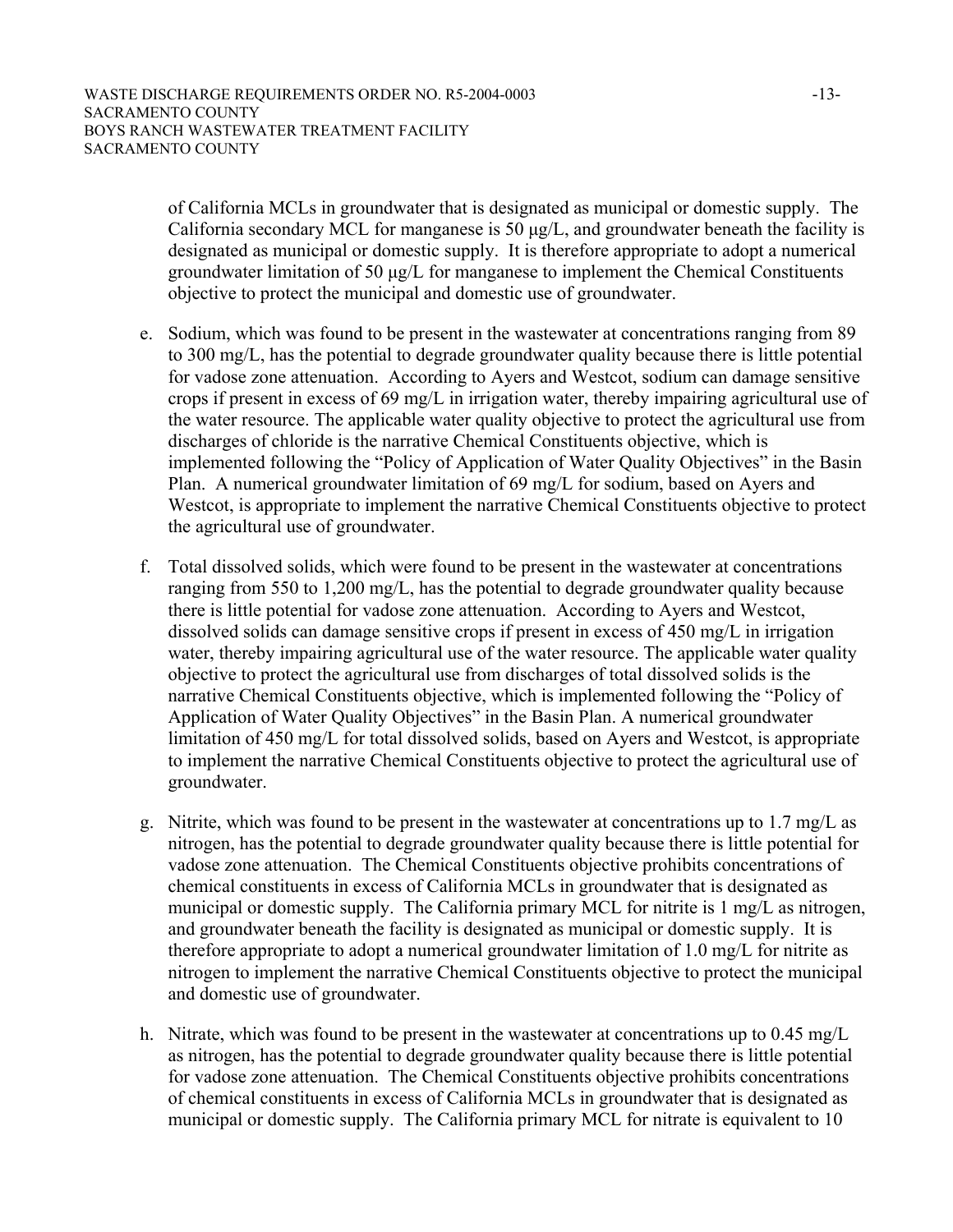of California MCLs in groundwater that is designated as municipal or domestic supply. The California secondary MCL for manganese is 50 μg/L, and groundwater beneath the facility is designated as municipal or domestic supply. It is therefore appropriate to adopt a numerical groundwater limitation of 50 μg/L for manganese to implement the Chemical Constituents objective to protect the municipal and domestic use of groundwater.

e. Sodium, which was found to be present in the wastewater at concentrations ranging from 89 to 300 mg/L, has the potential to degrade groundwater quality because there is little potential for vadose zone attenuation. According to Ayers and Westcot, sodium can damage sensitive crops if present in excess of 69 mg/L in irrigation water, thereby impairing agricultural use of the water resource. The applicable water quality objective to protect the agricultural use from discharges of chloride is the narrative Chemical Constituents objective, which is implemented following the "Policy of Application of Water Quality Objectives" in the Basin Plan. A numerical groundwater limitation of 69 mg/L for sodium, based on Ayers and Westcot, is appropriate to implement the narrative Chemical Constituents objective to protect the agricultural use of groundwater.

f. Total dissolved solids, which were found to be present in the wastewater at concentrations ranging from 550 to 1,200 mg/L, has the potential to degrade groundwater quality because there is little potential for vadose zone attenuation. According to Ayers and Westcot, dissolved solids can damage sensitive crops if present in excess of 450 mg/L in irrigation water, thereby impairing agricultural use of the water resource. The applicable water quality objective to protect the agricultural use from discharges of total dissolved solids is the narrative Chemical Constituents objective, which is implemented following the "Policy of Application of Water Quality Objectives" in the Basin Plan. A numerical groundwater limitation of 450 mg/L for total dissolved solids, based on Ayers and Westcot, is appropriate to implement the narrative Chemical Constituents objective to protect the agricultural use of groundwater.

g. Nitrite, which was found to be present in the wastewater at concentrations up to 1.7 mg/L as nitrogen, has the potential to degrade groundwater quality because there is little potential for vadose zone attenuation. The Chemical Constituents objective prohibits concentrations of chemical constituents in excess of California MCLs in groundwater that is designated as municipal or domestic supply. The California primary MCL for nitrite is 1 mg/L as nitrogen, and groundwater beneath the facility is designated as municipal or domestic supply. It is therefore appropriate to adopt a numerical groundwater limitation of 1.0 mg/L for nitrite as nitrogen to implement the narrative Chemical Constituents objective to protect the municipal and domestic use of groundwater.

h. Nitrate, which was found to be present in the wastewater at concentrations up to 0.45 mg/L as nitrogen, has the potential to degrade groundwater quality because there is little potential for vadose zone attenuation. The Chemical Constituents objective prohibits concentrations of chemical constituents in excess of California MCLs in groundwater that is designated as municipal or domestic supply. The California primary MCL for nitrate is equivalent to 10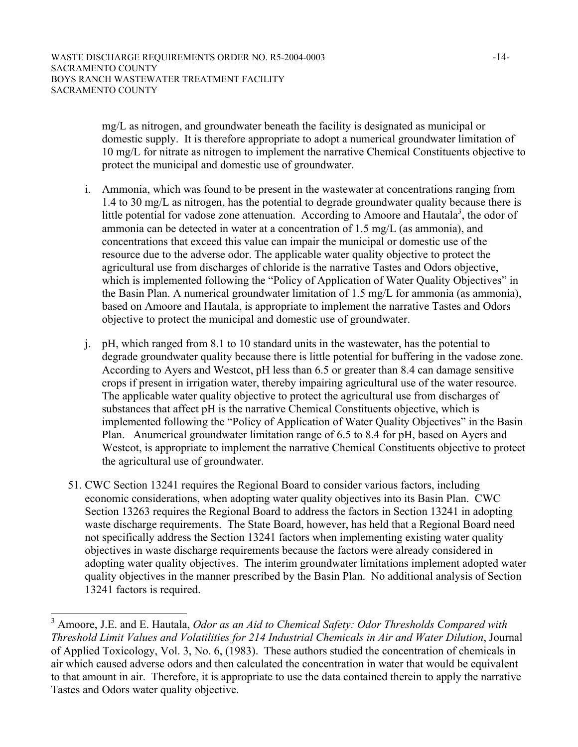mg/L as nitrogen, and groundwater beneath the facility is designated as municipal or domestic supply. It is therefore appropriate to adopt a numerical groundwater limitation of 10 mg/L for nitrate as nitrogen to implement the narrative Chemical Constituents objective to protect the municipal and domestic use of groundwater.

i. Ammonia, which was found to be present in the wastewater at concentrations ranging from 1.4 to 30 mg/L as nitrogen, has the potential to degrade groundwater quality because there is little potential for vadose zone attenuation. According to Amoore and Hautala[3], the odor of ammonia can be detected in water at a concentration of 1.5 mg/L (as ammonia), and concentrations that exceed this value can impair the municipal or domestic use of the resource due to the adverse odor. The applicable water quality objective to protect the agricultural use from discharges of chloride is the narrative Tastes and Odors objective, which is implemented following the "Policy of Application of Water Quality Objectives" in the Basin Plan. A numerical groundwater limitation of 1.5 mg/L for ammonia (as ammonia), based on Amoore and Hautala, is appropriate to implement the narrative Tastes and Odors objective to protect the municipal and domestic use of groundwater.

j. pH, which ranged from 8.1 to 10 standard units in the wastewater, has the potential to degrade groundwater quality because there is little potential for buffering in the vadose zone. According to Ayers and Westcot, pH less than 6.5 or greater than 8.4 can damage sensitive crops if present in irrigation water, thereby impairing agricultural use of the water resource. The applicable water quality objective to protect the agricultural use from discharges of substances that affect pH is the narrative Chemical Constituents objective, which is implemented following the "Policy of Application of Water Quality Objectives" in the Basin Plan. Anumerical groundwater limitation range of 6.5 to 8.4 for pH, based on Ayers and Westcot, is appropriate to implement the narrative Chemical Constituents objective to protect the agricultural use of groundwater.

51. CWC Section 13241 requires the Regional Board to consider various factors, including economic considerations, when adopting water quality objectives into its Basin Plan. CWC Section 13263 requires the Regional Board to address the factors in Section 13241 in adopting waste discharge requirements. The State Board, however, has held that a Regional Board need not specifically address the Section 13241 factors when implementing existing water quality objectives in waste discharge requirements because the factors were already considered in adopting water quality objectives. The interim groundwater limitations implement adopted water quality objectives in the manner prescribed by the Basin Plan. No additional analysis of Section 13241 factors is required.

---

[3] Amoore, J.E. and E. Hautala, *Odor as an Aid to Chemical Safety: Odor Thresholds Compared with Threshold Limit Values and Volatilities for 214 Industrial Chemicals in Air and Water Dilution*, Journal of Applied Toxicology, Vol. 3, No. 6, (1983). These authors studied the concentration of chemicals in air which caused adverse odors and then calculated the concentration in water that would be equivalent to that amount in air. Therefore, it is appropriate to use the data contained therein to apply the narrative Tastes and Odors water quality objective.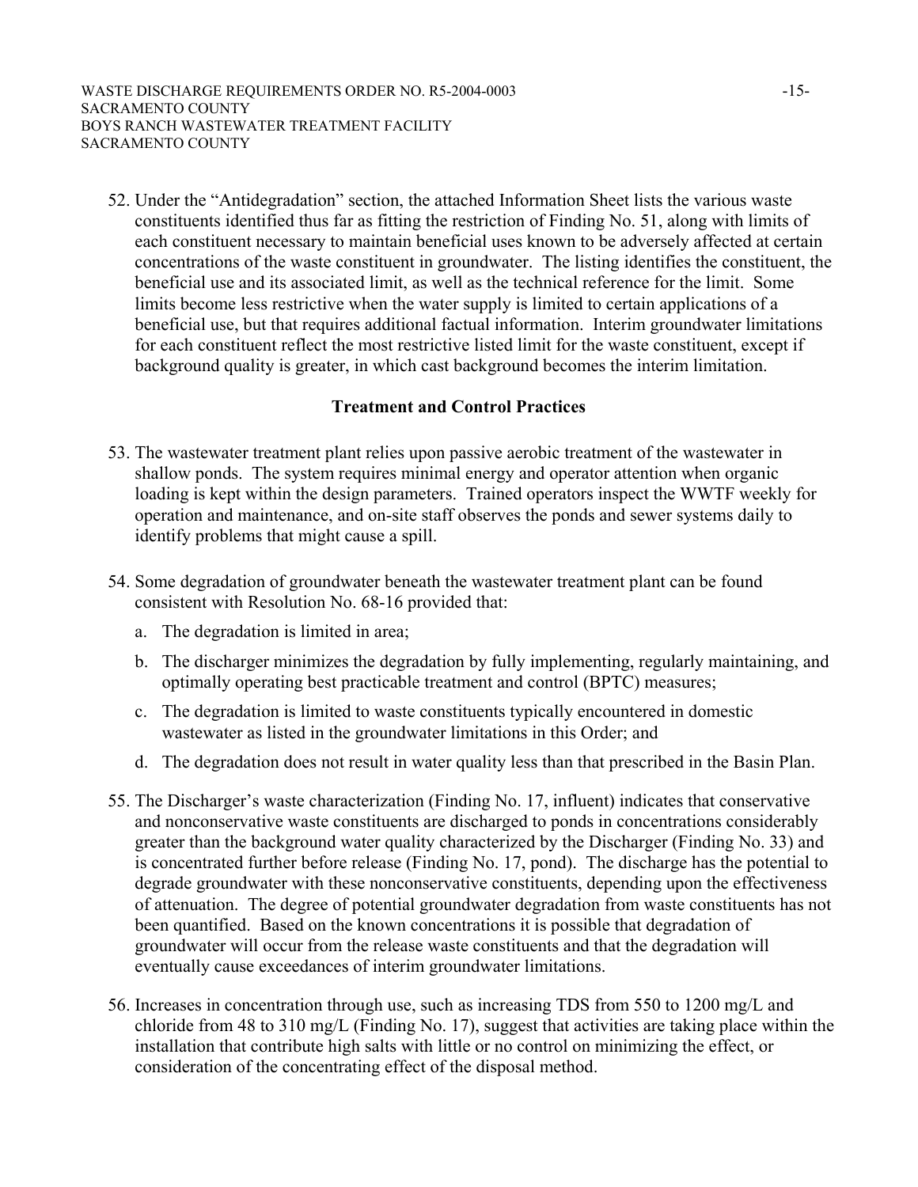52. Under the "Antidegradation" section, the attached Information Sheet lists the various waste constituents identified thus far as fitting the restriction of Finding No. 51, along with limits of each constituent necessary to maintain beneficial uses known to be adversely affected at certain concentrations of the waste constituent in groundwater. The listing identifies the constituent, the beneficial use and its associated limit, as well as the technical reference for the limit. Some limits become less restrictive when the water supply is limited to certain applications of a beneficial use, but that requires additional factual information. Interim groundwater limitations for each constituent reflect the most restrictive listed limit for the waste constituent, except if background quality is greater, in which cast background becomes the interim limitation.

## Treatment and Control Practices

53. The wastewater treatment plant relies upon passive aerobic treatment of the wastewater in shallow ponds. The system requires minimal energy and operator attention when organic loading is kept within the design parameters. Trained operators inspect the WWTF weekly for operation and maintenance, and on-site staff observes the ponds and sewer systems daily to identify problems that might cause a spill.

54. Some degradation of groundwater beneath the wastewater treatment plant can be found consistent with Resolution No. 68-16 provided that:

    a. The degradation is limited in area;

    b. The discharger minimizes the degradation by fully implementing, regularly maintaining, and optimally operating best practicable treatment and control (BPTC) measures;

    c. The degradation is limited to waste constituents typically encountered in domestic wastewater as listed in the groundwater limitations in this Order; and

    d. The degradation does not result in water quality less than that prescribed in the Basin Plan.

55. The Discharger's waste characterization (Finding No. 17, influent) indicates that conservative and nonconservative waste constituents are discharged to ponds in concentrations considerably greater than the background water quality characterized by the Discharger (Finding No. 33) and is concentrated further before release (Finding No. 17, pond). The discharge has the potential to degrade groundwater with these nonconservative constituents, depending upon the effectiveness of attenuation. The degree of potential groundwater degradation from waste constituents has not been quantified. Based on the known concentrations it is possible that degradation of groundwater will occur from the release waste constituents and that the degradation will eventually cause exceedances of interim groundwater limitations.

56. Increases in concentration through use, such as increasing TDS from 550 to 1200 mg/L and chloride from 48 to 310 mg/L (Finding No. 17), suggest that activities are taking place within the installation that contribute high salts with little or no control on minimizing the effect, or consideration of the concentrating effect of the disposal method.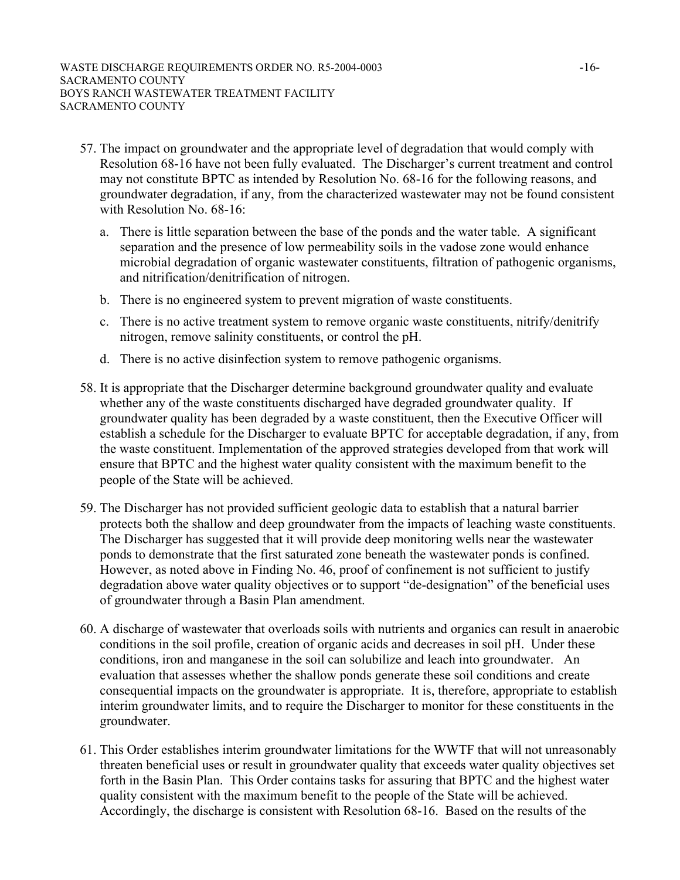57. The impact on groundwater and the appropriate level of degradation that would comply with Resolution 68-16 have not been fully evaluated. The Discharger's current treatment and control may not constitute BPTC as intended by Resolution No. 68-16 for the following reasons, and groundwater degradation, if any, from the characterized wastewater may not be found consistent with Resolution No. 68-16:

    a. There is little separation between the base of the ponds and the water table. A significant separation and the presence of low permeability soils in the vadose zone would enhance microbial degradation of organic wastewater constituents, filtration of pathogenic organisms, and nitrification/denitrification of nitrogen.

    b. There is no engineered system to prevent migration of waste constituents.

    c. There is no active treatment system to remove organic waste constituents, nitrify/denitrify nitrogen, remove salinity constituents, or control the pH.

    d. There is no active disinfection system to remove pathogenic organisms.

58. It is appropriate that the Discharger determine background groundwater quality and evaluate whether any of the waste constituents discharged have degraded groundwater quality. If groundwater quality has been degraded by a waste constituent, then the Executive Officer will establish a schedule for the Discharger to evaluate BPTC for acceptable degradation, if any, from the waste constituent. Implementation of the approved strategies developed from that work will ensure that BPTC and the highest water quality consistent with the maximum benefit to the people of the State will be achieved.

59. The Discharger has not provided sufficient geologic data to establish that a natural barrier protects both the shallow and deep groundwater from the impacts of leaching waste constituents. The Discharger has suggested that it will provide deep monitoring wells near the wastewater ponds to demonstrate that the first saturated zone beneath the wastewater ponds is confined. However, as noted above in Finding No. 46, proof of confinement is not sufficient to justify degradation above water quality objectives or to support "de-designation" of the beneficial uses of groundwater through a Basin Plan amendment.

60. A discharge of wastewater that overloads soils with nutrients and organics can result in anaerobic conditions in the soil profile, creation of organic acids and decreases in soil pH. Under these conditions, iron and manganese in the soil can solubilize and leach into groundwater. An evaluation that assesses whether the shallow ponds generate these soil conditions and create consequential impacts on the groundwater is appropriate. It is, therefore, appropriate to establish interim groundwater limits, and to require the Discharger to monitor for these constituents in the groundwater.

61. This Order establishes interim groundwater limitations for the WWTF that will not unreasonably threaten beneficial uses or result in groundwater quality that exceeds water quality objectives set forth in the Basin Plan. This Order contains tasks for assuring that BPTC and the highest water quality consistent with the maximum benefit to the people of the State will be achieved. Accordingly, the discharge is consistent with Resolution 68-16. Based on the results of the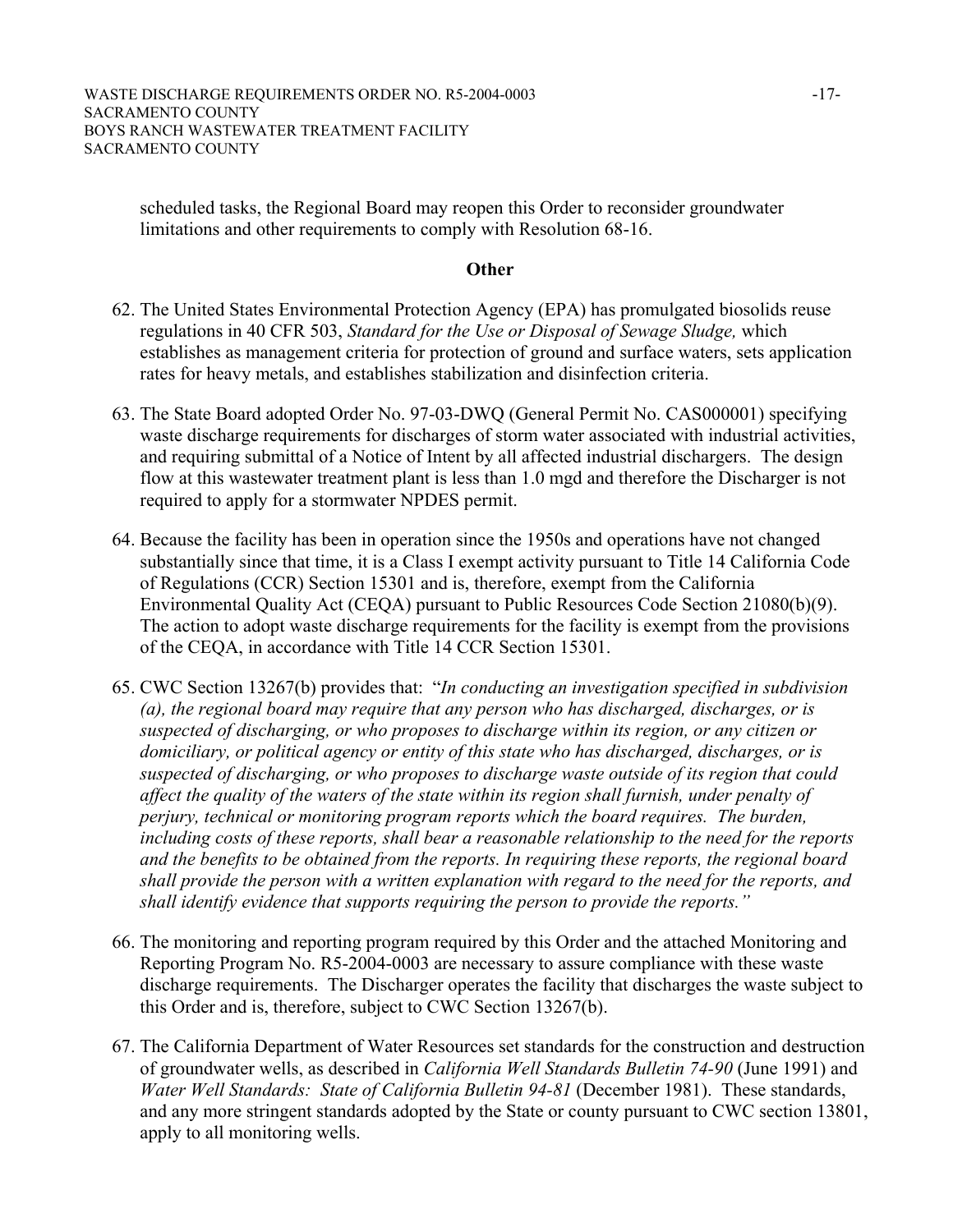scheduled tasks, the Regional Board may reopen this Order to reconsider groundwater limitations and other requirements to comply with Resolution 68-16.

**Other**

62. The United States Environmental Protection Agency (EPA) has promulgated biosolids reuse regulations in 40 CFR 503, *Standard for the Use or Disposal of Sewage Sludge,* which establishes as management criteria for protection of ground and surface waters, sets application rates for heavy metals, and establishes stabilization and disinfection criteria.

63. The State Board adopted Order No. 97-03-DWQ (General Permit No. CAS000001) specifying waste discharge requirements for discharges of storm water associated with industrial activities, and requiring submittal of a Notice of Intent by all affected industrial dischargers. The design flow at this wastewater treatment plant is less than 1.0 mgd and therefore the Discharger is not required to apply for a stormwater NPDES permit.

64. Because the facility has been in operation since the 1950s and operations have not changed substantially since that time, it is a Class I exempt activity pursuant to Title 14 California Code of Regulations (CCR) Section 15301 and is, therefore, exempt from the California Environmental Quality Act (CEQA) pursuant to Public Resources Code Section 21080(b)(9). The action to adopt waste discharge requirements for the facility is exempt from the provisions of the CEQA, in accordance with Title 14 CCR Section 15301.

65. CWC Section 13267(b) provides that: "*In conducting an investigation specified in subdivision (a), the regional board may require that any person who has discharged, discharges, or is suspected of discharging, or who proposes to discharge within its region, or any citizen or domiciliary, or political agency or entity of this state who has discharged, discharges, or is suspected of discharging, or who proposes to discharge waste outside of its region that could affect the quality of the waters of the state within its region shall furnish, under penalty of perjury, technical or monitoring program reports which the board requires. The burden, including costs of these reports, shall bear a reasonable relationship to the need for the reports and the benefits to be obtained from the reports. In requiring these reports, the regional board shall provide the person with a written explanation with regard to the need for the reports, and shall identify evidence that supports requiring the person to provide the reports.*"

66. The monitoring and reporting program required by this Order and the attached Monitoring and Reporting Program No. R5-2004-0003 are necessary to assure compliance with these waste discharge requirements. The Discharger operates the facility that discharges the waste subject to this Order and is, therefore, subject to CWC Section 13267(b).

67. The California Department of Water Resources set standards for the construction and destruction of groundwater wells, as described in *California Well Standards Bulletin 74-90* (June 1991) and *Water Well Standards: State of California Bulletin 94-81* (December 1981). These standards, and any more stringent standards adopted by the State or county pursuant to CWC section 13801, apply to all monitoring wells.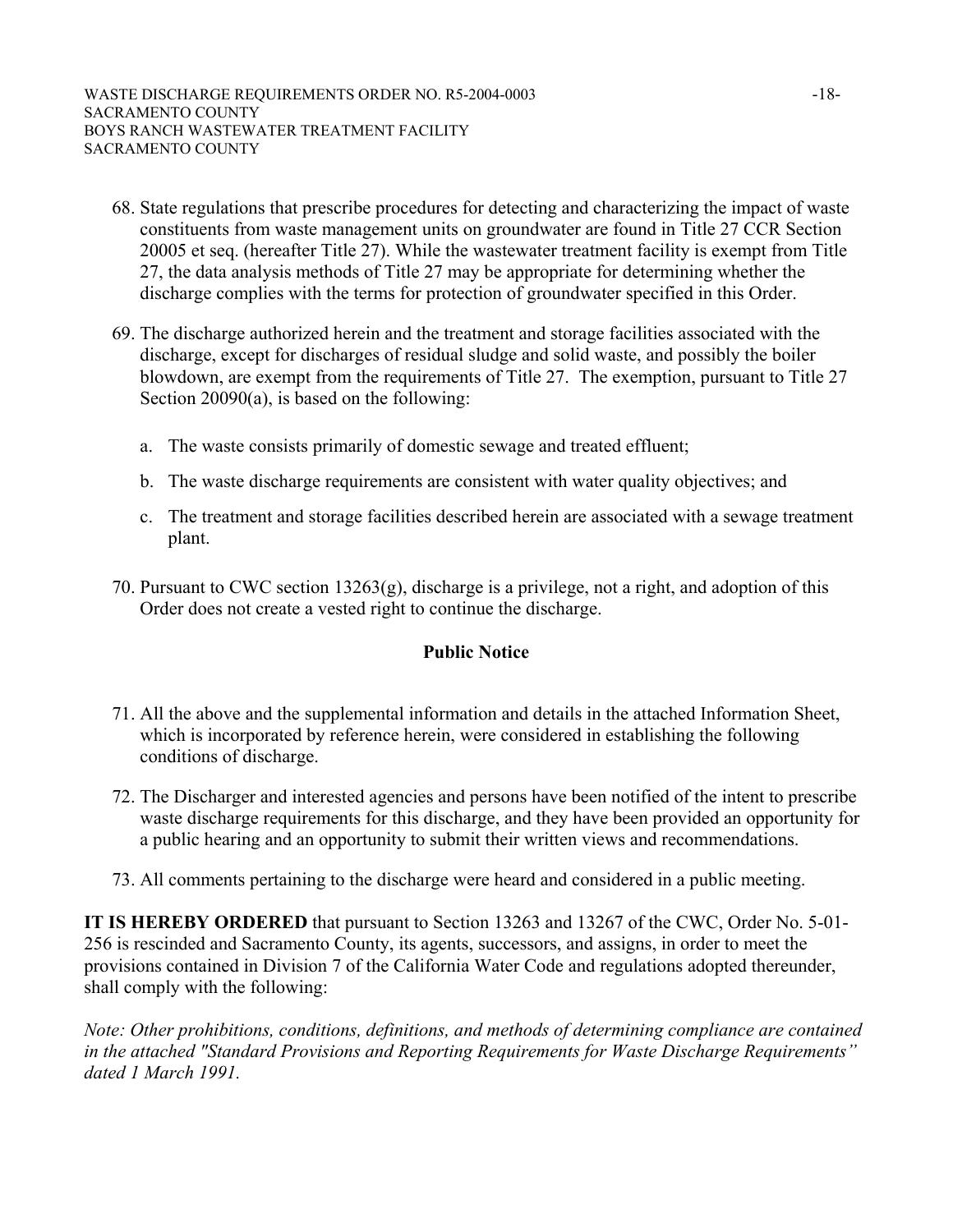68. State regulations that prescribe procedures for detecting and characterizing the impact of waste constituents from waste management units on groundwater are found in Title 27 CCR Section 20005 et seq. (hereafter Title 27). While the wastewater treatment facility is exempt from Title 27, the data analysis methods of Title 27 may be appropriate for determining whether the discharge complies with the terms for protection of groundwater specified in this Order.

69. The discharge authorized herein and the treatment and storage facilities associated with the discharge, except for discharges of residual sludge and solid waste, and possibly the boiler blowdown, are exempt from the requirements of Title 27. The exemption, pursuant to Title 27 Section 20090(a), is based on the following:

    a. The waste consists primarily of domestic sewage and treated effluent;

    b. The waste discharge requirements are consistent with water quality objectives; and

    c. The treatment and storage facilities described herein are associated with a sewage treatment plant.

70. Pursuant to CWC section 13263(g), discharge is a privilege, not a right, and adoption of this Order does not create a vested right to continue the discharge.

## Public Notice

71. All the above and the supplemental information and details in the attached Information Sheet, which is incorporated by reference herein, were considered in establishing the following conditions of discharge.

72. The Discharger and interested agencies and persons have been notified of the intent to prescribe waste discharge requirements for this discharge, and they have been provided an opportunity for a public hearing and an opportunity to submit their written views and recommendations.

73. All comments pertaining to the discharge were heard and considered in a public meeting.

**IT IS HEREBY ORDERED** that pursuant to Section 13263 and 13267 of the CWC, Order No. 5-01-256 is rescinded and Sacramento County, its agents, successors, and assigns, in order to meet the provisions contained in Division 7 of the California Water Code and regulations adopted thereunder, shall comply with the following:

*Note: Other prohibitions, conditions, definitions, and methods of determining compliance are contained in the attached "Standard Provisions and Reporting Requirements for Waste Discharge Requirements" dated 1 March 1991.*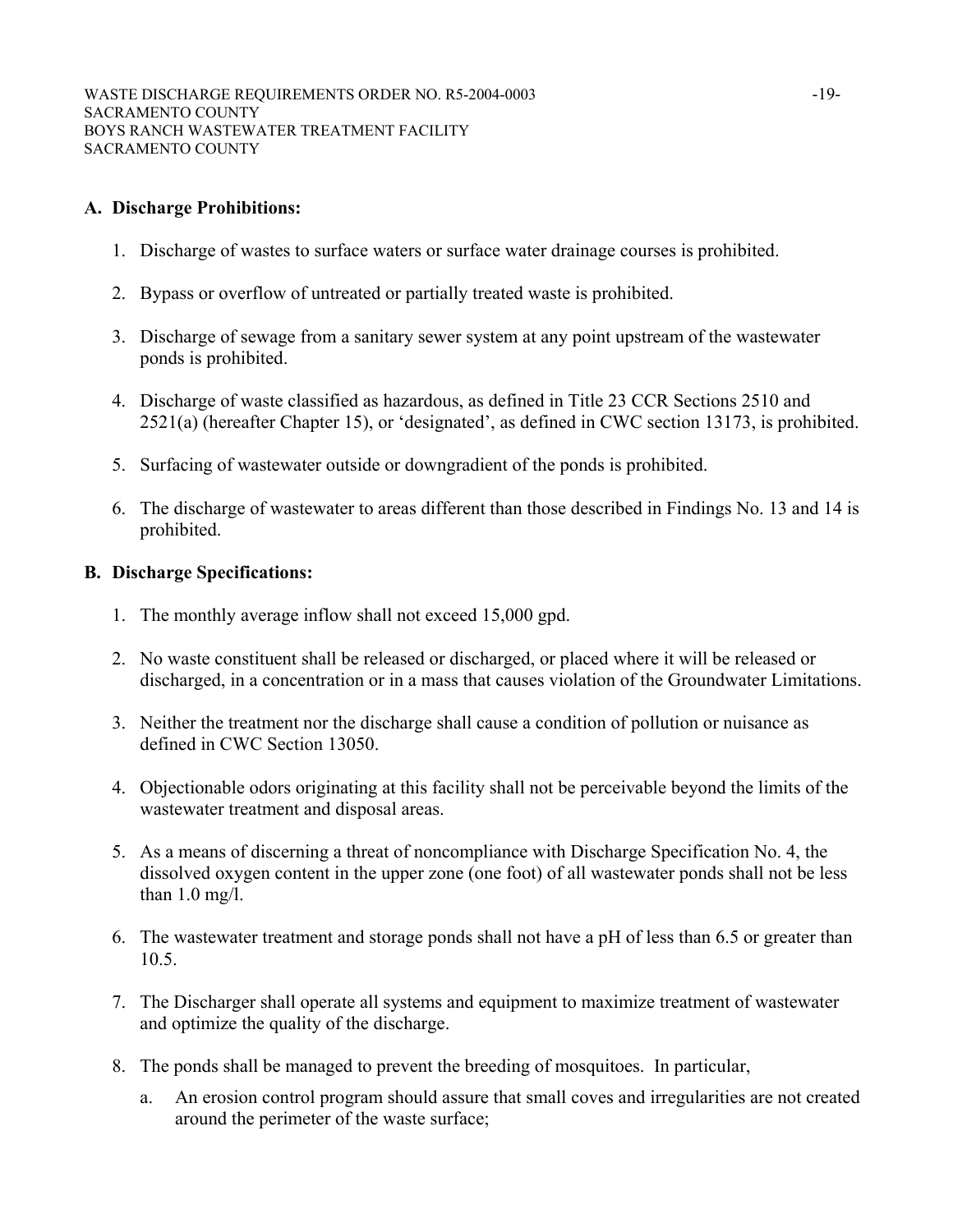## A. Discharge Prohibitions:

1. Discharge of wastes to surface waters or surface water drainage courses is prohibited.

2. Bypass or overflow of untreated or partially treated waste is prohibited.

3. Discharge of sewage from a sanitary sewer system at any point upstream of the wastewater ponds is prohibited.

4. Discharge of waste classified as hazardous, as defined in Title 23 CCR Sections 2510 and 2521(a) (hereafter Chapter 15), or 'designated', as defined in CWC section 13173, is prohibited.

5. Surfacing of wastewater outside or downgradient of the ponds is prohibited.

6. The discharge of wastewater to areas different than those described in Findings No. 13 and 14 is prohibited.

## B. Discharge Specifications:

1. The monthly average inflow shall not exceed 15,000 gpd.

2. No waste constituent shall be released or discharged, or placed where it will be released or discharged, in a concentration or in a mass that causes violation of the Groundwater Limitations.

3. Neither the treatment nor the discharge shall cause a condition of pollution or nuisance as defined in CWC Section 13050.

4. Objectionable odors originating at this facility shall not be perceivable beyond the limits of the wastewater treatment and disposal areas.

5. As a means of discerning a threat of noncompliance with Discharge Specification No. 4, the dissolved oxygen content in the upper zone (one foot) of all wastewater ponds shall not be less than 1.0 mg/l.

6. The wastewater treatment and storage ponds shall not have a pH of less than 6.5 or greater than 10.5.

7. The Discharger shall operate all systems and equipment to maximize treatment of wastewater and optimize the quality of the discharge.

8. The ponds shall be managed to prevent the breeding of mosquitoes. In particular,

   a. An erosion control program should assure that small coves and irregularities are not created around the perimeter of the waste surface;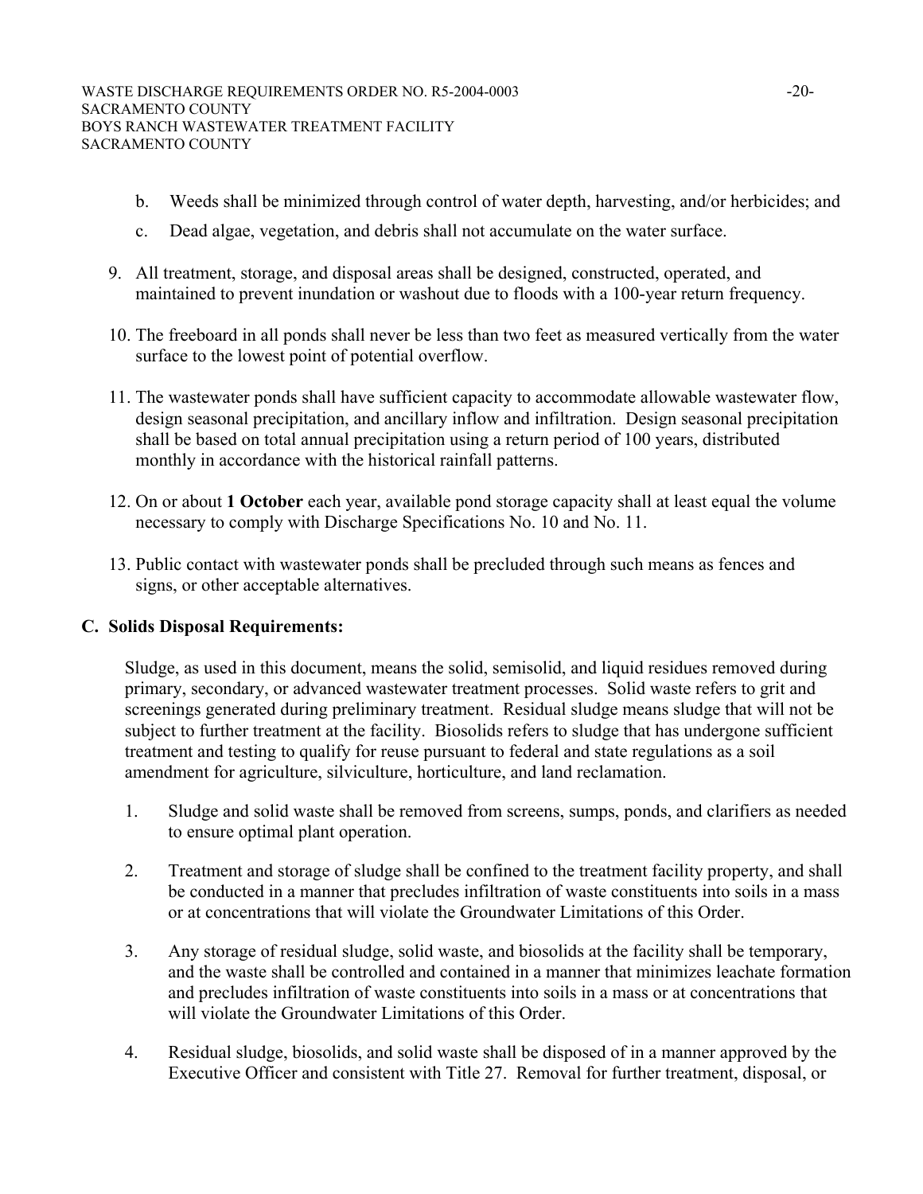b. Weeds shall be minimized through control of water depth, harvesting, and/or herbicides; and

c. Dead algae, vegetation, and debris shall not accumulate on the water surface.

9. All treatment, storage, and disposal areas shall be designed, constructed, operated, and maintained to prevent inundation or washout due to floods with a 100-year return frequency.

10. The freeboard in all ponds shall never be less than two feet as measured vertically from the water surface to the lowest point of potential overflow.

11. The wastewater ponds shall have sufficient capacity to accommodate allowable wastewater flow, design seasonal precipitation, and ancillary inflow and infiltration. Design seasonal precipitation shall be based on total annual precipitation using a return period of 100 years, distributed monthly in accordance with the historical rainfall patterns.

12. On or about **1 October** each year, available pond storage capacity shall at least equal the volume necessary to comply with Discharge Specifications No. 10 and No. 11.

13. Public contact with wastewater ponds shall be precluded through such means as fences and signs, or other acceptable alternatives.

## C. Solids Disposal Requirements:

Sludge, as used in this document, means the solid, semisolid, and liquid residues removed during primary, secondary, or advanced wastewater treatment processes. Solid waste refers to grit and screenings generated during preliminary treatment. Residual sludge means sludge that will not be subject to further treatment at the facility. Biosolids refers to sludge that has undergone sufficient treatment and testing to qualify for reuse pursuant to federal and state regulations as a soil amendment for agriculture, silviculture, horticulture, and land reclamation.

1. Sludge and solid waste shall be removed from screens, sumps, ponds, and clarifiers as needed to ensure optimal plant operation.

2. Treatment and storage of sludge shall be confined to the treatment facility property, and shall be conducted in a manner that precludes infiltration of waste constituents into soils in a mass or at concentrations that will violate the Groundwater Limitations of this Order.

3. Any storage of residual sludge, solid waste, and biosolids at the facility shall be temporary, and the waste shall be controlled and contained in a manner that minimizes leachate formation and precludes infiltration of waste constituents into soils in a mass or at concentrations that will violate the Groundwater Limitations of this Order.

4. Residual sludge, biosolids, and solid waste shall be disposed of in a manner approved by the Executive Officer and consistent with Title 27. Removal for further treatment, disposal, or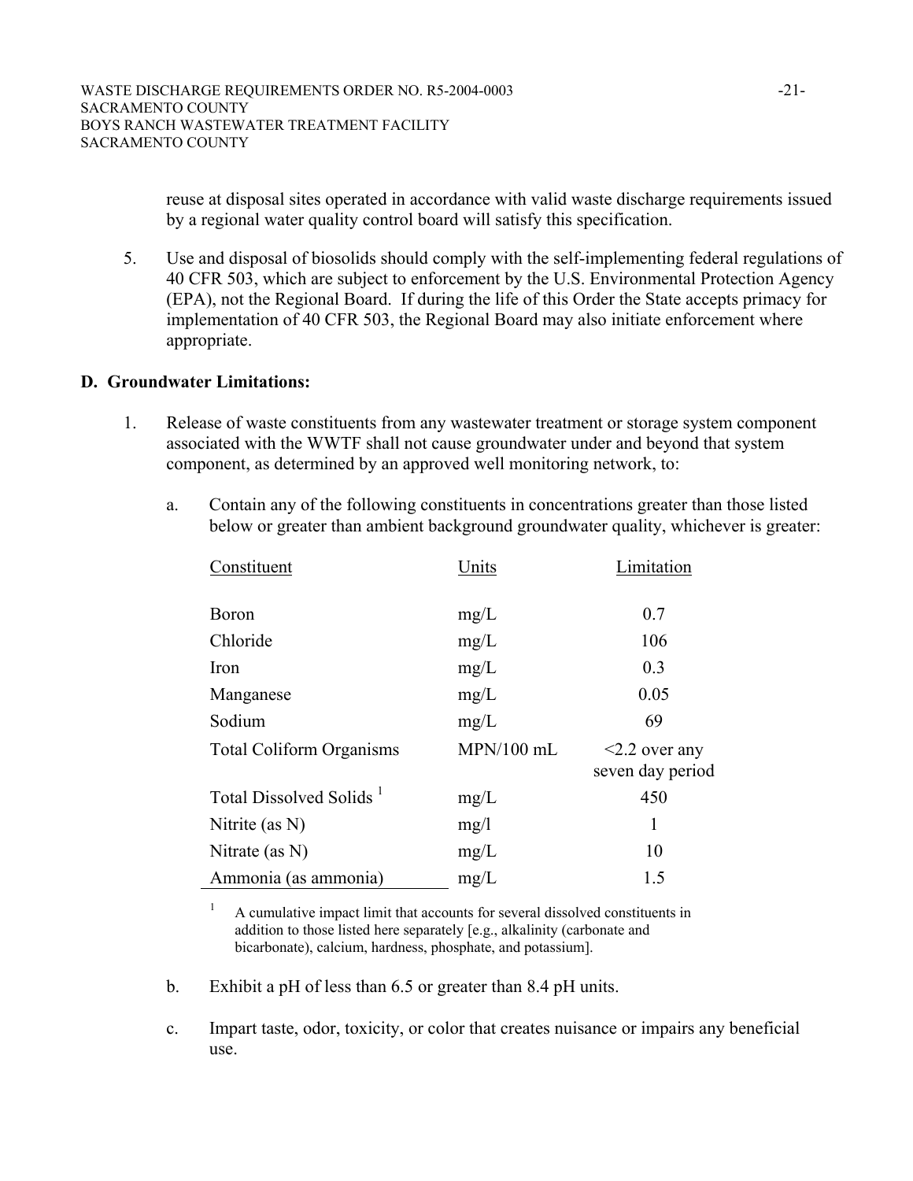reuse at disposal sites operated in accordance with valid waste discharge requirements issued by a regional water quality control board will satisfy this specification.

5. Use and disposal of biosolids should comply with the self-implementing federal regulations of 40 CFR 503, which are subject to enforcement by the U.S. Environmental Protection Agency (EPA), not the Regional Board. If during the life of this Order the State accepts primacy for implementation of 40 CFR 503, the Regional Board may also initiate enforcement where appropriate.

**D. Groundwater Limitations:**

1. Release of waste constituents from any wastewater treatment or storage system component associated with the WWTF shall not cause groundwater under and beyond that system component, as determined by an approved well monitoring network, to:

   a. Contain any of the following constituents in concentrations greater than those listed below or greater than ambient background groundwater quality, whichever is greater:

| Constituent | Units | Limitation |
|---|---|---|
| Boron | mg/L | 0.7 |
| Chloride | mg/L | 106 |
| Iron | mg/L | 0.3 |
| Manganese | mg/L | 0.05 |
| Sodium | mg/L | 69 |
| Total Coliform Organisms | MPN/100 mL | <2.2 over any seven day period |
| Total Dissolved Solids [1] | mg/L | 450 |
| Nitrite (as N) | mg/l | 1 |
| Nitrate (as N) | mg/L | 10 |
| Ammonia (as ammonia) | mg/L | 1.5 |

[1] A cumulative impact limit that accounts for several dissolved constituents in addition to those listed here separately [e.g., alkalinity (carbonate and bicarbonate), calcium, hardness, phosphate, and potassium].

   b. Exhibit a pH of less than 6.5 or greater than 8.4 pH units.

   c. Impart taste, odor, toxicity, or color that creates nuisance or impairs any beneficial use.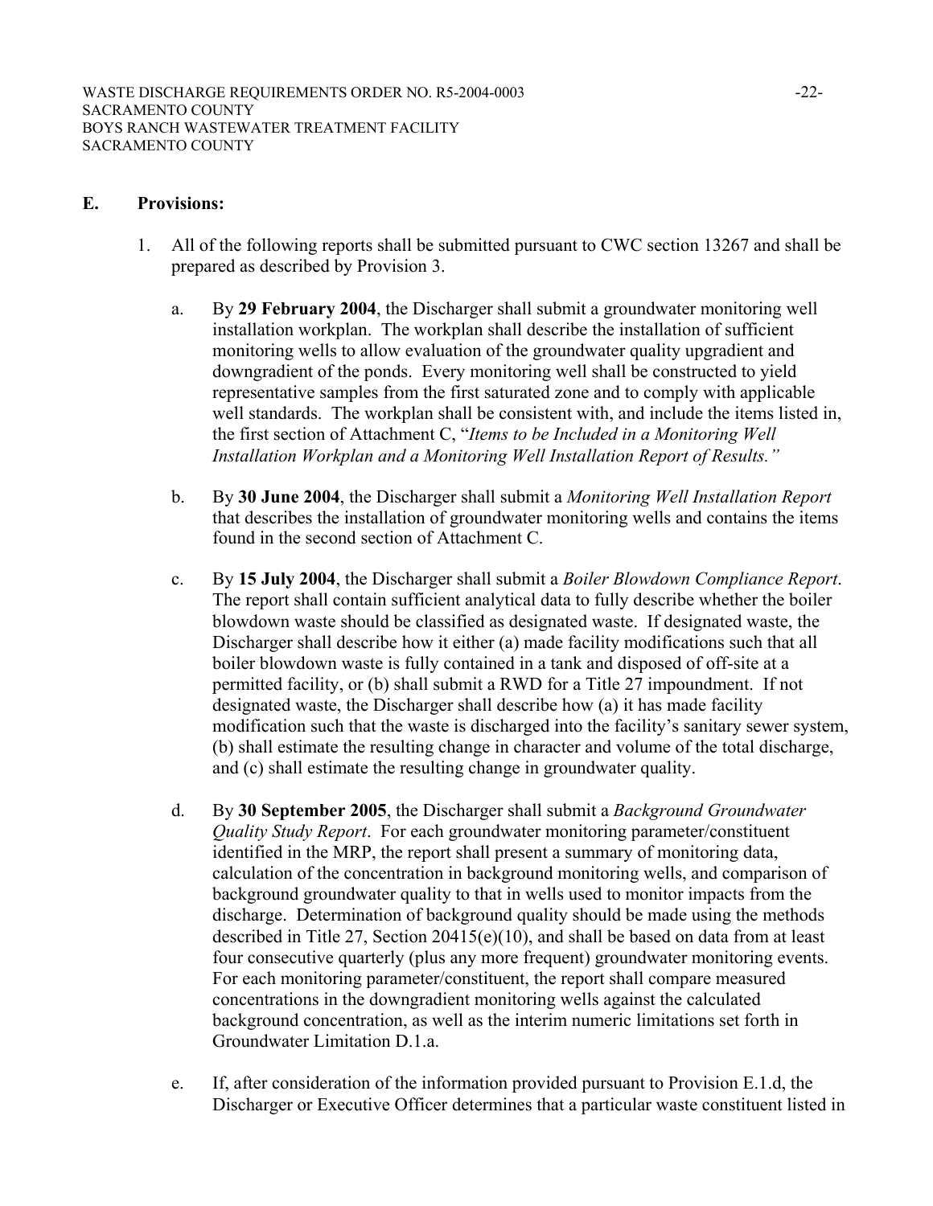## E. Provisions:

1. All of the following reports shall be submitted pursuant to CWC section 13267 and shall be prepared as described by Provision 3.

   a. By **29 February 2004**, the Discharger shall submit a groundwater monitoring well installation workplan. The workplan shall describe the installation of sufficient monitoring wells to allow evaluation of the groundwater quality upgradient and downgradient of the ponds. Every monitoring well shall be constructed to yield representative samples from the first saturated zone and to comply with applicable well standards. The workplan shall be consistent with, and include the items listed in, the first section of Attachment C, "*Items to be Included in a Monitoring Well Installation Workplan and a Monitoring Well Installation Report of Results.*"

   b. By **30 June 2004**, the Discharger shall submit a *Monitoring Well Installation Report* that describes the installation of groundwater monitoring wells and contains the items found in the second section of Attachment C.

   c. By **15 July 2004**, the Discharger shall submit a *Boiler Blowdown Compliance Report*. The report shall contain sufficient analytical data to fully describe whether the boiler blowdown waste should be classified as designated waste. If designated waste, the Discharger shall describe how it either (a) made facility modifications such that all boiler blowdown waste is fully contained in a tank and disposed of off-site at a permitted facility, or (b) shall submit a RWD for a Title 27 impoundment. If not designated waste, the Discharger shall describe how (a) it has made facility modification such that the waste is discharged into the facility's sanitary sewer system, (b) shall estimate the resulting change in character and volume of the total discharge, and (c) shall estimate the resulting change in groundwater quality.

   d. By **30 September 2005**, the Discharger shall submit a *Background Groundwater Quality Study Report*. For each groundwater monitoring parameter/constituent identified in the MRP, the report shall present a summary of monitoring data, calculation of the concentration in background monitoring wells, and comparison of background groundwater quality to that in wells used to monitor impacts from the discharge. Determination of background quality should be made using the methods described in Title 27, Section 20415(e)(10), and shall be based on data from at least four consecutive quarterly (plus any more frequent) groundwater monitoring events. For each monitoring parameter/constituent, the report shall compare measured concentrations in the downgradient monitoring wells against the calculated background concentration, as well as the interim numeric limitations set forth in Groundwater Limitation D.1.a.

   e. If, after consideration of the information provided pursuant to Provision E.1.d, the Discharger or Executive Officer determines that a particular waste constituent listed in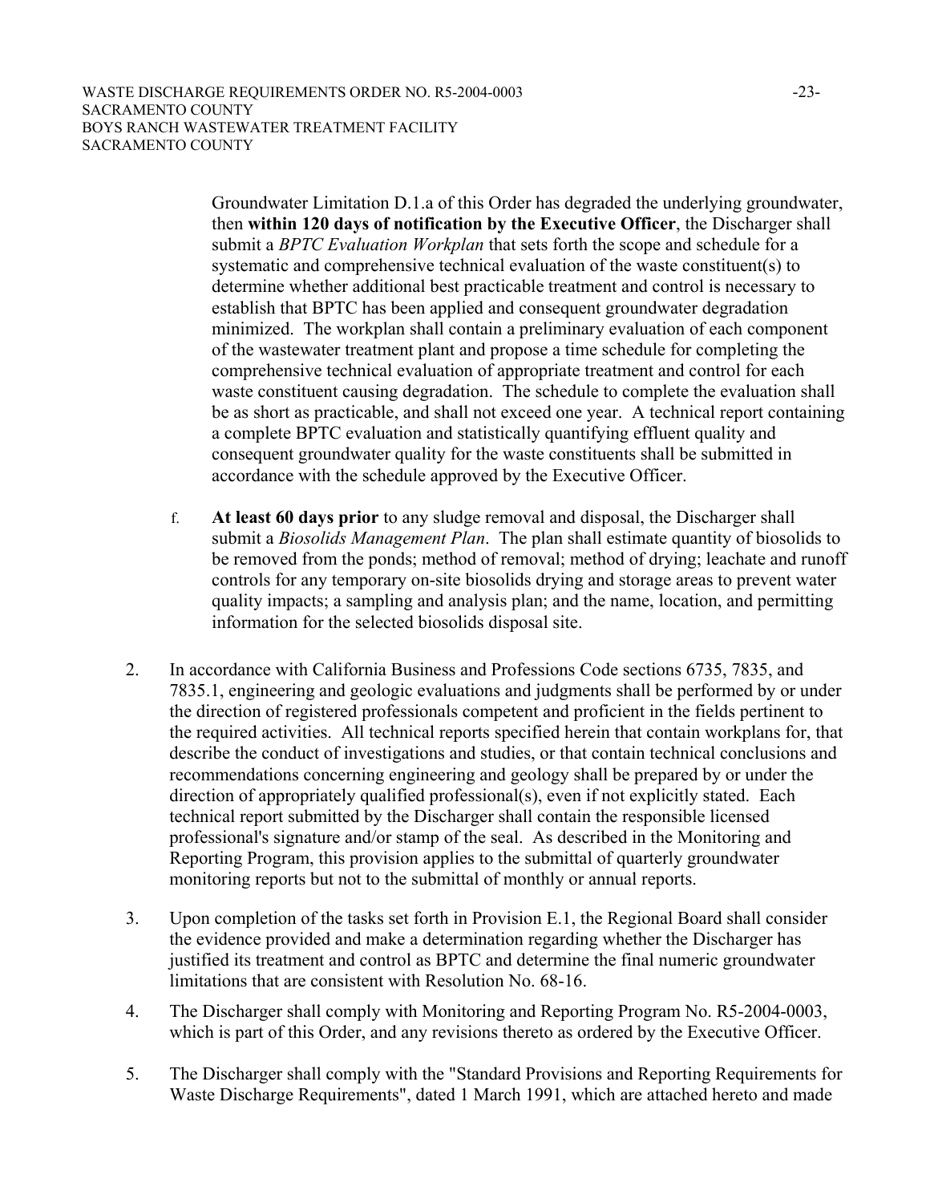Groundwater Limitation D.1.a of this Order has degraded the underlying groundwater, then **within 120 days of notification by the Executive Officer**, the Discharger shall submit a *BPTC Evaluation Workplan* that sets forth the scope and schedule for a systematic and comprehensive technical evaluation of the waste constituent(s) to determine whether additional best practicable treatment and control is necessary to establish that BPTC has been applied and consequent groundwater degradation minimized. The workplan shall contain a preliminary evaluation of each component of the wastewater treatment plant and propose a time schedule for completing the comprehensive technical evaluation of appropriate treatment and control for each waste constituent causing degradation. The schedule to complete the evaluation shall be as short as practicable, and shall not exceed one year. A technical report containing a complete BPTC evaluation and statistically quantifying effluent quality and consequent groundwater quality for the waste constituents shall be submitted in accordance with the schedule approved by the Executive Officer.

f. **At least 60 days prior** to any sludge removal and disposal, the Discharger shall submit a *Biosolids Management Plan*. The plan shall estimate quantity of biosolids to be removed from the ponds; method of removal; method of drying; leachate and runoff controls for any temporary on-site biosolids drying and storage areas to prevent water quality impacts; a sampling and analysis plan; and the name, location, and permitting information for the selected biosolids disposal site.

2. In accordance with California Business and Professions Code sections 6735, 7835, and 7835.1, engineering and geologic evaluations and judgments shall be performed by or under the direction of registered professionals competent and proficient in the fields pertinent to the required activities. All technical reports specified herein that contain workplans for, that describe the conduct of investigations and studies, or that contain technical conclusions and recommendations concerning engineering and geology shall be prepared by or under the direction of appropriately qualified professional(s), even if not explicitly stated. Each technical report submitted by the Discharger shall contain the responsible licensed professional's signature and/or stamp of the seal. As described in the Monitoring and Reporting Program, this provision applies to the submittal of quarterly groundwater monitoring reports but not to the submittal of monthly or annual reports.

3. Upon completion of the tasks set forth in Provision E.1, the Regional Board shall consider the evidence provided and make a determination regarding whether the Discharger has justified its treatment and control as BPTC and determine the final numeric groundwater limitations that are consistent with Resolution No. 68-16.

4. The Discharger shall comply with Monitoring and Reporting Program No. R5-2004-0003, which is part of this Order, and any revisions thereto as ordered by the Executive Officer.

5. The Discharger shall comply with the "Standard Provisions and Reporting Requirements for Waste Discharge Requirements", dated 1 March 1991, which are attached hereto and made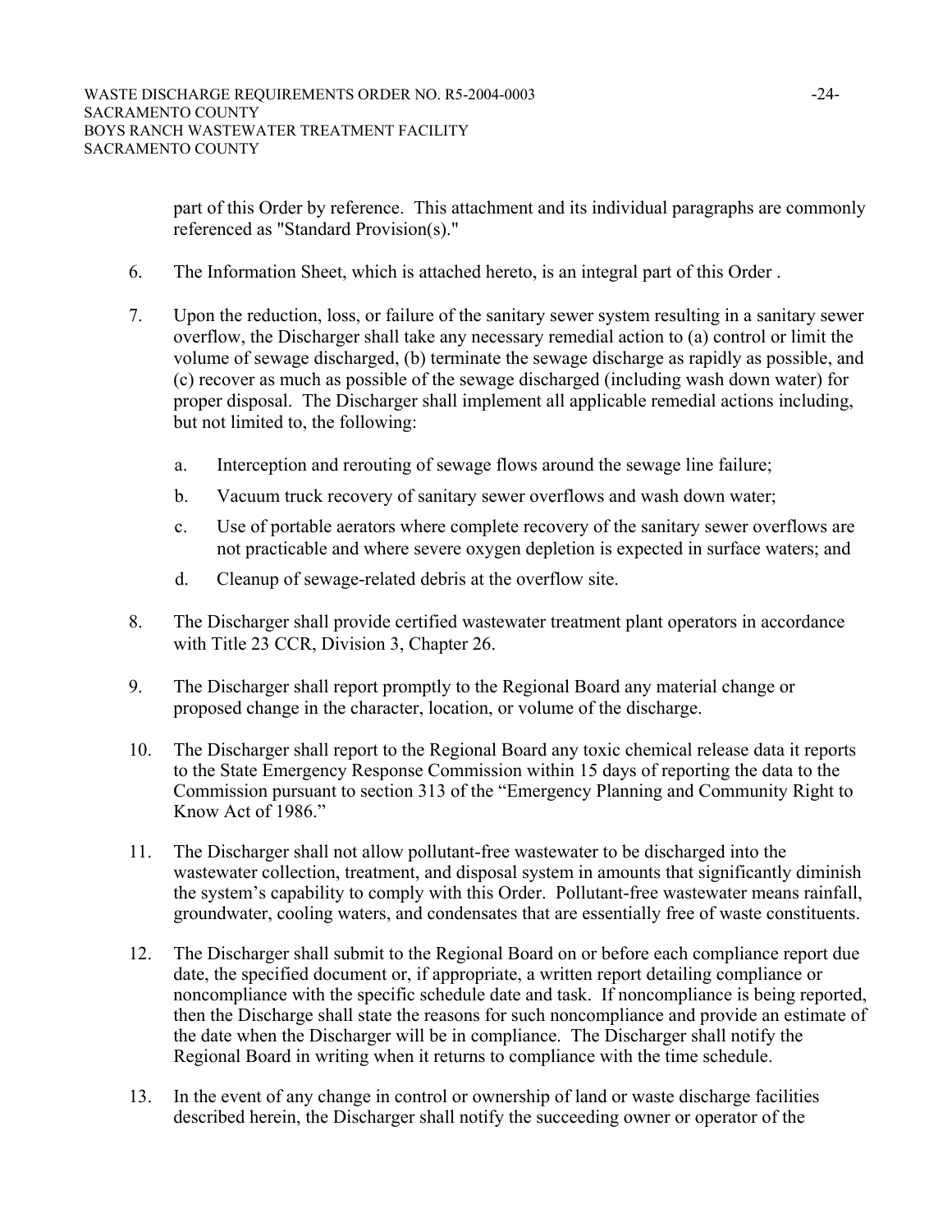part of this Order by reference. This attachment and its individual paragraphs are commonly referenced as "Standard Provision(s)."

6. The Information Sheet, which is attached hereto, is an integral part of this Order .

7. Upon the reduction, loss, or failure of the sanitary sewer system resulting in a sanitary sewer overflow, the Discharger shall take any necessary remedial action to (a) control or limit the volume of sewage discharged, (b) terminate the sewage discharge as rapidly as possible, and (c) recover as much as possible of the sewage discharged (including wash down water) for proper disposal. The Discharger shall implement all applicable remedial actions including, but not limited to, the following:

   a. Interception and rerouting of sewage flows around the sewage line failure;

   b. Vacuum truck recovery of sanitary sewer overflows and wash down water;

   c. Use of portable aerators where complete recovery of the sanitary sewer overflows are not practicable and where severe oxygen depletion is expected in surface waters; and

   d. Cleanup of sewage-related debris at the overflow site.

8. The Discharger shall provide certified wastewater treatment plant operators in accordance with Title 23 CCR, Division 3, Chapter 26.

9. The Discharger shall report promptly to the Regional Board any material change or proposed change in the character, location, or volume of the discharge.

10. The Discharger shall report to the Regional Board any toxic chemical release data it reports to the State Emergency Response Commission within 15 days of reporting the data to the Commission pursuant to section 313 of the "Emergency Planning and Community Right to Know Act of 1986."

11. The Discharger shall not allow pollutant-free wastewater to be discharged into the wastewater collection, treatment, and disposal system in amounts that significantly diminish the system's capability to comply with this Order. Pollutant-free wastewater means rainfall, groundwater, cooling waters, and condensates that are essentially free of waste constituents.

12. The Discharger shall submit to the Regional Board on or before each compliance report due date, the specified document or, if appropriate, a written report detailing compliance or noncompliance with the specific schedule date and task. If noncompliance is being reported, then the Discharge shall state the reasons for such noncompliance and provide an estimate of the date when the Discharger will be in compliance. The Discharger shall notify the Regional Board in writing when it returns to compliance with the time schedule.

13. In the event of any change in control or ownership of land or waste discharge facilities described herein, the Discharger shall notify the succeeding owner or operator of the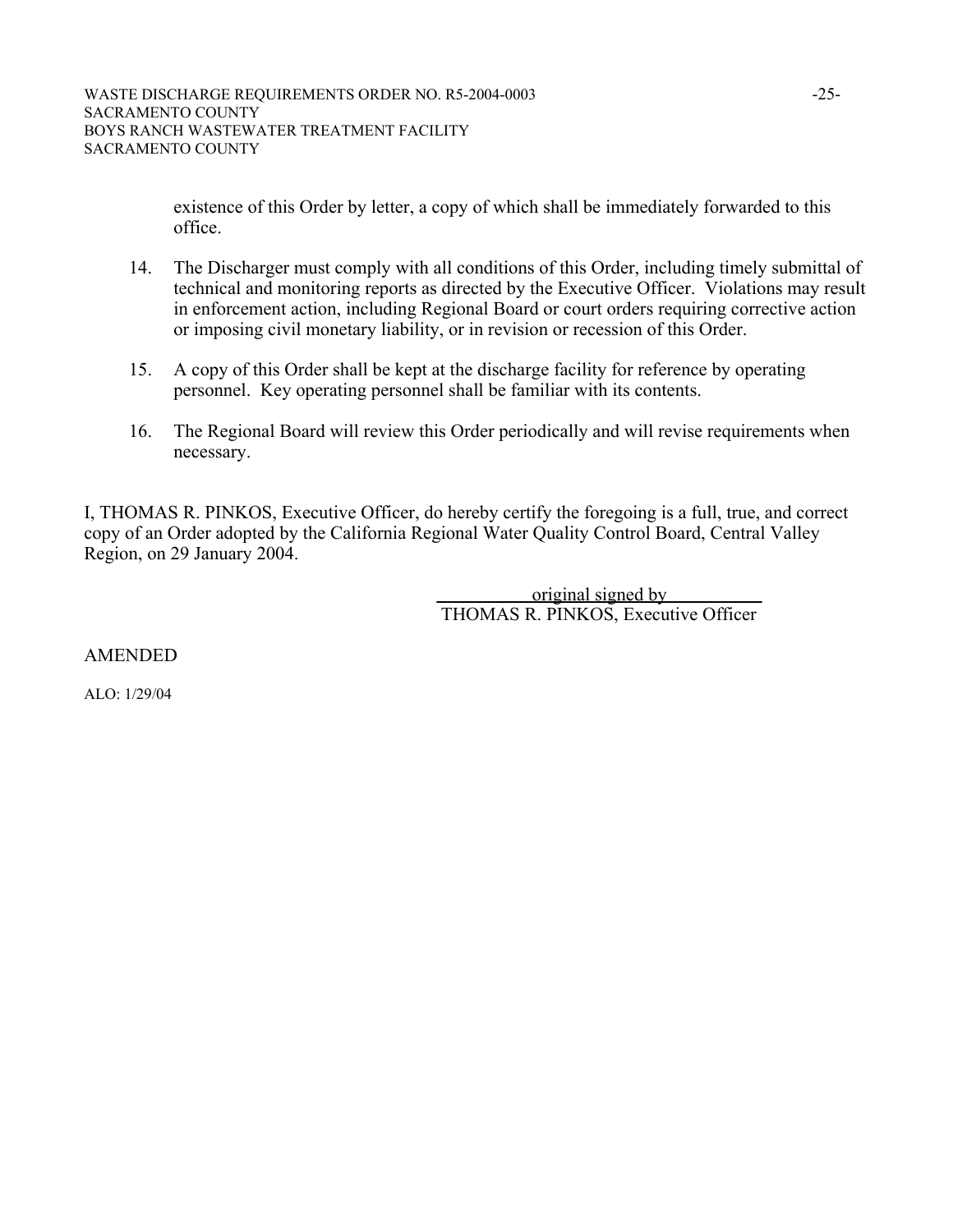existence of this Order by letter, a copy of which shall be immediately forwarded to this office.

14. The Discharger must comply with all conditions of this Order, including timely submittal of technical and monitoring reports as directed by the Executive Officer. Violations may result in enforcement action, including Regional Board or court orders requiring corrective action or imposing civil monetary liability, or in revision or recession of this Order.

15. A copy of this Order shall be kept at the discharge facility for reference by operating personnel. Key operating personnel shall be familiar with its contents.

16. The Regional Board will review this Order periodically and will revise requirements when necessary.

I, THOMAS R. PINKOS, Executive Officer, do hereby certify the foregoing is a full, true, and correct copy of an Order adopted by the California Regional Water Quality Control Board, Central Valley Region, on 29 January 2004.

original signed by

THOMAS R. PINKOS, Executive Officer

AMENDED

ALO: 1/29/04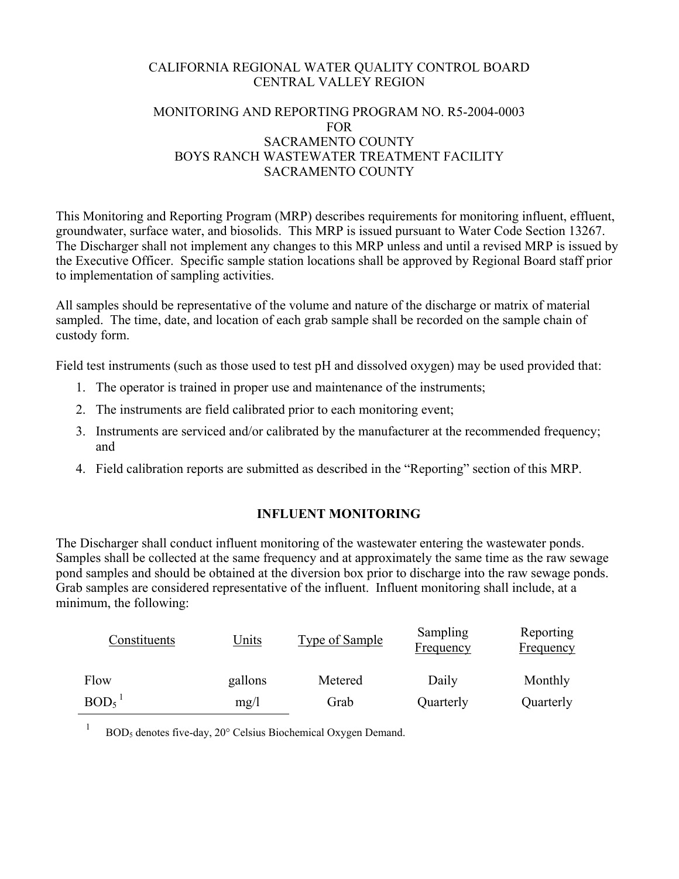CALIFORNIA REGIONAL WATER QUALITY CONTROL BOARD
CENTRAL VALLEY REGION

MONITORING AND REPORTING PROGRAM NO. R5-2004-0003
FOR
SACRAMENTO COUNTY
BOYS RANCH WASTEWATER TREATMENT FACILITY
SACRAMENTO COUNTY

This Monitoring and Reporting Program (MRP) describes requirements for monitoring influent, effluent, groundwater, surface water, and biosolids. This MRP is issued pursuant to Water Code Section 13267. The Discharger shall not implement any changes to this MRP unless and until a revised MRP is issued by the Executive Officer. Specific sample station locations shall be approved by Regional Board staff prior to implementation of sampling activities.

All samples should be representative of the volume and nature of the discharge or matrix of material sampled. The time, date, and location of each grab sample shall be recorded on the sample chain of custody form.

Field test instruments (such as those used to test pH and dissolved oxygen) may be used provided that:

1. The operator is trained in proper use and maintenance of the instruments;
2. The instruments are field calibrated prior to each monitoring event;
3. Instruments are serviced and/or calibrated by the manufacturer at the recommended frequency; and
4. Field calibration reports are submitted as described in the "Reporting" section of this MRP.

## INFLUENT MONITORING

The Discharger shall conduct influent monitoring of the wastewater entering the wastewater ponds. Samples shall be collected at the same frequency and at approximately the same time as the raw sewage pond samples and should be obtained at the diversion box prior to discharge into the raw sewage ponds. Grab samples are considered representative of the influent. Influent monitoring shall include, at a minimum, the following:

| Constituents | Units | Type of Sample | Sampling Frequency | Reporting Frequency |
|---|---|---|---|---|
| Flow | gallons | Metered | Daily | Monthly |
| $BOD_5$ [1] | mg/l | Grab | Quarterly | Quarterly |

[1] $BOD_5$ denotes five-day, 20° Celsius Biochemical Oxygen Demand.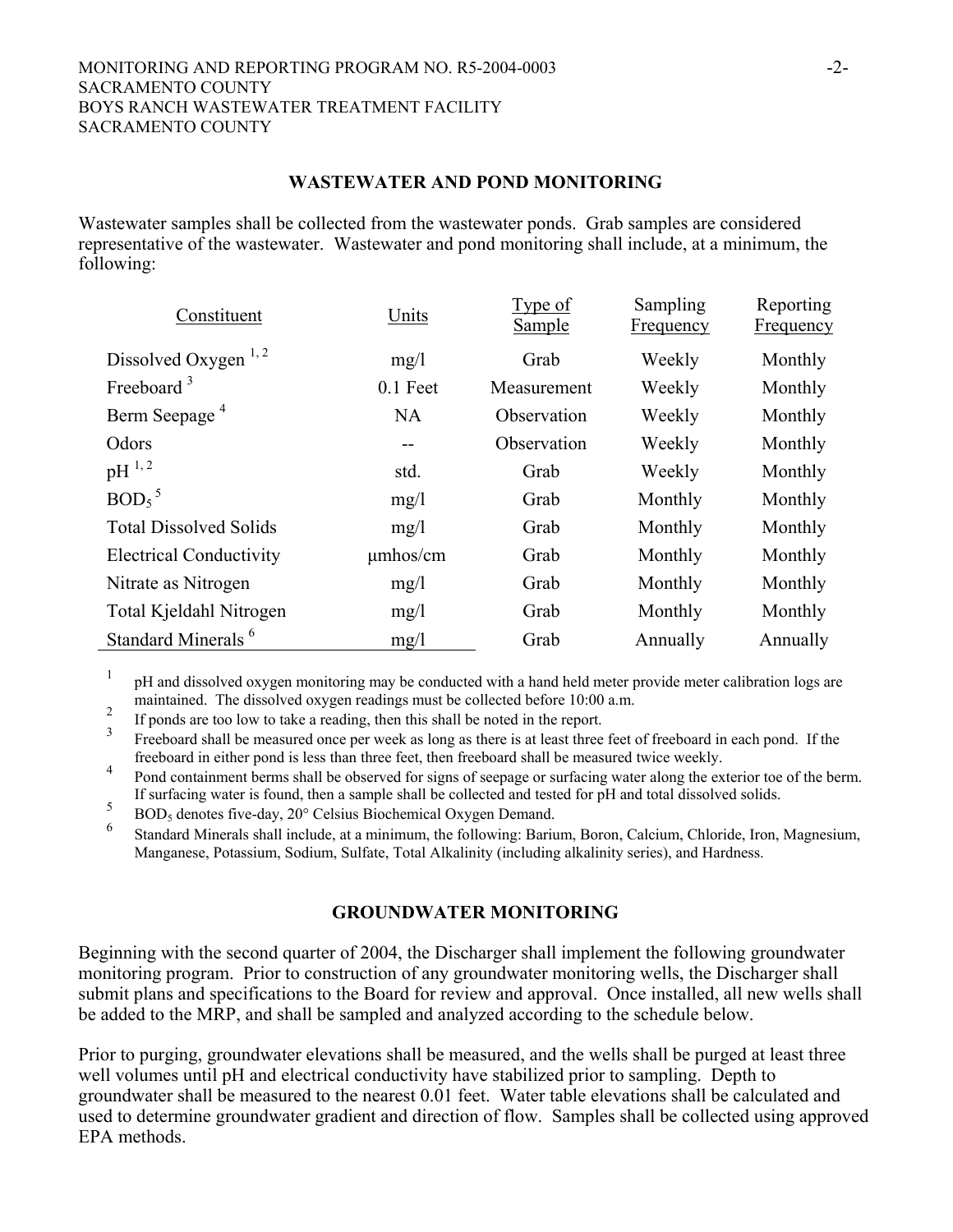## WASTEWATER AND POND MONITORING

Wastewater samples shall be collected from the wastewater ponds. Grab samples are considered representative of the wastewater. Wastewater and pond monitoring shall include, at a minimum, the following:

| Constituent | Units | Type of Sample | Sampling Frequency | Reporting Frequency |
|---|---|---|---|---|
| Dissolved Oxygen [1, 2] | mg/l | Grab | Weekly | Monthly |
| Freeboard [3] | 0.1 Feet | Measurement | Weekly | Monthly |
| Berm Seepage [4] | NA | Observation | Weekly | Monthly |
| Odors | -- | Observation | Weekly | Monthly |
| pH [1, 2] | std. | Grab | Weekly | Monthly |
| $BOD_5$ [5] | mg/l | Grab | Monthly | Monthly |
| Total Dissolved Solids | mg/l | Grab | Monthly | Monthly |
| Electrical Conductivity | µmhos/cm | Grab | Monthly | Monthly |
| Nitrate as Nitrogen | mg/l | Grab | Monthly | Monthly |
| Total Kjeldahl Nitrogen | mg/l | Grab | Monthly | Monthly |
| Standard Minerals [6] | mg/l | Grab | Annually | Annually |

1. pH and dissolved oxygen monitoring may be conducted with a hand held meter provide meter calibration logs are maintained. The dissolved oxygen readings must be collected before 10:00 a.m.
2. If ponds are too low to take a reading, then this shall be noted in the report.
3. Freeboard shall be measured once per week as long as there is at least three feet of freeboard in each pond. If the freeboard in either pond is less than three feet, then freeboard shall be measured twice weekly.
4. Pond containment berms shall be observed for signs of seepage or surfacing water along the exterior toe of the berm. If surfacing water is found, then a sample shall be collected and tested for pH and total dissolved solids.
5. $BOD_5$ denotes five-day, 20° Celsius Biochemical Oxygen Demand.
6. Standard Minerals shall include, at a minimum, the following: Barium, Boron, Calcium, Chloride, Iron, Magnesium, Manganese, Potassium, Sodium, Sulfate, Total Alkalinity (including alkalinity series), and Hardness.

## GROUNDWATER MONITORING

Beginning with the second quarter of 2004, the Discharger shall implement the following groundwater monitoring program. Prior to construction of any groundwater monitoring wells, the Discharger shall submit plans and specifications to the Board for review and approval. Once installed, all new wells shall be added to the MRP, and shall be sampled and analyzed according to the schedule below.

Prior to purging, groundwater elevations shall be measured, and the wells shall be purged at least three well volumes until pH and electrical conductivity have stabilized prior to sampling. Depth to groundwater shall be measured to the nearest 0.01 feet. Water table elevations shall be calculated and used to determine groundwater gradient and direction of flow. Samples shall be collected using approved EPA methods.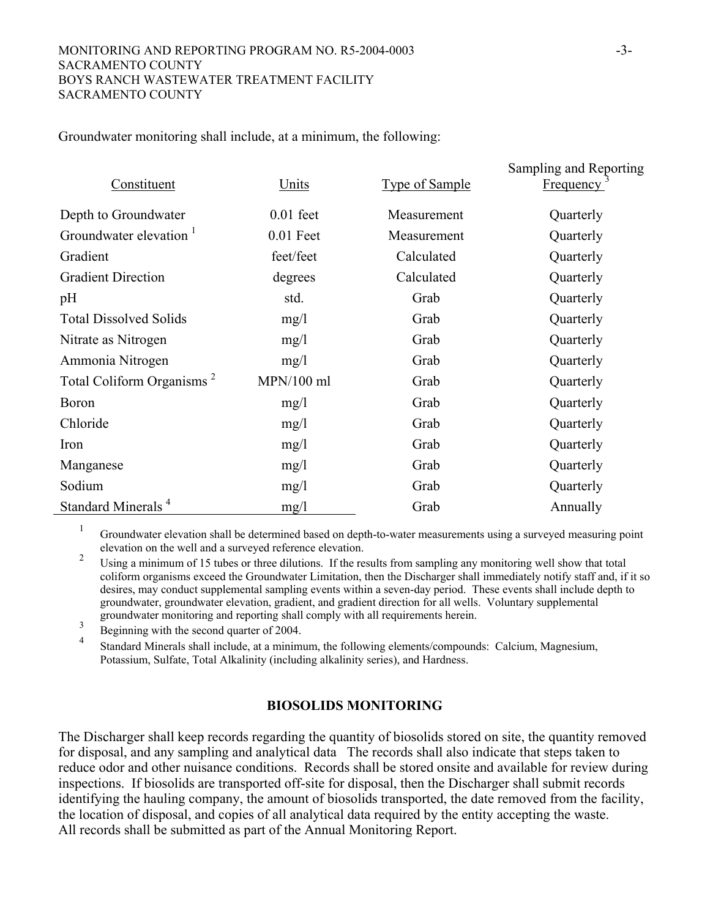Groundwater monitoring shall include, at a minimum, the following:

| Constituent | Units | Type of Sample | Sampling and Reporting Frequency [3] |
|---|---|---|---|
| Depth to Groundwater | 0.01 feet | Measurement | Quarterly |
| Groundwater elevation [1] | 0.01 Feet | Measurement | Quarterly |
| Gradient | feet/feet | Calculated | Quarterly |
| Gradient Direction | degrees | Calculated | Quarterly |
| pH | std. | Grab | Quarterly |
| Total Dissolved Solids | mg/l | Grab | Quarterly |
| Nitrate as Nitrogen | mg/l | Grab | Quarterly |
| Ammonia Nitrogen | mg/l | Grab | Quarterly |
| Total Coliform Organisms [2] | MPN/100 ml | Grab | Quarterly |
| Boron | mg/l | Grab | Quarterly |
| Chloride | mg/l | Grab | Quarterly |
| Iron | mg/l | Grab | Quarterly |
| Manganese | mg/l | Grab | Quarterly |
| Sodium | mg/l | Grab | Quarterly |
| Standard Minerals [4] | mg/l | Grab | Annually |

[1] Groundwater elevation shall be determined based on depth-to-water measurements using a surveyed measuring point elevation on the well and a surveyed reference elevation.

[2] Using a minimum of 15 tubes or three dilutions. If the results from sampling any monitoring well show that total coliform organisms exceed the Groundwater Limitation, then the Discharger shall immediately notify staff and, if it so desires, may conduct supplemental sampling events within a seven-day period. These events shall include depth to groundwater, groundwater elevation, gradient, and gradient direction for all wells. Voluntary supplemental groundwater monitoring and reporting shall comply with all requirements herein.

[3] Beginning with the second quarter of 2004.

[4] Standard Minerals shall include, at a minimum, the following elements/compounds: Calcium, Magnesium, Potassium, Sulfate, Total Alkalinity (including alkalinity series), and Hardness.

## BIOSOLIDS MONITORING

The Discharger shall keep records regarding the quantity of biosolids stored on site, the quantity removed for disposal, and any sampling and analytical data The records shall also indicate that steps taken to reduce odor and other nuisance conditions. Records shall be stored onsite and available for review during inspections. If biosolids are transported off-site for disposal, then the Discharger shall submit records identifying the hauling company, the amount of biosolids transported, the date removed from the facility, the location of disposal, and copies of all analytical data required by the entity accepting the waste. All records shall be submitted as part of the Annual Monitoring Report.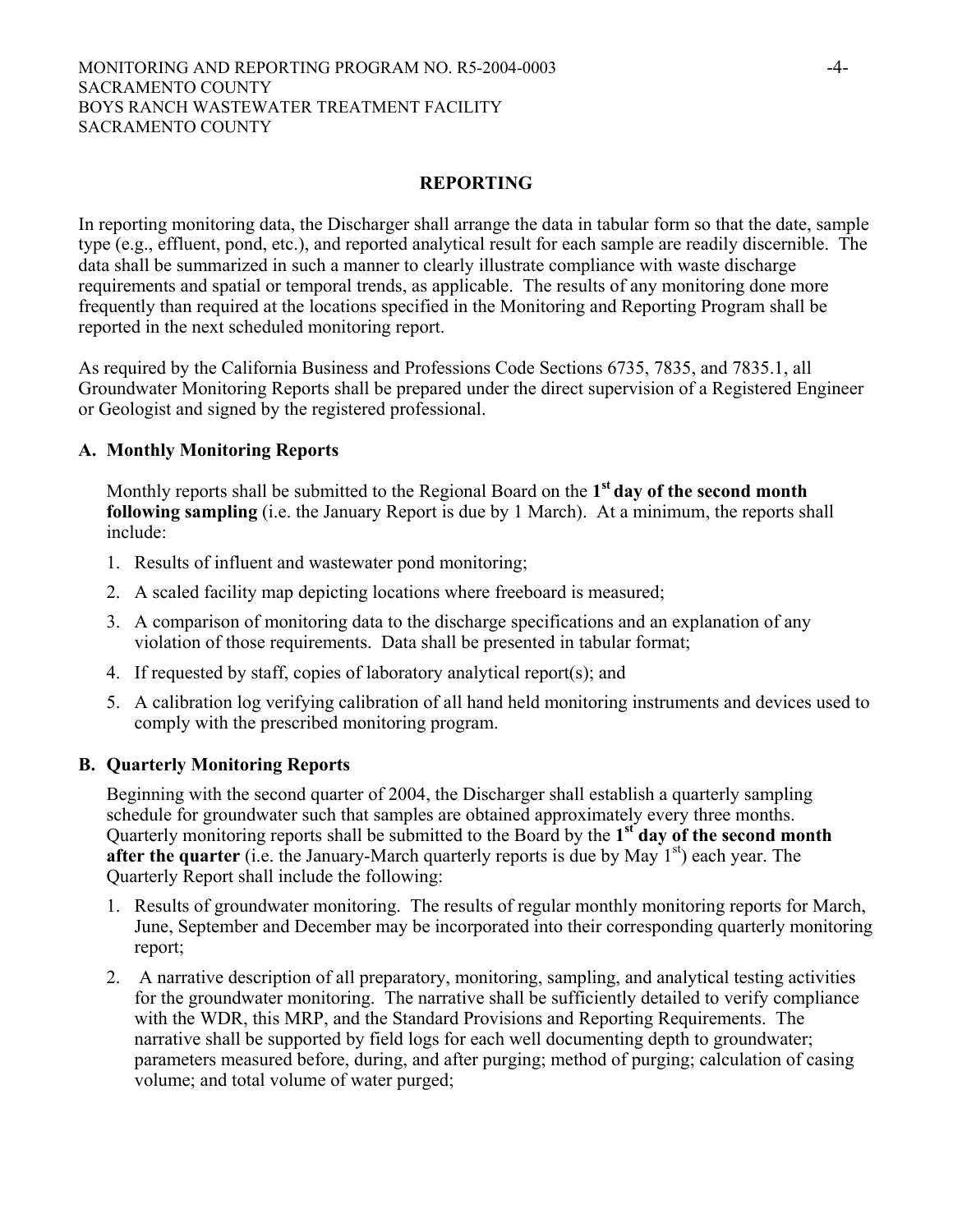## REPORTING

In reporting monitoring data, the Discharger shall arrange the data in tabular form so that the date, sample type (e.g., effluent, pond, etc.), and reported analytical result for each sample are readily discernible. The data shall be summarized in such a manner to clearly illustrate compliance with waste discharge requirements and spatial or temporal trends, as applicable. The results of any monitoring done more frequently than required at the locations specified in the Monitoring and Reporting Program shall be reported in the next scheduled monitoring report.

As required by the California Business and Professions Code Sections 6735, 7835, and 7835.1, all Groundwater Monitoring Reports shall be prepared under the direct supervision of a Registered Engineer or Geologist and signed by the registered professional.

### A. Monthly Monitoring Reports

Monthly reports shall be submitted to the Regional Board on the **1st day of the second month following sampling** (i.e. the January Report is due by 1 March). At a minimum, the reports shall include:

1. Results of influent and wastewater pond monitoring;
2. A scaled facility map depicting locations where freeboard is measured;
3. A comparison of monitoring data to the discharge specifications and an explanation of any violation of those requirements. Data shall be presented in tabular format;
4. If requested by staff, copies of laboratory analytical report(s); and
5. A calibration log verifying calibration of all hand held monitoring instruments and devices used to comply with the prescribed monitoring program.

### B. Quarterly Monitoring Reports

Beginning with the second quarter of 2004, the Discharger shall establish a quarterly sampling schedule for groundwater such that samples are obtained approximately every three months. Quarterly monitoring reports shall be submitted to the Board by the **1st day of the second month after the quarter** (i.e. the January-March quarterly reports is due by May 1st) each year. The Quarterly Report shall include the following:

1. Results of groundwater monitoring. The results of regular monthly monitoring reports for March, June, September and December may be incorporated into their corresponding quarterly monitoring report;
2. A narrative description of all preparatory, monitoring, sampling, and analytical testing activities for the groundwater monitoring. The narrative shall be sufficiently detailed to verify compliance with the WDR, this MRP, and the Standard Provisions and Reporting Requirements. The narrative shall be supported by field logs for each well documenting depth to groundwater; parameters measured before, during, and after purging; method of purging; calculation of casing volume; and total volume of water purged;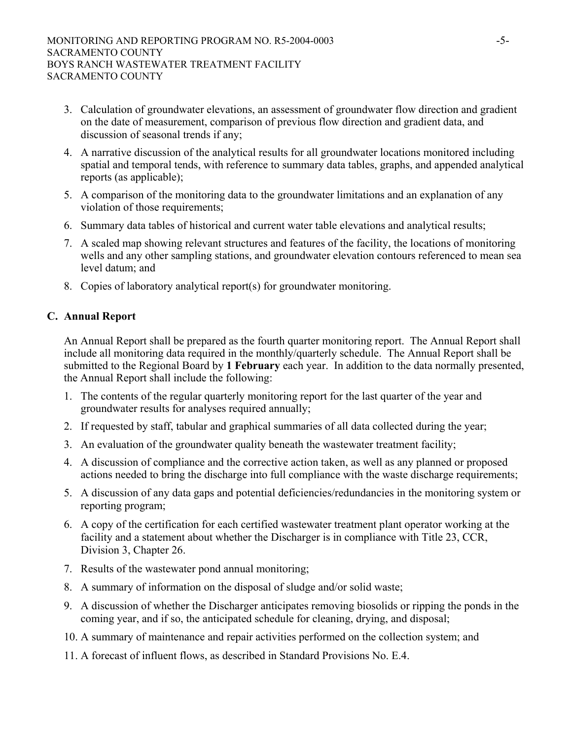3. Calculation of groundwater elevations, an assessment of groundwater flow direction and gradient on the date of measurement, comparison of previous flow direction and gradient data, and discussion of seasonal trends if any;
4. A narrative discussion of the analytical results for all groundwater locations monitored including spatial and temporal tends, with reference to summary data tables, graphs, and appended analytical reports (as applicable);
5. A comparison of the monitoring data to the groundwater limitations and an explanation of any violation of those requirements;
6. Summary data tables of historical and current water table elevations and analytical results;
7. A scaled map showing relevant structures and features of the facility, the locations of monitoring wells and any other sampling stations, and groundwater elevation contours referenced to mean sea level datum; and
8. Copies of laboratory analytical report(s) for groundwater monitoring.

## C. Annual Report

An Annual Report shall be prepared as the fourth quarter monitoring report. The Annual Report shall include all monitoring data required in the monthly/quarterly schedule. The Annual Report shall be submitted to the Regional Board by **1 February** each year. In addition to the data normally presented, the Annual Report shall include the following:

1. The contents of the regular quarterly monitoring report for the last quarter of the year and groundwater results for analyses required annually;
2. If requested by staff, tabular and graphical summaries of all data collected during the year;
3. An evaluation of the groundwater quality beneath the wastewater treatment facility;
4. A discussion of compliance and the corrective action taken, as well as any planned or proposed actions needed to bring the discharge into full compliance with the waste discharge requirements;
5. A discussion of any data gaps and potential deficiencies/redundancies in the monitoring system or reporting program;
6. A copy of the certification for each certified wastewater treatment plant operator working at the facility and a statement about whether the Discharger is in compliance with Title 23, CCR, Division 3, Chapter 26.
7. Results of the wastewater pond annual monitoring;
8. A summary of information on the disposal of sludge and/or solid waste;
9. A discussion of whether the Discharger anticipates removing biosolids or ripping the ponds in the coming year, and if so, the anticipated schedule for cleaning, drying, and disposal;
10. A summary of maintenance and repair activities performed on the collection system; and
11. A forecast of influent flows, as described in Standard Provisions No. E.4.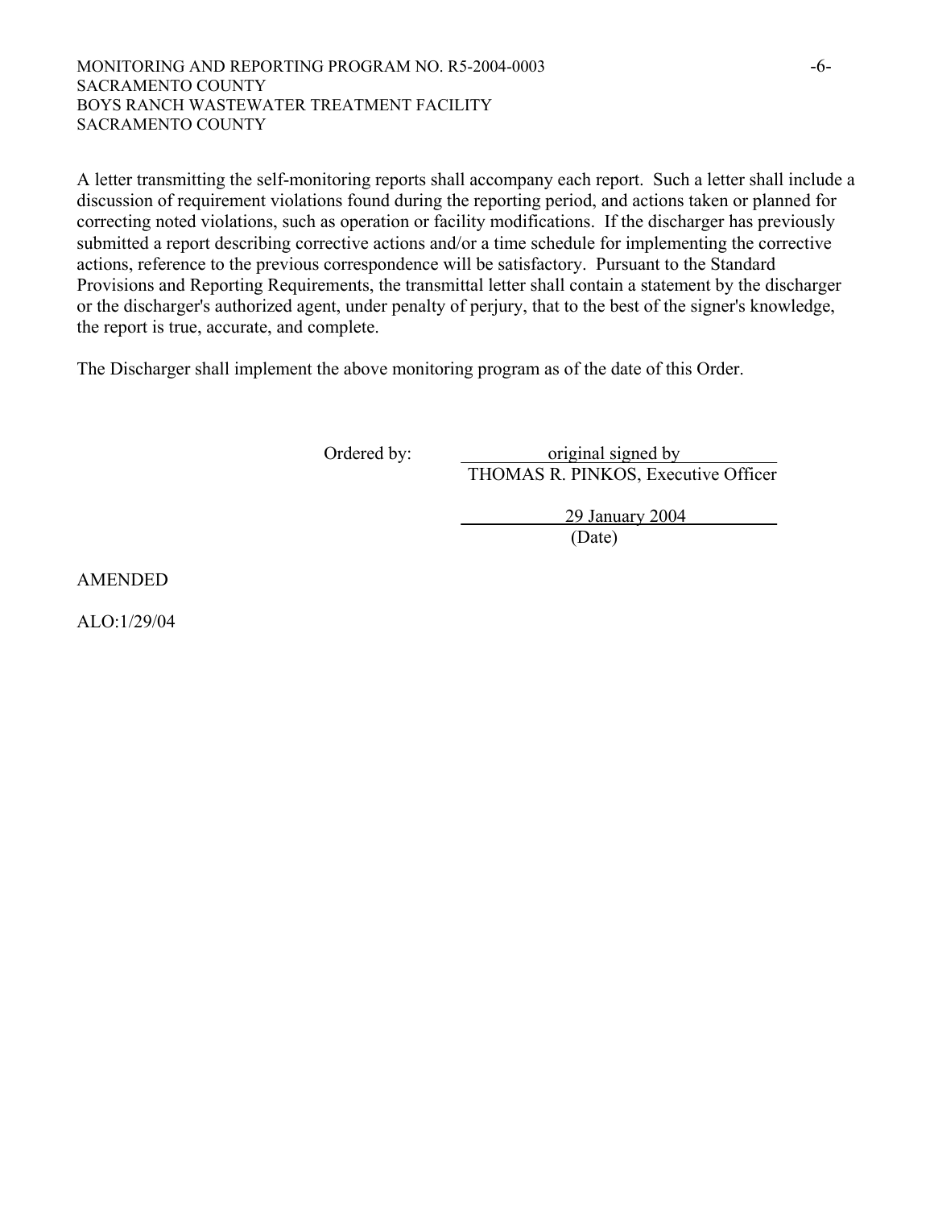A letter transmitting the self-monitoring reports shall accompany each report. Such a letter shall include a discussion of requirement violations found during the reporting period, and actions taken or planned for correcting noted violations, such as operation or facility modifications. If the discharger has previously submitted a report describing corrective actions and/or a time schedule for implementing the corrective actions, reference to the previous correspondence will be satisfactory. Pursuant to the Standard Provisions and Reporting Requirements, the transmittal letter shall contain a statement by the discharger or the discharger's authorized agent, under penalty of perjury, that to the best of the signer's knowledge, the report is true, accurate, and complete.

The Discharger shall implement the above monitoring program as of the date of this Order.

Ordered by: original signed by
THOMAS R. PINKOS, Executive Officer

29 January 2004
(Date)

AMENDED

ALO:1/29/04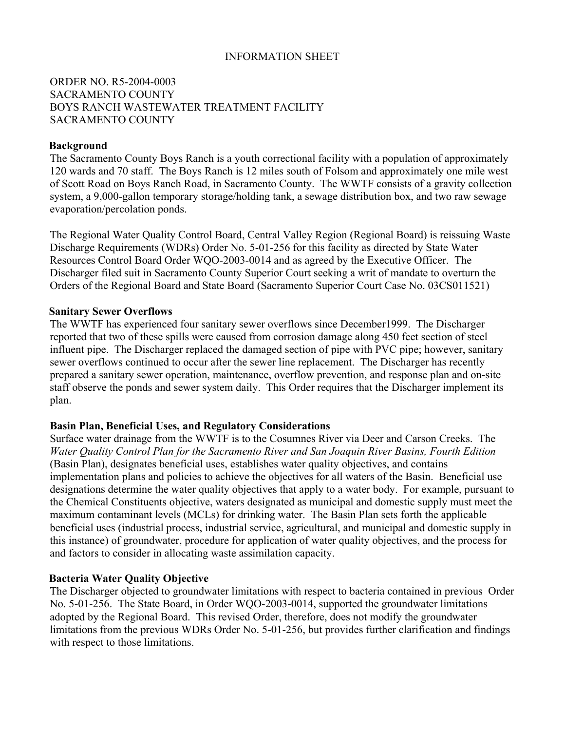INFORMATION SHEET

ORDER NO. R5-2004-0003
SACRAMENTO COUNTY
BOYS RANCH WASTEWATER TREATMENT FACILITY
SACRAMENTO COUNTY

**Background**

The Sacramento County Boys Ranch is a youth correctional facility with a population of approximately 120 wards and 70 staff. The Boys Ranch is 12 miles south of Folsom and approximately one mile west of Scott Road on Boys Ranch Road, in Sacramento County. The WWTF consists of a gravity collection system, a 9,000-gallon temporary storage/holding tank, a sewage distribution box, and two raw sewage evaporation/percolation ponds.

The Regional Water Quality Control Board, Central Valley Region (Regional Board) is reissuing Waste Discharge Requirements (WDRs) Order No. 5-01-256 for this facility as directed by State Water Resources Control Board Order WQO-2003-0014 and as agreed by the Executive Officer. The Discharger filed suit in Sacramento County Superior Court seeking a writ of mandate to overturn the Orders of the Regional Board and State Board (Sacramento Superior Court Case No. 03CS011521)

**Sanitary Sewer Overflows**

The WWTF has experienced four sanitary sewer overflows since December1999. The Discharger reported that two of these spills were caused from corrosion damage along 450 feet section of steel influent pipe. The Discharger replaced the damaged section of pipe with PVC pipe; however, sanitary sewer overflows continued to occur after the sewer line replacement. The Discharger has recently prepared a sanitary sewer operation, maintenance, overflow prevention, and response plan and on-site staff observe the ponds and sewer system daily. This Order requires that the Discharger implement its plan.

**Basin Plan, Beneficial Uses, and Regulatory Considerations**

Surface water drainage from the WWTF is to the Cosumnes River via Deer and Carson Creeks. The *Water Quality Control Plan for the Sacramento River and San Joaquin River Basins, Fourth Edition* (Basin Plan), designates beneficial uses, establishes water quality objectives, and contains implementation plans and policies to achieve the objectives for all waters of the Basin. Beneficial use designations determine the water quality objectives that apply to a water body. For example, pursuant to the Chemical Constituents objective, waters designated as municipal and domestic supply must meet the maximum contaminant levels (MCLs) for drinking water. The Basin Plan sets forth the applicable beneficial uses (industrial process, industrial service, agricultural, and municipal and domestic supply in this instance) of groundwater, procedure for application of water quality objectives, and the process for and factors to consider in allocating waste assimilation capacity.

**Bacteria Water Quality Objective**

The Discharger objected to groundwater limitations with respect to bacteria contained in previous Order No. 5-01-256. The State Board, in Order WQO-2003-0014, supported the groundwater limitations adopted by the Regional Board. This revised Order, therefore, does not modify the groundwater limitations from the previous WDRs Order No. 5-01-256, but provides further clarification and findings with respect to those limitations.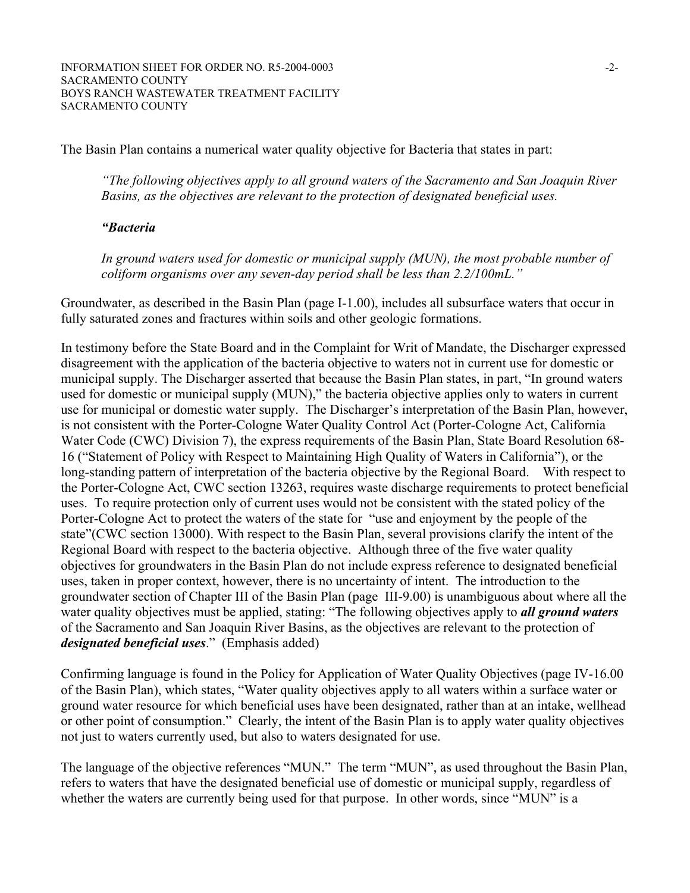The Basin Plan contains a numerical water quality objective for Bacteria that states in part:

> *"The following objectives apply to all ground waters of the Sacramento and San Joaquin River Basins, as the objectives are relevant to the protection of designated beneficial uses.*
>
> ***"Bacteria***
>
> *In ground waters used for domestic or municipal supply (MUN), the most probable number of coliform organisms over any seven-day period shall be less than 2.2/100mL."*

Groundwater, as described in the Basin Plan (page I-1.00), includes all subsurface waters that occur in fully saturated zones and fractures within soils and other geologic formations.

In testimony before the State Board and in the Complaint for Writ of Mandate, the Discharger expressed disagreement with the application of the bacteria objective to waters not in current use for domestic or municipal supply. The Discharger asserted that because the Basin Plan states, in part, "In ground waters used for domestic or municipal supply (MUN)," the bacteria objective applies only to waters in current use for municipal or domestic water supply. The Discharger's interpretation of the Basin Plan, however, is not consistent with the Porter-Cologne Water Quality Control Act (Porter-Cologne Act, California Water Code (CWC) Division 7), the express requirements of the Basin Plan, State Board Resolution 68-16 ("Statement of Policy with Respect to Maintaining High Quality of Waters in California"), or the long-standing pattern of interpretation of the bacteria objective by the Regional Board. With respect to the Porter-Cologne Act, CWC section 13263, requires waste discharge requirements to protect beneficial uses. To require protection only of current uses would not be consistent with the stated policy of the Porter-Cologne Act to protect the waters of the state for "use and enjoyment by the people of the state"(CWC section 13000). With respect to the Basin Plan, several provisions clarify the intent of the Regional Board with respect to the bacteria objective. Although three of the five water quality objectives for groundwaters in the Basin Plan do not include express reference to designated beneficial uses, taken in proper context, however, there is no uncertainty of intent. The introduction to the groundwater section of Chapter III of the Basin Plan (page III-9.00) is unambiguous about where all the water quality objectives must be applied, stating: "The following objectives apply to ***all ground waters*** of the Sacramento and San Joaquin River Basins, as the objectives are relevant to the protection of ***designated beneficial uses***." (Emphasis added)

Confirming language is found in the Policy for Application of Water Quality Objectives (page IV-16.00 of the Basin Plan), which states, "Water quality objectives apply to all waters within a surface water or ground water resource for which beneficial uses have been designated, rather than at an intake, wellhead or other point of consumption." Clearly, the intent of the Basin Plan is to apply water quality objectives not just to waters currently used, but also to waters designated for use.

The language of the objective references "MUN." The term "MUN", as used throughout the Basin Plan, refers to waters that have the designated beneficial use of domestic or municipal supply, regardless of whether the waters are currently being used for that purpose. In other words, since "MUN" is a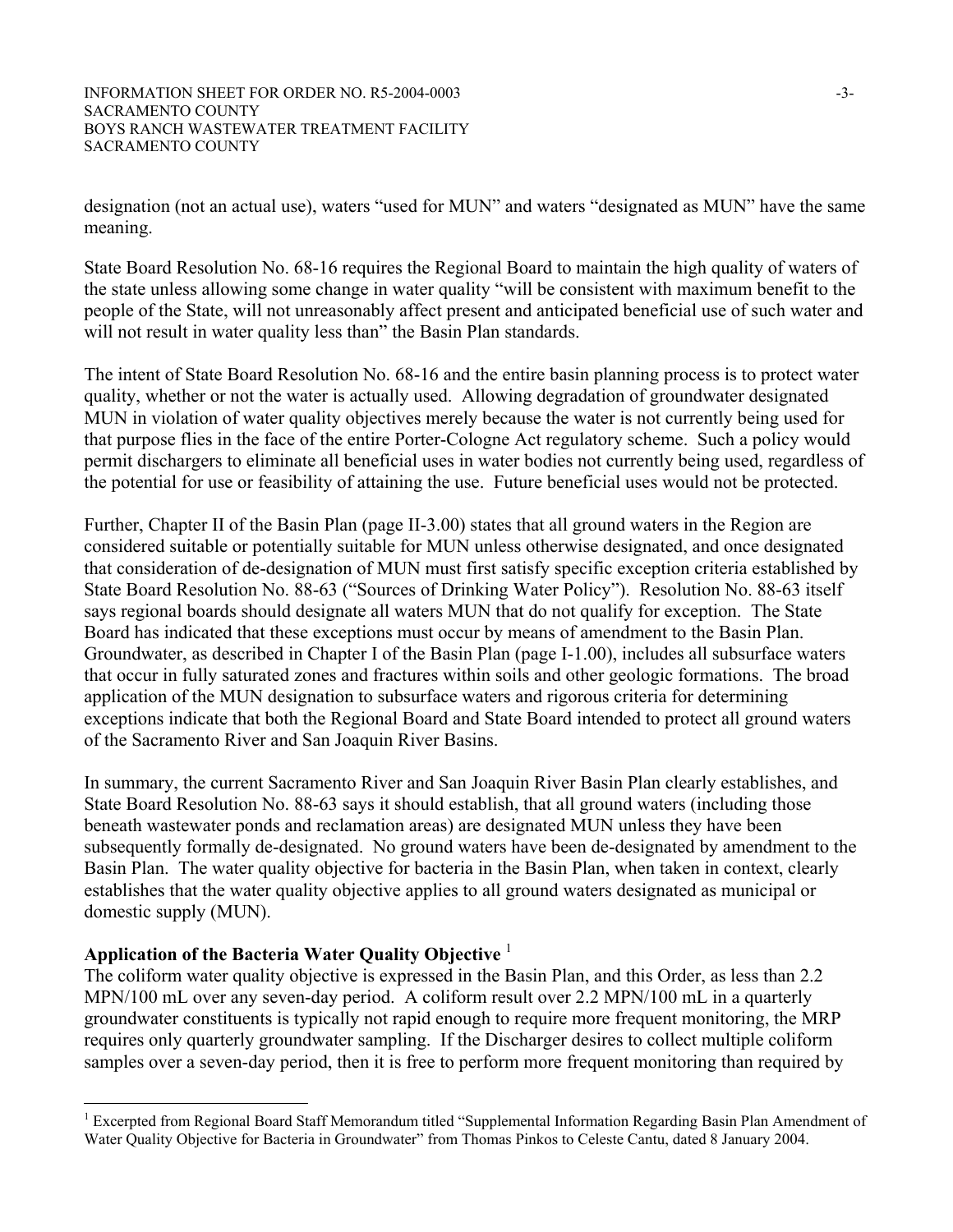designation (not an actual use), waters "used for MUN" and waters "designated as MUN" have the same meaning.

State Board Resolution No. 68-16 requires the Regional Board to maintain the high quality of waters of the state unless allowing some change in water quality "will be consistent with maximum benefit to the people of the State, will not unreasonably affect present and anticipated beneficial use of such water and will not result in water quality less than" the Basin Plan standards.

The intent of State Board Resolution No. 68-16 and the entire basin planning process is to protect water quality, whether or not the water is actually used. Allowing degradation of groundwater designated MUN in violation of water quality objectives merely because the water is not currently being used for that purpose flies in the face of the entire Porter-Cologne Act regulatory scheme. Such a policy would permit dischargers to eliminate all beneficial uses in water bodies not currently being used, regardless of the potential for use or feasibility of attaining the use. Future beneficial uses would not be protected.

Further, Chapter II of the Basin Plan (page II-3.00) states that all ground waters in the Region are considered suitable or potentially suitable for MUN unless otherwise designated, and once designated that consideration of de-designation of MUN must first satisfy specific exception criteria established by State Board Resolution No. 88-63 ("Sources of Drinking Water Policy"). Resolution No. 88-63 itself says regional boards should designate all waters MUN that do not qualify for exception. The State Board has indicated that these exceptions must occur by means of amendment to the Basin Plan. Groundwater, as described in Chapter I of the Basin Plan (page I-1.00), includes all subsurface waters that occur in fully saturated zones and fractures within soils and other geologic formations. The broad application of the MUN designation to subsurface waters and rigorous criteria for determining exceptions indicate that both the Regional Board and State Board intended to protect all ground waters of the Sacramento River and San Joaquin River Basins.

In summary, the current Sacramento River and San Joaquin River Basin Plan clearly establishes, and State Board Resolution No. 88-63 says it should establish, that all ground waters (including those beneath wastewater ponds and reclamation areas) are designated MUN unless they have been subsequently formally de-designated. No ground waters have been de-designated by amendment to the Basin Plan. The water quality objective for bacteria in the Basin Plan, when taken in context, clearly establishes that the water quality objective applies to all ground waters designated as municipal or domestic supply (MUN).

**Application of the Bacteria Water Quality Objective** [1]

The coliform water quality objective is expressed in the Basin Plan, and this Order, as less than 2.2 MPN/100 mL over any seven-day period. A coliform result over 2.2 MPN/100 mL in a quarterly groundwater constituents is typically not rapid enough to require more frequent monitoring, the MRP requires only quarterly groundwater sampling. If the Discharger desires to collect multiple coliform samples over a seven-day period, then it is free to perform more frequent monitoring than required by

---

[1] Excerpted from Regional Board Staff Memorandum titled "Supplemental Information Regarding Basin Plan Amendment of Water Quality Objective for Bacteria in Groundwater" from Thomas Pinkos to Celeste Cantu, dated 8 January 2004.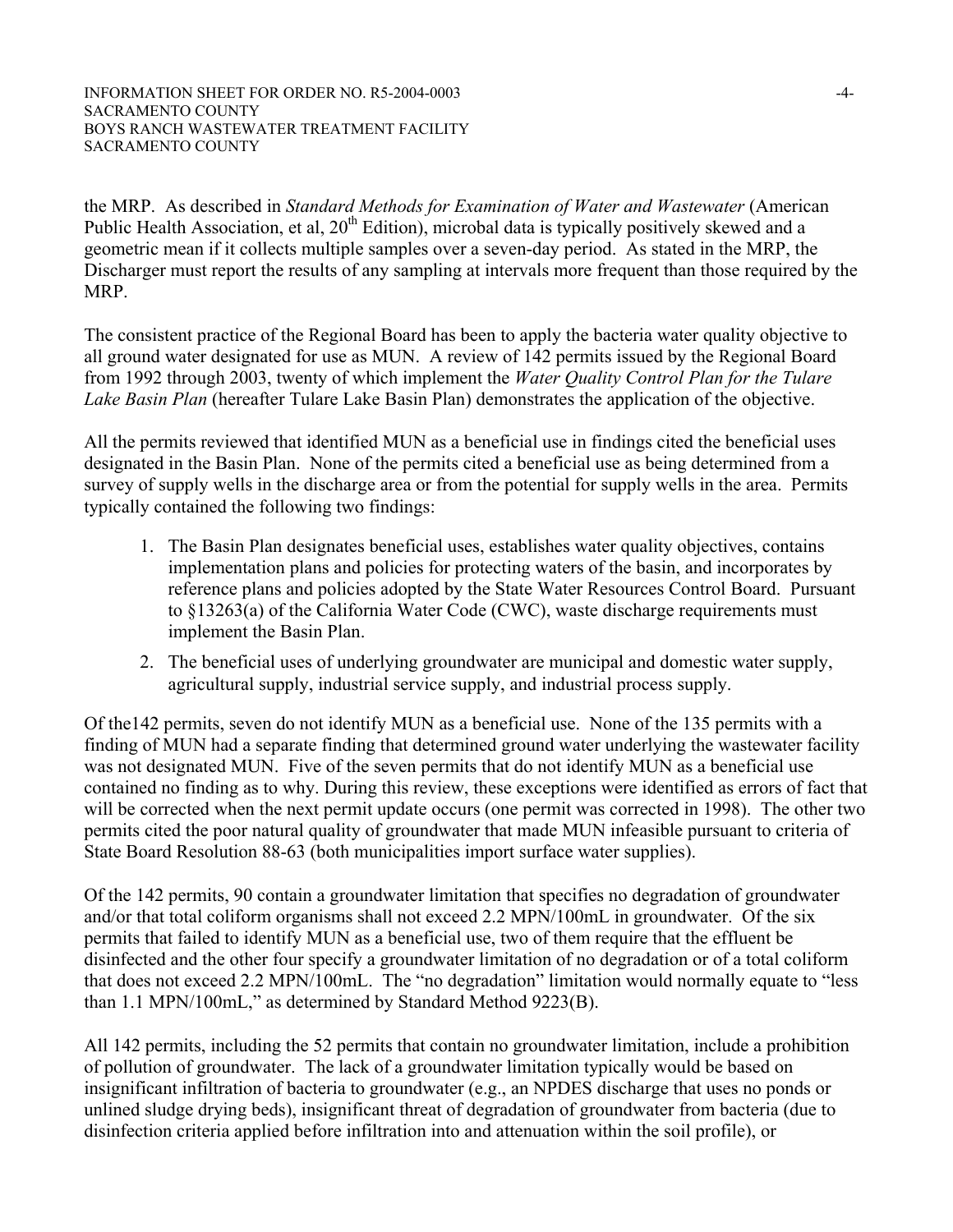the MRP. As described in *Standard Methods for Examination of Water and Wastewater* (American Public Health Association, et al, 20th Edition), microbal data is typically positively skewed and a geometric mean if it collects multiple samples over a seven-day period. As stated in the MRP, the Discharger must report the results of any sampling at intervals more frequent than those required by the MRP.

The consistent practice of the Regional Board has been to apply the bacteria water quality objective to all ground water designated for use as MUN. A review of 142 permits issued by the Regional Board from 1992 through 2003, twenty of which implement the *Water Quality Control Plan for the Tulare Lake Basin Plan* (hereafter Tulare Lake Basin Plan) demonstrates the application of the objective.

All the permits reviewed that identified MUN as a beneficial use in findings cited the beneficial uses designated in the Basin Plan. None of the permits cited a beneficial use as being determined from a survey of supply wells in the discharge area or from the potential for supply wells in the area. Permits typically contained the following two findings:

1. The Basin Plan designates beneficial uses, establishes water quality objectives, contains implementation plans and policies for protecting waters of the basin, and incorporates by reference plans and policies adopted by the State Water Resources Control Board. Pursuant to §13263(a) of the California Water Code (CWC), waste discharge requirements must implement the Basin Plan.
2. The beneficial uses of underlying groundwater are municipal and domestic water supply, agricultural supply, industrial service supply, and industrial process supply.

Of the142 permits, seven do not identify MUN as a beneficial use. None of the 135 permits with a finding of MUN had a separate finding that determined ground water underlying the wastewater facility was not designated MUN. Five of the seven permits that do not identify MUN as a beneficial use contained no finding as to why. During this review, these exceptions were identified as errors of fact that will be corrected when the next permit update occurs (one permit was corrected in 1998). The other two permits cited the poor natural quality of groundwater that made MUN infeasible pursuant to criteria of State Board Resolution 88-63 (both municipalities import surface water supplies).

Of the 142 permits, 90 contain a groundwater limitation that specifies no degradation of groundwater and/or that total coliform organisms shall not exceed 2.2 MPN/100mL in groundwater. Of the six permits that failed to identify MUN as a beneficial use, two of them require that the effluent be disinfected and the other four specify a groundwater limitation of no degradation or of a total coliform that does not exceed 2.2 MPN/100mL. The "no degradation" limitation would normally equate to "less than 1.1 MPN/100mL," as determined by Standard Method 9223(B).

All 142 permits, including the 52 permits that contain no groundwater limitation, include a prohibition of pollution of groundwater. The lack of a groundwater limitation typically would be based on insignificant infiltration of bacteria to groundwater (e.g., an NPDES discharge that uses no ponds or unlined sludge drying beds), insignificant threat of degradation of groundwater from bacteria (due to disinfection criteria applied before infiltration into and attenuation within the soil profile), or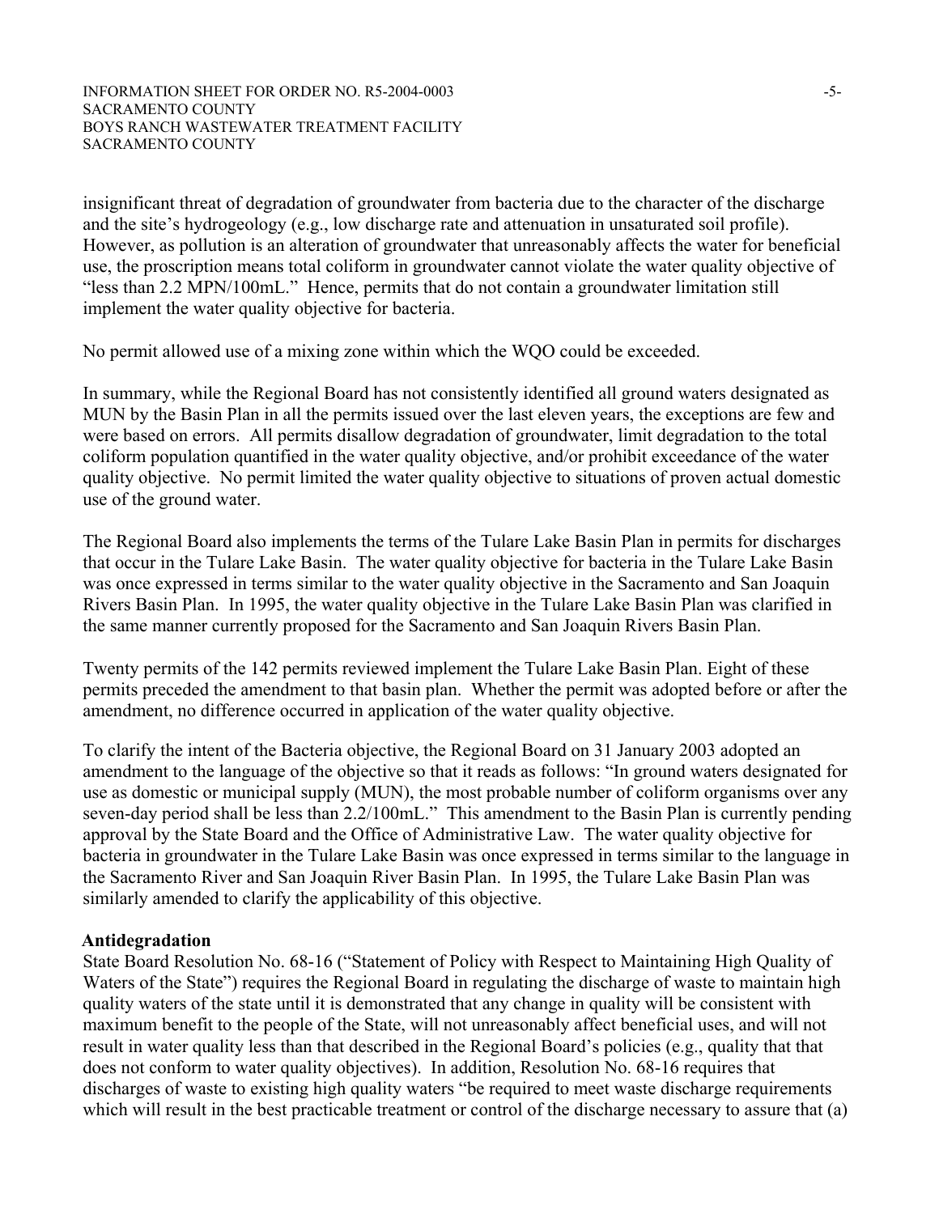insignificant threat of degradation of groundwater from bacteria due to the character of the discharge and the site's hydrogeology (e.g., low discharge rate and attenuation in unsaturated soil profile). However, as pollution is an alteration of groundwater that unreasonably affects the water for beneficial use, the proscription means total coliform in groundwater cannot violate the water quality objective of "less than 2.2 MPN/100mL." Hence, permits that do not contain a groundwater limitation still implement the water quality objective for bacteria.

No permit allowed use of a mixing zone within which the WQO could be exceeded.

In summary, while the Regional Board has not consistently identified all ground waters designated as MUN by the Basin Plan in all the permits issued over the last eleven years, the exceptions are few and were based on errors. All permits disallow degradation of groundwater, limit degradation to the total coliform population quantified in the water quality objective, and/or prohibit exceedance of the water quality objective. No permit limited the water quality objective to situations of proven actual domestic use of the ground water.

The Regional Board also implements the terms of the Tulare Lake Basin Plan in permits for discharges that occur in the Tulare Lake Basin. The water quality objective for bacteria in the Tulare Lake Basin was once expressed in terms similar to the water quality objective in the Sacramento and San Joaquin Rivers Basin Plan. In 1995, the water quality objective in the Tulare Lake Basin Plan was clarified in the same manner currently proposed for the Sacramento and San Joaquin Rivers Basin Plan.

Twenty permits of the 142 permits reviewed implement the Tulare Lake Basin Plan. Eight of these permits preceded the amendment to that basin plan. Whether the permit was adopted before or after the amendment, no difference occurred in application of the water quality objective.

To clarify the intent of the Bacteria objective, the Regional Board on 31 January 2003 adopted an amendment to the language of the objective so that it reads as follows: "In ground waters designated for use as domestic or municipal supply (MUN), the most probable number of coliform organisms over any seven-day period shall be less than 2.2/100mL." This amendment to the Basin Plan is currently pending approval by the State Board and the Office of Administrative Law. The water quality objective for bacteria in groundwater in the Tulare Lake Basin was once expressed in terms similar to the language in the Sacramento River and San Joaquin River Basin Plan. In 1995, the Tulare Lake Basin Plan was similarly amended to clarify the applicability of this objective.

**Antidegradation**

State Board Resolution No. 68-16 ("Statement of Policy with Respect to Maintaining High Quality of Waters of the State") requires the Regional Board in regulating the discharge of waste to maintain high quality waters of the state until it is demonstrated that any change in quality will be consistent with maximum benefit to the people of the State, will not unreasonably affect beneficial uses, and will not result in water quality less than that described in the Regional Board's policies (e.g., quality that that does not conform to water quality objectives). In addition, Resolution No. 68-16 requires that discharges of waste to existing high quality waters "be required to meet waste discharge requirements which will result in the best practicable treatment or control of the discharge necessary to assure that (a)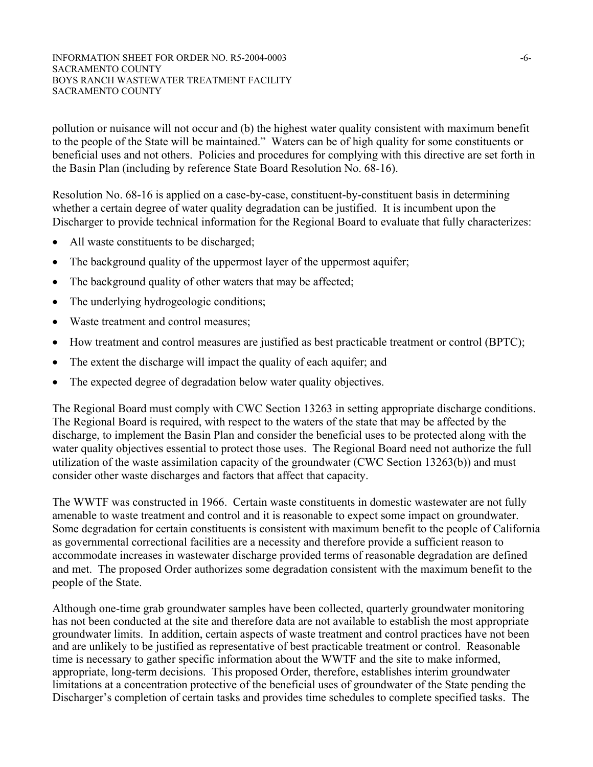pollution or nuisance will not occur and (b) the highest water quality consistent with maximum benefit to the people of the State will be maintained." Waters can be of high quality for some constituents or beneficial uses and not others. Policies and procedures for complying with this directive are set forth in the Basin Plan (including by reference State Board Resolution No. 68-16).

Resolution No. 68-16 is applied on a case-by-case, constituent-by-constituent basis in determining whether a certain degree of water quality degradation can be justified. It is incumbent upon the Discharger to provide technical information for the Regional Board to evaluate that fully characterizes:

- All waste constituents to be discharged;
- The background quality of the uppermost layer of the uppermost aquifer;
- The background quality of other waters that may be affected;
- The underlying hydrogeologic conditions;
- Waste treatment and control measures;
- How treatment and control measures are justified as best practicable treatment or control (BPTC);
- The extent the discharge will impact the quality of each aquifer; and
- The expected degree of degradation below water quality objectives.

The Regional Board must comply with CWC Section 13263 in setting appropriate discharge conditions. The Regional Board is required, with respect to the waters of the state that may be affected by the discharge, to implement the Basin Plan and consider the beneficial uses to be protected along with the water quality objectives essential to protect those uses. The Regional Board need not authorize the full utilization of the waste assimilation capacity of the groundwater (CWC Section 13263(b)) and must consider other waste discharges and factors that affect that capacity.

The WWTF was constructed in 1966. Certain waste constituents in domestic wastewater are not fully amenable to waste treatment and control and it is reasonable to expect some impact on groundwater. Some degradation for certain constituents is consistent with maximum benefit to the people of California as governmental correctional facilities are a necessity and therefore provide a sufficient reason to accommodate increases in wastewater discharge provided terms of reasonable degradation are defined and met. The proposed Order authorizes some degradation consistent with the maximum benefit to the people of the State.

Although one-time grab groundwater samples have been collected, quarterly groundwater monitoring has not been conducted at the site and therefore data are not available to establish the most appropriate groundwater limits. In addition, certain aspects of waste treatment and control practices have not been and are unlikely to be justified as representative of best practicable treatment or control. Reasonable time is necessary to gather specific information about the WWTF and the site to make informed, appropriate, long-term decisions. This proposed Order, therefore, establishes interim groundwater limitations at a concentration protective of the beneficial uses of groundwater of the State pending the Discharger's completion of certain tasks and provides time schedules to complete specified tasks. The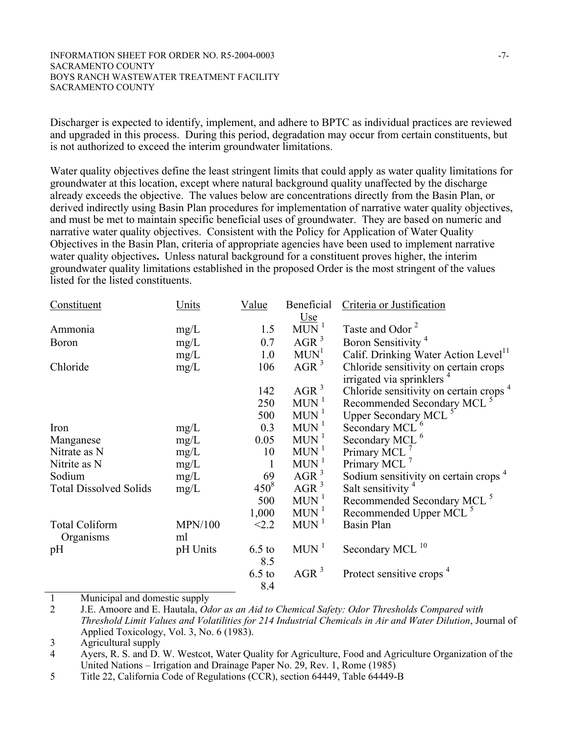Discharger is expected to identify, implement, and adhere to BPTC as individual practices are reviewed and upgraded in this process. During this period, degradation may occur from certain constituents, but is not authorized to exceed the interim groundwater limitations.

Water quality objectives define the least stringent limits that could apply as water quality limitations for groundwater at this location, except where natural background quality unaffected by the discharge already exceeds the objective. The values below are concentrations directly from the Basin Plan, or derived indirectly using Basin Plan procedures for implementation of narrative water quality objectives, and must be met to maintain specific beneficial uses of groundwater. They are based on numeric and narrative water quality objectives. Consistent with the Policy for Application of Water Quality Objectives in the Basin Plan, criteria of appropriate agencies have been used to implement narrative water quality objectives**.** Unless natural background for a constituent proves higher, the interim groundwater quality limitations established in the proposed Order is the most stringent of the values listed for the listed constituents.

| Constituent | Units | Value | Beneficial Use | Criteria or Justification |
|---|---|---|---|---|
| Ammonia | mg/L | 1.5 | MUN [1] | Taste and Odor [2] |
| Boron | mg/L | 0.7 | AGR [3] | Boron Sensitivity [4] |
| | mg/L | 1.0 | MUN[1] | Calif. Drinking Water Action Level[11] |
| Chloride | mg/L | 106 | AGR [3] | Chloride sensitivity on certain crops irrigated via sprinklers [4] |
| | | 142 | AGR [3] | Chloride sensitivity on certain crops [4] |
| | | 250 | MUN [1] | Recommended Secondary MCL [5] |
| | | 500 | MUN [1] | Upper Secondary MCL [5] |
| Iron | mg/L | 0.3 | MUN [1] | Secondary MCL [6] |
| Manganese | mg/L | 0.05 | MUN [1] | Secondary MCL [6] |
| Nitrate as N | mg/L | 10 | MUN [1] | Primary MCL [7] |
| Nitrite as N | mg/L | 1 | MUN [1] | Primary MCL [7] |
| Sodium | mg/L | 69 | AGR [3] | Sodium sensitivity on certain crops [4] |
| Total Dissolved Solids | mg/L | 450[8] | AGR [3] | Salt sensitivity [4] |
| | | 500 | MUN [1] | Recommended Secondary MCL [5] |
| | | 1,000 | MUN [1] | Recommended Upper MCL [5] |
| Total Coliform Organisms | MPN/100 ml | <2.2 | MUN [1] | Basin Plan |
| pH | pH Units | 6.5 to 8.5 | MUN [1] | Secondary MCL [10] |
| | | 6.5 to 8.4 | AGR [3] | Protect sensitive crops [4] |

1 Municipal and domestic supply

2 J.E. Amoore and E. Hautala, *Odor as an Aid to Chemical Safety: Odor Thresholds Compared with Threshold Limit Values and Volatilities for 214 Industrial Chemicals in Air and Water Dilution*, Journal of Applied Toxicology, Vol. 3, No. 6 (1983).

3 Agricultural supply

4 Ayers, R. S. and D. W. Westcot, Water Quality for Agriculture, Food and Agriculture Organization of the United Nations – Irrigation and Drainage Paper No. 29, Rev. 1, Rome (1985)

5 Title 22, California Code of Regulations (CCR), section 64449, Table 64449-B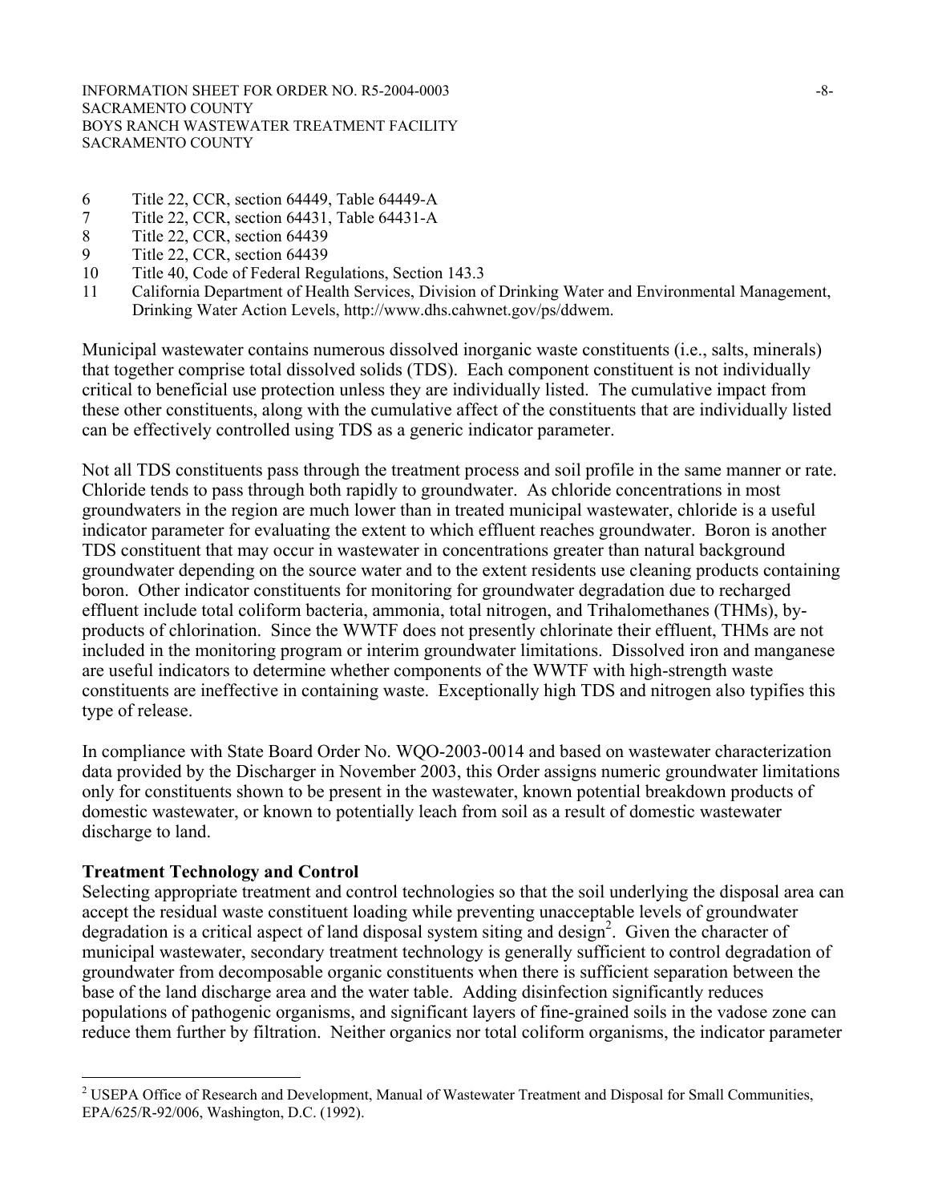6 Title 22, CCR, section 64449, Table 64449-A
7 Title 22, CCR, section 64431, Table 64431-A
8 Title 22, CCR, section 64439
9 Title 22, CCR, section 64439
10 Title 40, Code of Federal Regulations, Section 143.3
11 California Department of Health Services, Division of Drinking Water and Environmental Management, Drinking Water Action Levels, http://www.dhs.cahwnet.gov/ps/ddwem.

Municipal wastewater contains numerous dissolved inorganic waste constituents (i.e., salts, minerals) that together comprise total dissolved solids (TDS). Each component constituent is not individually critical to beneficial use protection unless they are individually listed. The cumulative impact from these other constituents, along with the cumulative affect of the constituents that are individually listed can be effectively controlled using TDS as a generic indicator parameter.

Not all TDS constituents pass through the treatment process and soil profile in the same manner or rate. Chloride tends to pass through both rapidly to groundwater. As chloride concentrations in most groundwaters in the region are much lower than in treated municipal wastewater, chloride is a useful indicator parameter for evaluating the extent to which effluent reaches groundwater. Boron is another TDS constituent that may occur in wastewater in concentrations greater than natural background groundwater depending on the source water and to the extent residents use cleaning products containing boron. Other indicator constituents for monitoring for groundwater degradation due to recharged effluent include total coliform bacteria, ammonia, total nitrogen, and Trihalomethanes (THMs), by-products of chlorination. Since the WWTF does not presently chlorinate their effluent, THMs are not included in the monitoring program or interim groundwater limitations. Dissolved iron and manganese are useful indicators to determine whether components of the WWTF with high-strength waste constituents are ineffective in containing waste. Exceptionally high TDS and nitrogen also typifies this type of release.

In compliance with State Board Order No. WQO-2003-0014 and based on wastewater characterization data provided by the Discharger in November 2003, this Order assigns numeric groundwater limitations only for constituents shown to be present in the wastewater, known potential breakdown products of domestic wastewater, or known to potentially leach from soil as a result of domestic wastewater discharge to land.

**Treatment Technology and Control**

Selecting appropriate treatment and control technologies so that the soil underlying the disposal area can accept the residual waste constituent loading while preventing unacceptable levels of groundwater degradation is a critical aspect of land disposal system siting and design[2]. Given the character of municipal wastewater, secondary treatment technology is generally sufficient to control degradation of groundwater from decomposable organic constituents when there is sufficient separation between the base of the land discharge area and the water table. Adding disinfection significantly reduces populations of pathogenic organisms, and significant layers of fine-grained soils in the vadose zone can reduce them further by filtration. Neither organics nor total coliform organisms, the indicator parameter

[2] USEPA Office of Research and Development, Manual of Wastewater Treatment and Disposal for Small Communities, EPA/625/R-92/006, Washington, D.C. (1992).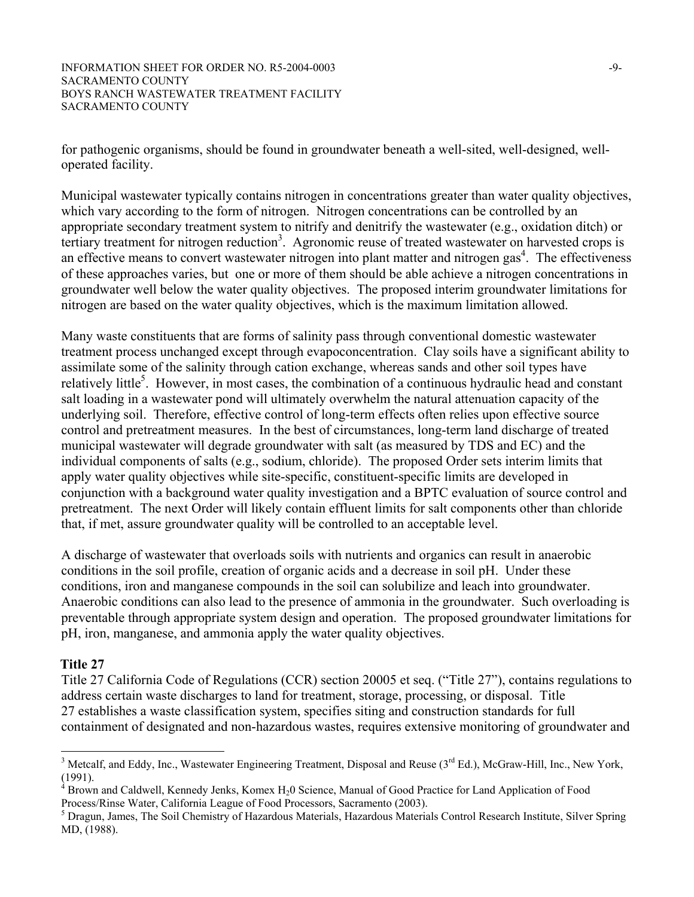for pathogenic organisms, should be found in groundwater beneath a well-sited, well-designed, well-operated facility.

Municipal wastewater typically contains nitrogen in concentrations greater than water quality objectives, which vary according to the form of nitrogen. Nitrogen concentrations can be controlled by an appropriate secondary treatment system to nitrify and denitrify the wastewater (e.g., oxidation ditch) or tertiary treatment for nitrogen reduction[3]. Agronomic reuse of treated wastewater on harvested crops is an effective means to convert wastewater nitrogen into plant matter and nitrogen gas[4]. The effectiveness of these approaches varies, but one or more of them should be able achieve a nitrogen concentrations in groundwater well below the water quality objectives. The proposed interim groundwater limitations for nitrogen are based on the water quality objectives, which is the maximum limitation allowed.

Many waste constituents that are forms of salinity pass through conventional domestic wastewater treatment process unchanged except through evapoconcentration. Clay soils have a significant ability to assimilate some of the salinity through cation exchange, whereas sands and other soil types have relatively little[5]. However, in most cases, the combination of a continuous hydraulic head and constant salt loading in a wastewater pond will ultimately overwhelm the natural attenuation capacity of the underlying soil. Therefore, effective control of long-term effects often relies upon effective source control and pretreatment measures. In the best of circumstances, long-term land discharge of treated municipal wastewater will degrade groundwater with salt (as measured by TDS and EC) and the individual components of salts (e.g., sodium, chloride). The proposed Order sets interim limits that apply water quality objectives while site-specific, constituent-specific limits are developed in conjunction with a background water quality investigation and a BPTC evaluation of source control and pretreatment. The next Order will likely contain effluent limits for salt components other than chloride that, if met, assure groundwater quality will be controlled to an acceptable level.

A discharge of wastewater that overloads soils with nutrients and organics can result in anaerobic conditions in the soil profile, creation of organic acids and a decrease in soil pH. Under these conditions, iron and manganese compounds in the soil can solubilize and leach into groundwater. Anaerobic conditions can also lead to the presence of ammonia in the groundwater. Such overloading is preventable through appropriate system design and operation. The proposed groundwater limitations for pH, iron, manganese, and ammonia apply the water quality objectives.

**Title 27**

Title 27 California Code of Regulations (CCR) section 20005 et seq. ("Title 27"), contains regulations to address certain waste discharges to land for treatment, storage, processing, or disposal. Title 27 establishes a waste classification system, specifies siting and construction standards for full containment of designated and non-hazardous wastes, requires extensive monitoring of groundwater and

---

[3] Metcalf, and Eddy, Inc., Wastewater Engineering Treatment, Disposal and Reuse (3rd Ed.), McGraw-Hill, Inc., New York, (1991).

[4] Brown and Caldwell, Kennedy Jenks, Komex $H_20$ Science, Manual of Good Practice for Land Application of Food Process/Rinse Water, California League of Food Processors, Sacramento (2003).

[5] Dragun, James, The Soil Chemistry of Hazardous Materials, Hazardous Materials Control Research Institute, Silver Spring MD, (1988).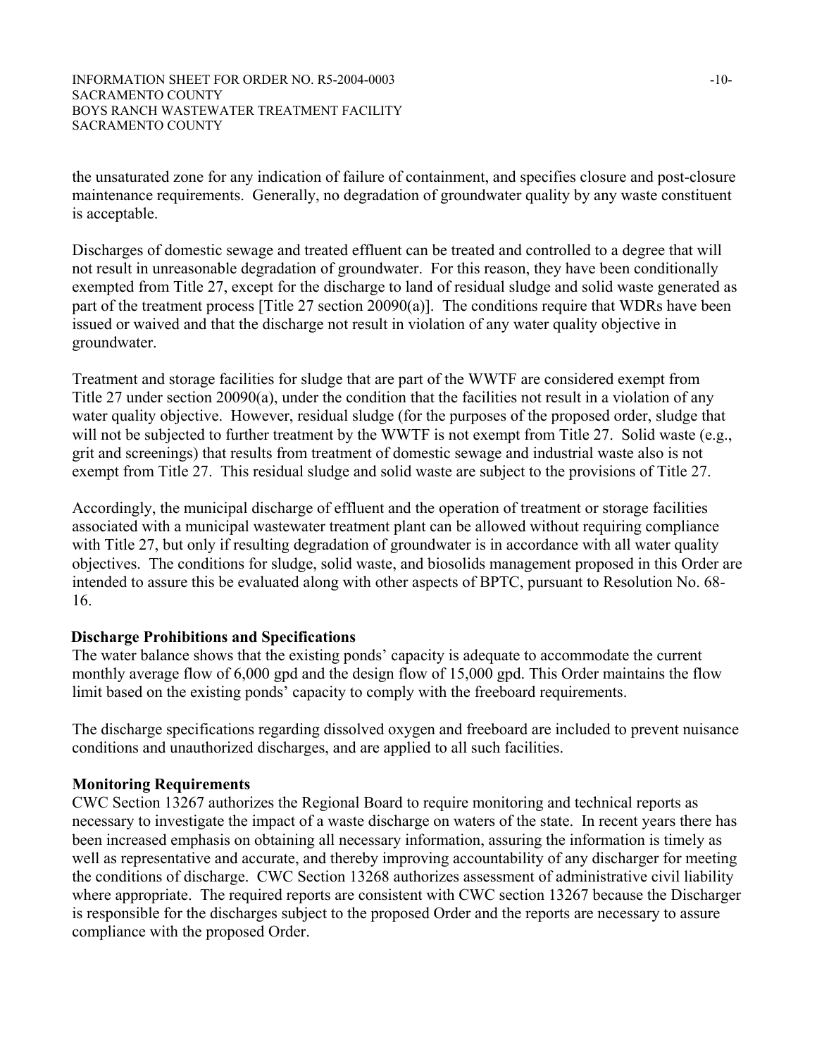the unsaturated zone for any indication of failure of containment, and specifies closure and post-closure maintenance requirements. Generally, no degradation of groundwater quality by any waste constituent is acceptable.

Discharges of domestic sewage and treated effluent can be treated and controlled to a degree that will not result in unreasonable degradation of groundwater. For this reason, they have been conditionally exempted from Title 27, except for the discharge to land of residual sludge and solid waste generated as part of the treatment process [Title 27 section 20090(a)]. The conditions require that WDRs have been issued or waived and that the discharge not result in violation of any water quality objective in groundwater.

Treatment and storage facilities for sludge that are part of the WWTF are considered exempt from Title 27 under section 20090(a), under the condition that the facilities not result in a violation of any water quality objective. However, residual sludge (for the purposes of the proposed order, sludge that will not be subjected to further treatment by the WWTF is not exempt from Title 27. Solid waste (e.g., grit and screenings) that results from treatment of domestic sewage and industrial waste also is not exempt from Title 27. This residual sludge and solid waste are subject to the provisions of Title 27.

Accordingly, the municipal discharge of effluent and the operation of treatment or storage facilities associated with a municipal wastewater treatment plant can be allowed without requiring compliance with Title 27, but only if resulting degradation of groundwater is in accordance with all water quality objectives. The conditions for sludge, solid waste, and biosolids management proposed in this Order are intended to assure this be evaluated along with other aspects of BPTC, pursuant to Resolution No. 68-16.

**Discharge Prohibitions and Specifications**

The water balance shows that the existing ponds' capacity is adequate to accommodate the current monthly average flow of 6,000 gpd and the design flow of 15,000 gpd. This Order maintains the flow limit based on the existing ponds' capacity to comply with the freeboard requirements.

The discharge specifications regarding dissolved oxygen and freeboard are included to prevent nuisance conditions and unauthorized discharges, and are applied to all such facilities.

**Monitoring Requirements**

CWC Section 13267 authorizes the Regional Board to require monitoring and technical reports as necessary to investigate the impact of a waste discharge on waters of the state. In recent years there has been increased emphasis on obtaining all necessary information, assuring the information is timely as well as representative and accurate, and thereby improving accountability of any discharger for meeting the conditions of discharge. CWC Section 13268 authorizes assessment of administrative civil liability where appropriate. The required reports are consistent with CWC section 13267 because the Discharger is responsible for the discharges subject to the proposed Order and the reports are necessary to assure compliance with the proposed Order.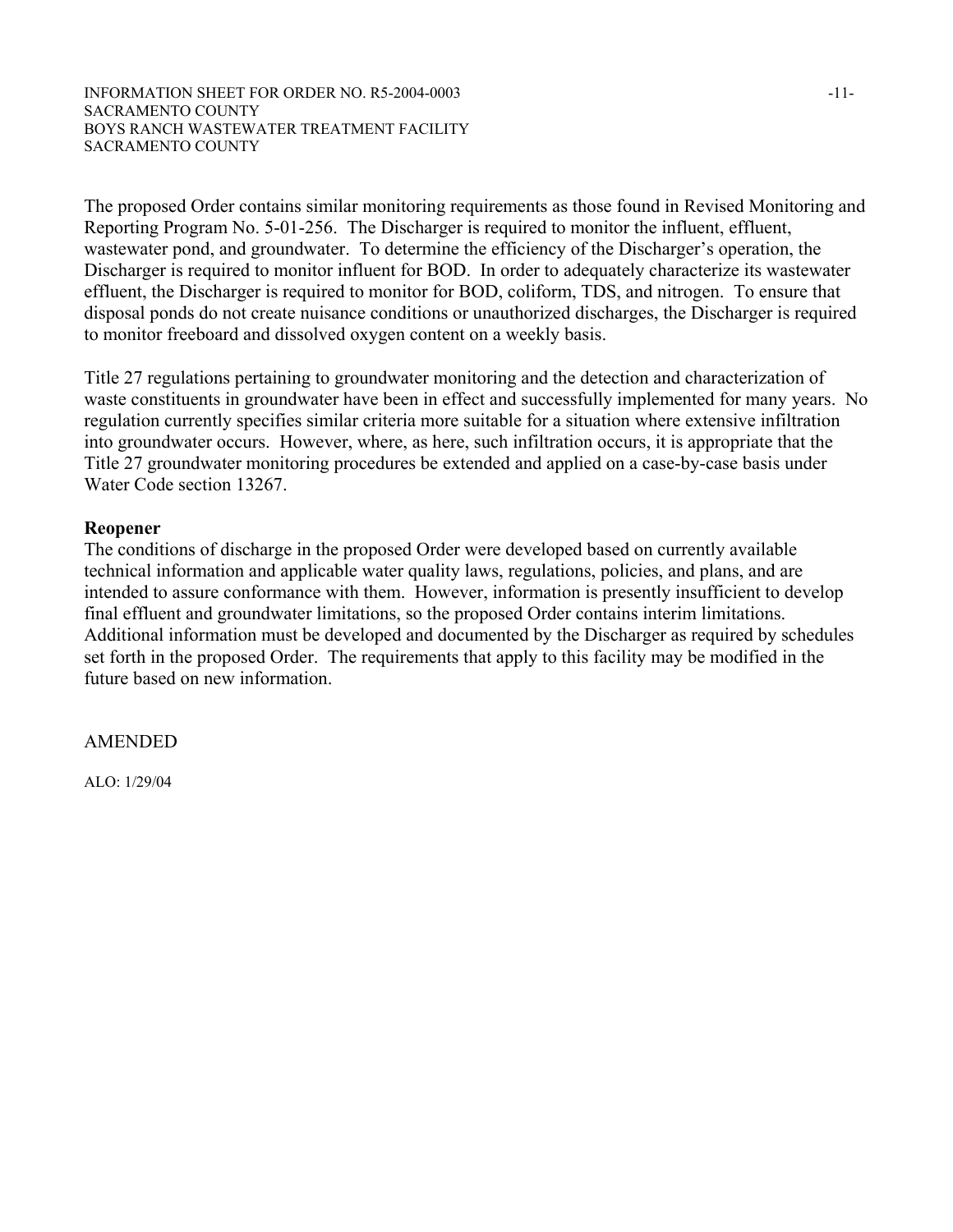The proposed Order contains similar monitoring requirements as those found in Revised Monitoring and Reporting Program No. 5-01-256. The Discharger is required to monitor the influent, effluent, wastewater pond, and groundwater. To determine the efficiency of the Discharger's operation, the Discharger is required to monitor influent for BOD. In order to adequately characterize its wastewater effluent, the Discharger is required to monitor for BOD, coliform, TDS, and nitrogen. To ensure that disposal ponds do not create nuisance conditions or unauthorized discharges, the Discharger is required to monitor freeboard and dissolved oxygen content on a weekly basis.

Title 27 regulations pertaining to groundwater monitoring and the detection and characterization of waste constituents in groundwater have been in effect and successfully implemented for many years. No regulation currently specifies similar criteria more suitable for a situation where extensive infiltration into groundwater occurs. However, where, as here, such infiltration occurs, it is appropriate that the Title 27 groundwater monitoring procedures be extended and applied on a case-by-case basis under Water Code section 13267.

**Reopener**

The conditions of discharge in the proposed Order were developed based on currently available technical information and applicable water quality laws, regulations, policies, and plans, and are intended to assure conformance with them. However, information is presently insufficient to develop final effluent and groundwater limitations, so the proposed Order contains interim limitations. Additional information must be developed and documented by the Discharger as required by schedules set forth in the proposed Order. The requirements that apply to this facility may be modified in the future based on new information.

AMENDED

ALO: 1/29/04